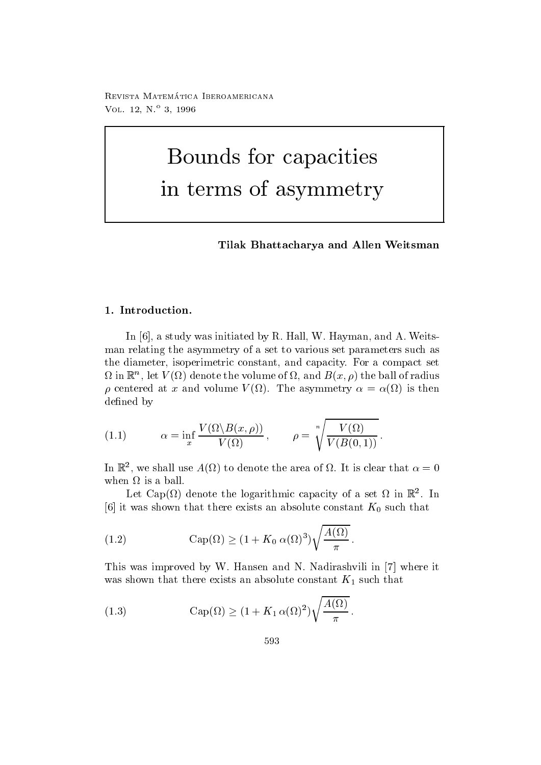# Bounds for capacities in terms of asymmetry

**Tilak Bhattacharya and Allen Weitsman**

## 1. Introduction.

In [6], a study was initiated by R. Hall, W. Hayman, and A. Weitsman relating the asymmetry of a set to various set parameters such as the diameter, isoperimetric constant, and capacity. For a compact set $\Omega$ in $\mathbb{R}^n$, let $V(\Omega)$ denote the volume of $\Omega$, and $B(x,\rho)$ the ball of radius $\rho$ centered at $x$ and volume $V(\Omega)$. The asymmetry $\alpha = \alpha(\Omega)$ is then defined by

$$\alpha = \inf_x \frac{V(\Omega \backslash B(x,\rho))}{V(\Omega)}\,, \qquad \rho = \sqrt[n]{\frac{V(\Omega)}{V(B(0,1))}}\,. \tag{1.1}$$

In $\mathbb{R}^2$, we shall use $A(\Omega)$ to denote the area of $\Omega$. It is clear that $\alpha = 0$ when $\Omega$ is a ball.

Let $\operatorname{Cap}(\Omega)$ denote the logarithmic capacity of a set $\Omega$ in $\mathbb{R}^2$. In [6] it was shown that there exists an absolute constant $K_0$ such that

$$\operatorname{Cap}(\Omega) \geq (1 + K_0\, \alpha(\Omega)^3)\sqrt{\frac{A(\Omega)}{\pi}}\,. \tag{1.2}$$

This was improved by W. Hansen and N. Nadirashvili in [7] where it was shown that there exists an absolute constant $K_1$ such that

$$\operatorname{Cap}(\Omega) \geq (1 + K_1\, \alpha(\Omega)^2)\sqrt{\frac{A(\Omega)}{\pi}}\,. \tag{1.3}$$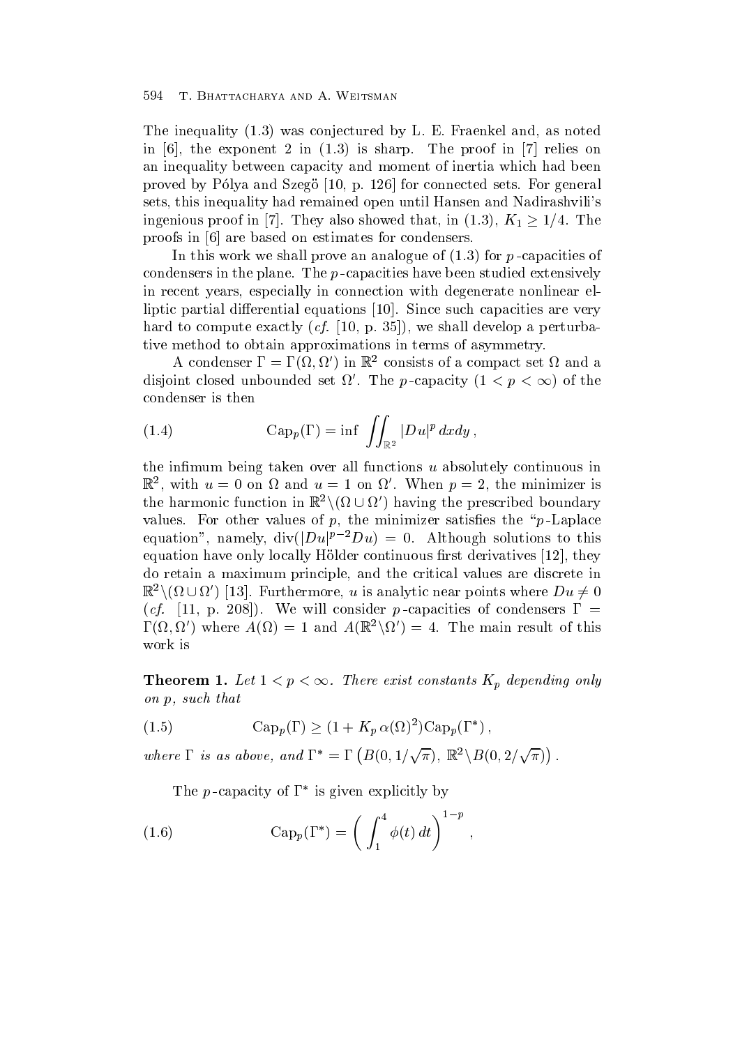The inequality (1.3) was conjectured by L. E. Fraenkel and, as noted in [6], the exponent 2 in (1.3) is sharp. The proof in [7] relies on an inequality between capacity and moment of inertia which had been proved by Pólya and Szegö [10, p. 126] for connected sets. For general sets, this inequality had remained open until Hansen and Nadirashvili's ingenious proof in [7]. They also showed that, in (1.3), $K_1 \geq 1/4$. The proofs in [6] are based on estimates for condensers.

In this work we shall prove an analogue of (1.3) for $p$-capacities of condensers in the plane. The $p$-capacities have been studied extensively in recent years, especially in connection with degenerate nonlinear elliptic partial differential equations [10]. Since such capacities are very hard to compute exactly (*cf.* [10, p. 35]), we shall develop a perturbative method to obtain approximations in terms of asymmetry.

A condenser $\Gamma = \Gamma(\Omega, \Omega')$ in $\mathbb{R}^2$ consists of a compact set $\Omega$ and a disjoint closed unbounded set $\Omega'$. The $p$-capacity $(1 < p < \infty)$ of the condenser is then

$$\operatorname{Cap}_p(\Gamma) = \inf \iint_{\mathbb{R}^2} |Du|^p \, dx dy \,, \tag{1.4}$$

the infimum being taken over all functions $u$ absolutely continuous in $\mathbb{R}^2$, with $u = 0$ on $\Omega$ and $u = 1$ on $\Omega'$. When $p = 2$, the minimizer is the harmonic function in $\mathbb{R}^2 \backslash (\Omega \cup \Omega')$ having the prescribed boundary values. For other values of $p$, the minimizer satisfies the "$p$-Laplace equation", namely, $\operatorname{div}(|Du|^{p-2} Du) = 0$. Although solutions to this equation have only locally Hölder continuous first derivatives [12], they do retain a maximum principle, and the critical values are discrete in $\mathbb{R}^2 \backslash (\Omega \cup \Omega')$ [13]. Furthermore, $u$ is analytic near points where $Du \neq 0$ (*cf.* [11, p. 208]). We will consider $p$-capacities of condensers $\Gamma = \Gamma(\Omega, \Omega')$ where $A(\Omega) = 1$ and $A(\mathbb{R}^2 \backslash \Omega') = 4$. The main result of this work is

**Theorem 1.** *Let $1 < p < \infty$. There exist constants $K_p$ depending only on $p$, such that*

$$\operatorname{Cap}_p(\Gamma) \geq (1 + K_p \, \alpha(\Omega)^2) \operatorname{Cap}_p(\Gamma^*) \,, \tag{1.5}$$

*where $\Gamma$ is as above, and* $\Gamma^* = \Gamma\left(B(0, 1/\sqrt{\pi}), \, \mathbb{R}^2 \backslash B(0, 2/\sqrt{\pi})\right)$.

The $p$-capacity of $\Gamma^*$ is given explicitly by

$$\operatorname{Cap}_p(\Gamma^*) = \left( \int_1^4 \phi(t) \, dt \right)^{1-p} \,, \tag{1.6}$$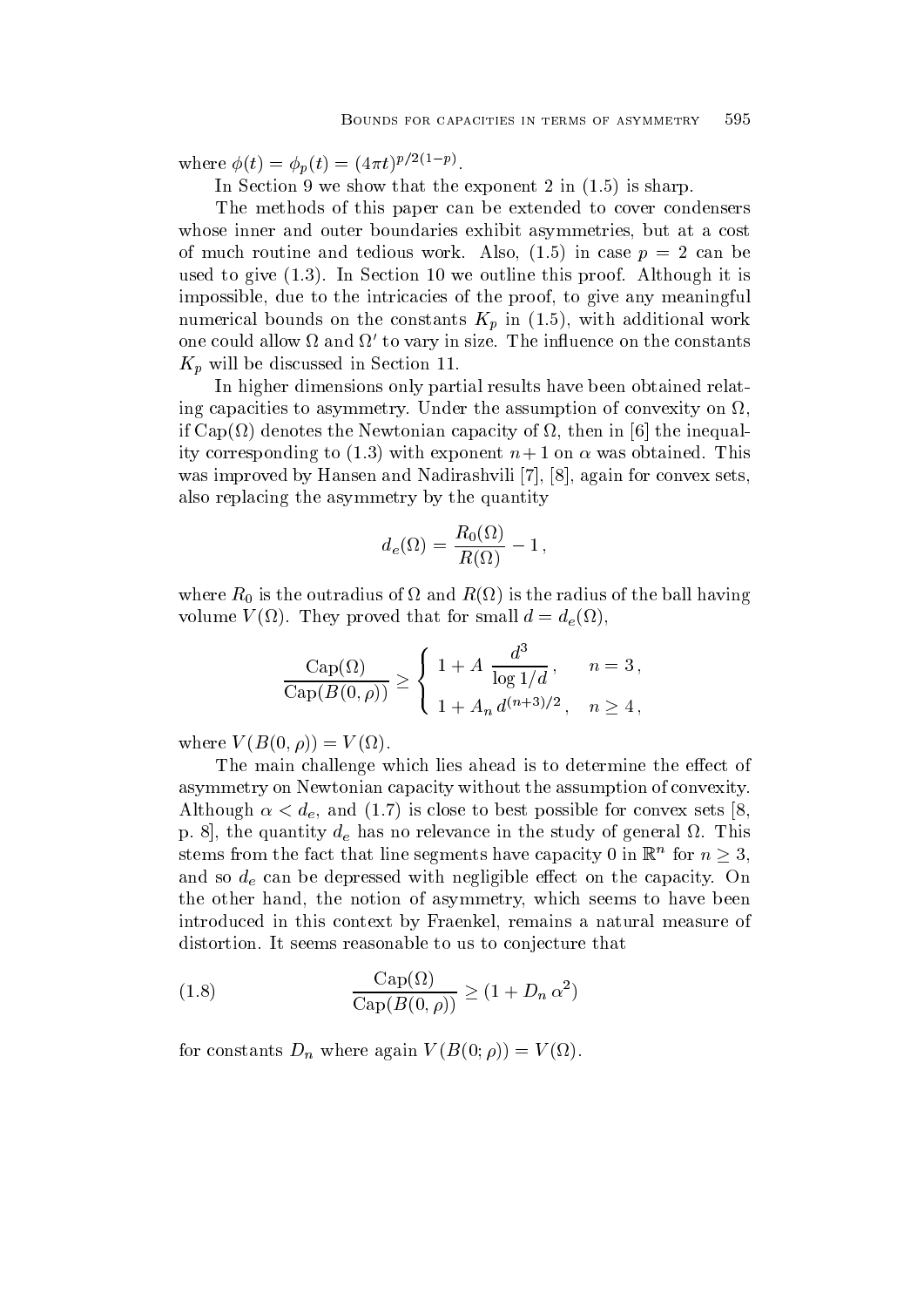where $\phi(t) = \phi_p(t) = (4\pi t)^{p/2(1-p)}$.

In Section 9 we show that the exponent 2 in (1.5) is sharp.

The methods of this paper can be extended to cover condensers whose inner and outer boundaries exhibit asymmetries, but at a cost of much routine and tedious work. Also, (1.5) in case $p = 2$ can be used to give (1.3). In Section 10 we outline this proof. Although it is impossible, due to the intricacies of the proof, to give any meaningful numerical bounds on the constants $K_p$ in (1.5), with additional work one could allow $\Omega$ and $\Omega'$ to vary in size. The influence on the constants $K_p$ will be discussed in Section 11.

In higher dimensions only partial results have been obtained relating capacities to asymmetry. Under the assumption of convexity on $\Omega$, if $\mathrm{Cap}(\Omega)$ denotes the Newtonian capacity of $\Omega$, then in [6] the inequality corresponding to (1.3) with exponent $n+1$ on $\alpha$ was obtained. This was improved by Hansen and Nadirashvili [7], [8], again for convex sets, also replacing the asymmetry by the quantity

$$d_e(\Omega) = \frac{R_0(\Omega)}{R(\Omega)} - 1\,,$$

where $R_0$ is the outradius of $\Omega$ and $R(\Omega)$ is the radius of the ball having volume $V(\Omega)$. They proved that for small $d = d_e(\Omega)$,

$$\frac{\mathrm{Cap}(\Omega)}{\mathrm{Cap}(B(0,\rho))} \geq \begin{cases} 1 + A\,\dfrac{d^3}{\log 1/d}\,, & n = 3\,, \\ 1 + A_n\, d^{(n+3)/2}\,, & n \geq 4\,, \end{cases}$$

where $V(B(0,\rho)) = V(\Omega)$.

The main challenge which lies ahead is to determine the effect of asymmetry on Newtonian capacity without the assumption of convexity. Although $\alpha < d_e$, and (1.7) is close to best possible for convex sets [8, p. 8], the quantity $d_e$ has no relevance in the study of general $\Omega$. This stems from the fact that line segments have capacity 0 in $\mathbb{R}^n$ for $n \geq 3$, and so $d_e$ can be depressed with negligible effect on the capacity. On the other hand, the notion of asymmetry, which seems to have been introduced in this context by Fraenkel, remains a natural measure of distortion. It seems reasonable to us to conjecture that

$$\frac{\mathrm{Cap}(\Omega)}{\mathrm{Cap}(B(0,\rho))} \geq (1 + D_n\,\alpha^2) \tag{1.8}$$

for constants $D_n$ where again $V(B(0;\rho)) = V(\Omega)$.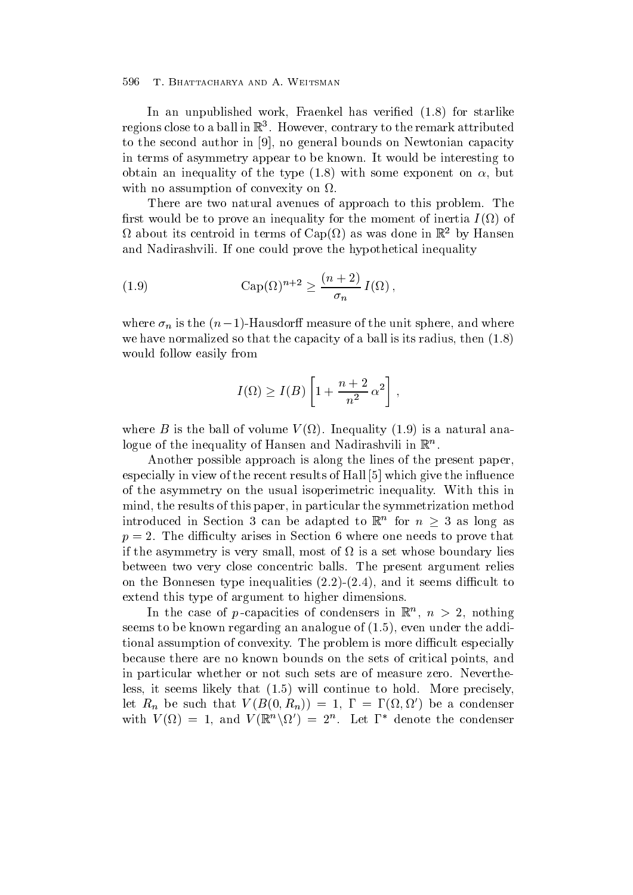In an unpublished work, Fraenkel has verified (1.8) for starlike regions close to a ball in $\mathbb{R}^3$. However, contrary to the remark attributed to the second author in [9], no general bounds on Newtonian capacity in terms of asymmetry appear to be known. It would be interesting to obtain an inequality of the type (1.8) with some exponent on $\alpha$, but with no assumption of convexity on $\Omega$.

There are two natural avenues of approach to this problem. The first would be to prove an inequality for the moment of inertia $I(\Omega)$ of $\Omega$ about its centroid in terms of $\mathrm{Cap}(\Omega)$ as was done in $\mathbb{R}^2$ by Hansen and Nadirashvili. If one could prove the hypothetical inequality

$$\mathrm{Cap}(\Omega)^{n+2} \geq \frac{(n+2)}{\sigma_n}\, I(\Omega)\,, \tag{1.9}$$

where $\sigma_n$ is the $(n-1)$-Hausdorff measure of the unit sphere, and where we have normalized so that the capacity of a ball is its radius, then (1.8) would follow easily from

$$I(\Omega) \geq I(B)\left[1 + \frac{n+2}{n^2}\,\alpha^2\right],$$

where $B$ is the ball of volume $V(\Omega)$. Inequality (1.9) is a natural analogue of the inequality of Hansen and Nadirashvili in $\mathbb{R}^n$.

Another possible approach is along the lines of the present paper, especially in view of the recent results of Hall [5] which give the influence of the asymmetry on the usual isoperimetric inequality. With this in mind, the results of this paper, in particular the symmetrization method introduced in Section 3 can be adapted to $\mathbb{R}^n$ for $n \geq 3$ as long as $p = 2$. The difficulty arises in Section 6 where one needs to prove that if the asymmetry is very small, most of $\Omega$ is a set whose boundary lies between two very close concentric balls. The present argument relies on the Bonnesen type inequalities (2.2)-(2.4), and it seems difficult to extend this type of argument to higher dimensions.

In the case of $p$-capacities of condensers in $\mathbb{R}^n$, $n > 2$, nothing seems to be known regarding an analogue of (1.5), even under the additional assumption of convexity. The problem is more difficult especially because there are no known bounds on the sets of critical points, and in particular whether or not such sets are of measure zero. Nevertheless, it seems likely that (1.5) will continue to hold. More precisely, let $R_n$ be such that $V(B(0,R_n)) = 1$, $\Gamma = \Gamma(\Omega, \Omega')$ be a condenser with $V(\Omega) = 1$, and $V(\mathbb{R}^n \backslash \Omega') = 2^n$. Let $\Gamma^*$ denote the condenser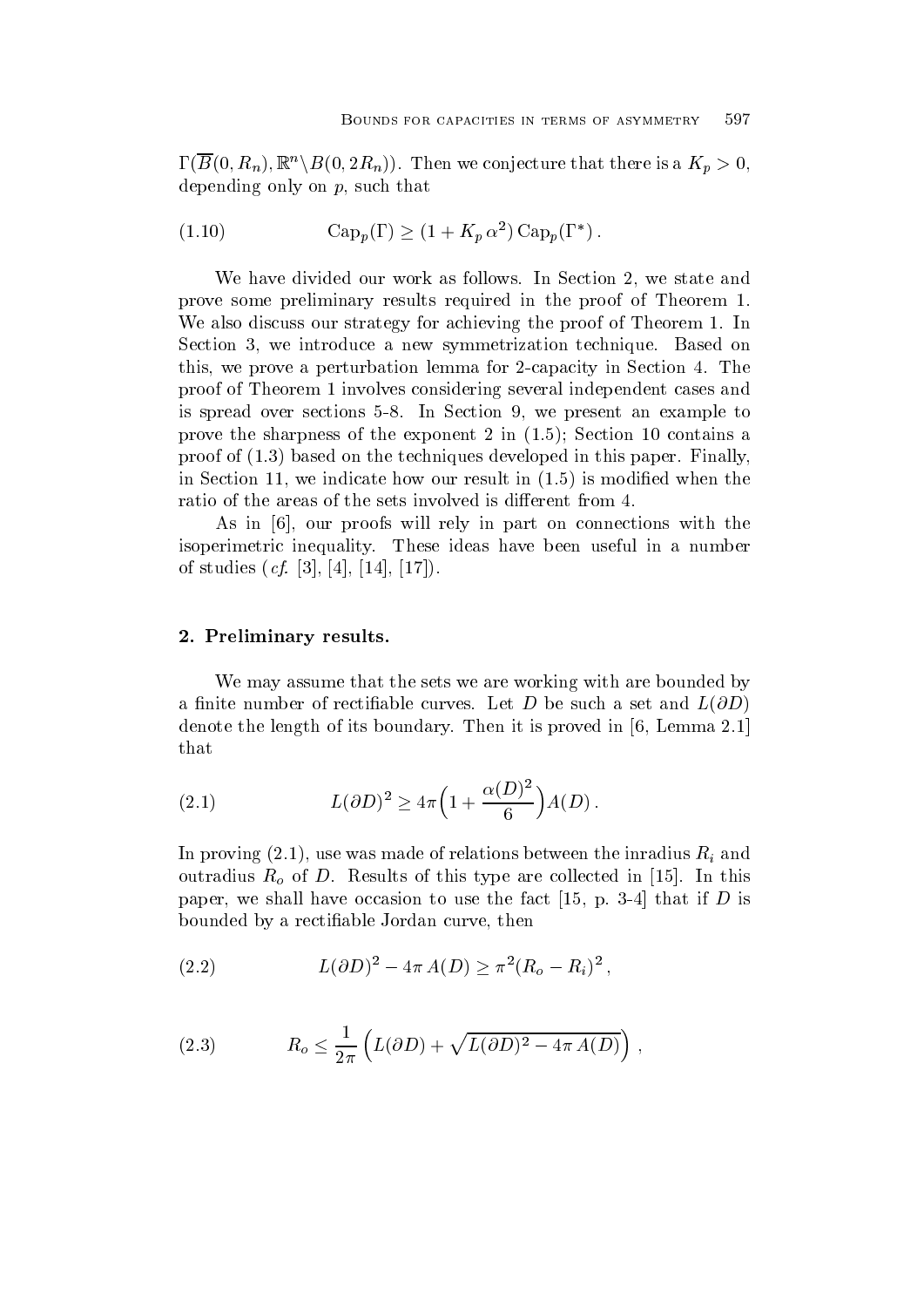$\Gamma(\overline{B}(0,R_n), \mathbb{R}^n \backslash B(0, 2R_n))$. Then we conjecture that there is a $K_p > 0$, depending only on $p$, such that

$$\operatorname{Cap}_p(\Gamma) \geq (1 + K_p\, \alpha^2) \operatorname{Cap}_p(\Gamma^*)\,. \tag{1.10}$$

We have divided our work as follows. In Section 2, we state and prove some preliminary results required in the proof of Theorem 1. We also discuss our strategy for achieving the proof of Theorem 1. In Section 3, we introduce a new symmetrization technique. Based on this, we prove a perturbation lemma for 2-capacity in Section 4. The proof of Theorem 1 involves considering several independent cases and is spread over sections 5-8. In Section 9, we present an example to prove the sharpness of the exponent 2 in (1.5); Section 10 contains a proof of (1.3) based on the techniques developed in this paper. Finally, in Section 11, we indicate how our result in (1.5) is modified when the ratio of the areas of the sets involved is different from 4.

As in [6], our proofs will rely in part on connections with the isoperimetric inequality. These ideas have been useful in a number of studies (*cf.* [3], [4], [14], [17]).

## 2. Preliminary results.

We may assume that the sets we are working with are bounded by a finite number of rectifiable curves. Let $D$ be such a set and $L(\partial D)$ denote the length of its boundary. Then it is proved in [6, Lemma 2.1] that

$$L(\partial D)^2 \geq 4\pi \Big(1 + \frac{\alpha(D)^2}{6}\Big) A(D)\,. \tag{2.1}$$

In proving (2.1), use was made of relations between the inradius $R_i$ and outradius $R_o$ of $D$. Results of this type are collected in [15]. In this paper, we shall have occasion to use the fact [15, p. 3-4] that if $D$ is bounded by a rectifiable Jordan curve, then

$$L(\partial D)^2 - 4\pi\, A(D) \geq \pi^2 (R_o - R_i)^2\,, \tag{2.2}$$

$$R_o \leq \frac{1}{2\pi} \Big( L(\partial D) + \sqrt{L(\partial D)^2 - 4\pi\, A(D)} \Big)\,, \tag{2.3}$$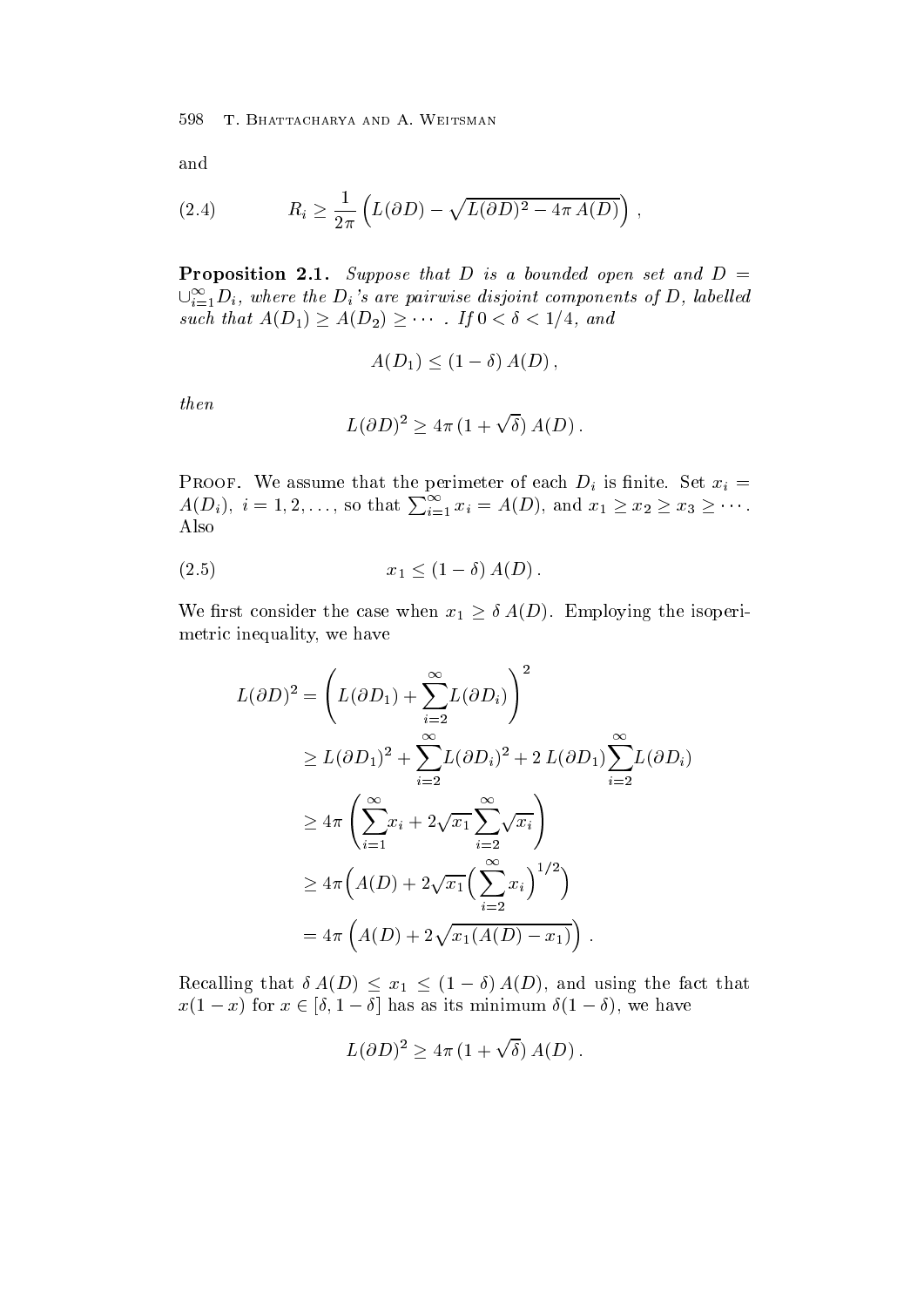and

$$R_i \geq \frac{1}{2\pi}\left(L(\partial D) - \sqrt{L(\partial D)^2 - 4\pi\, A(D)}\right)\,, \tag{2.4}$$

**Proposition 2.1.** *Suppose that $D$ is a bounded open set and $D = \cup_{i=1}^{\infty} D_i$, where the $D_i$'s are pairwise disjoint components of $D$, labelled such that $A(D_1) \geq A(D_2) \geq \cdots$ . If $0 < \delta < 1/4$, and*

$$A(D_1) \leq (1-\delta)\, A(D)\,,$$

*then*

$$L(\partial D)^2 \geq 4\pi\,(1+\sqrt{\delta})\, A(D)\,.$$

Proof. We assume that the perimeter of each $D_i$ is finite. Set $x_i = A(D_i)$, $i = 1, 2, \ldots$, so that $\sum_{i=1}^{\infty} x_i = A(D)$, and $x_1 \geq x_2 \geq x_3 \geq \cdots$. Also

$$x_1 \leq (1-\delta)\, A(D)\,. \tag{2.5}$$

We first consider the case when $x_1 \geq \delta\, A(D)$. Employing the isoperimetric inequality, we have

$$\begin{aligned}
L(\partial D)^2 &= \left(L(\partial D_1) + \sum_{i=2}^{\infty} L(\partial D_i)\right)^2 \\
&\geq L(\partial D_1)^2 + \sum_{i=2}^{\infty} L(\partial D_i)^2 + 2\, L(\partial D_1) \sum_{i=2}^{\infty} L(\partial D_i) \\
&\geq 4\pi \left(\sum_{i=1}^{\infty} x_i + 2\sqrt{x_1} \sum_{i=2}^{\infty} \sqrt{x_i}\right) \\
&\geq 4\pi \Big(A(D) + 2\sqrt{x_1}\Big(\sum_{i=2}^{\infty} x_i\Big)^{1/2}\Big) \\
&= 4\pi \left(A(D) + 2\sqrt{x_1(A(D) - x_1)}\right)\,.
\end{aligned}$$

Recalling that $\delta\, A(D) \leq x_1 \leq (1-\delta)\, A(D)$, and using the fact that $x(1-x)$ for $x \in [\delta, 1-\delta]$ has as its minimum $\delta(1-\delta)$, we have

$$L(\partial D)^2 \geq 4\pi\,(1+\sqrt{\delta})\, A(D)\,.$$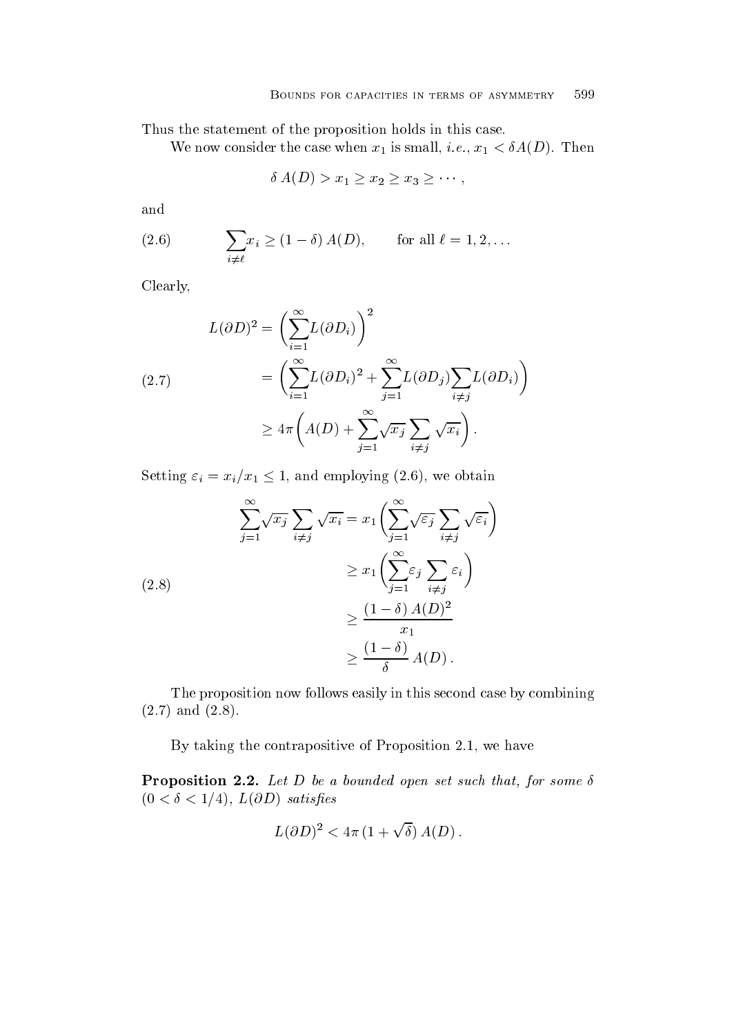Thus the statement of the proposition holds in this case.

We now consider the case when $x_1$ is small, *i.e.*, $x_1 < \delta A(D)$. Then

$$\delta\, A(D) > x_1 \geq x_2 \geq x_3 \geq \cdots ,$$

and

$$\sum_{i \neq \ell} x_i \geq (1-\delta)\, A(D), \qquad \text{for all } \ell = 1, 2, \ldots \tag{2.6}$$

Clearly,

$$\begin{aligned} L(\partial D)^2 &= \left( \sum_{i=1}^{\infty} L(\partial D_i) \right)^2 \\ &= \left( \sum_{i=1}^{\infty} L(\partial D_i)^2 + \sum_{j=1}^{\infty} L(\partial D_j) \sum_{i \neq j} L(\partial D_i) \right) \\ &\geq 4\pi \left( A(D) + \sum_{j=1}^{\infty} \sqrt{x_j} \sum_{i \neq j} \sqrt{x_i} \right). \end{aligned} \tag{2.7}$$

Setting $\varepsilon_i = x_i / x_1 \leq 1$, and employing (2.6), we obtain

$$\begin{aligned} \sum_{j=1}^{\infty} \sqrt{x_j} \sum_{i \neq j} \sqrt{x_i} &= x_1 \left( \sum_{j=1}^{\infty} \sqrt{\varepsilon_j} \sum_{i \neq j} \sqrt{\varepsilon_i} \right) \\ &\geq x_1 \left( \sum_{j=1}^{\infty} \varepsilon_j \sum_{i \neq j} \varepsilon_i \right) \\ &\geq \frac{(1-\delta)\, A(D)^2}{x_1} \\ &\geq \frac{(1-\delta)}{\delta}\, A(D)\,. \end{aligned} \tag{2.8}$$

The proposition now follows easily in this second case by combining (2.7) and (2.8).

By taking the contrapositive of Proposition 2.1, we have

**Proposition 2.2.** *Let $D$ be a bounded open set such that, for some $\delta$ $(0 < \delta < 1/4)$, $L(\partial D)$ satisfies*

$$L(\partial D)^2 < 4\pi\, (1 + \sqrt{\delta})\, A(D)\,.$$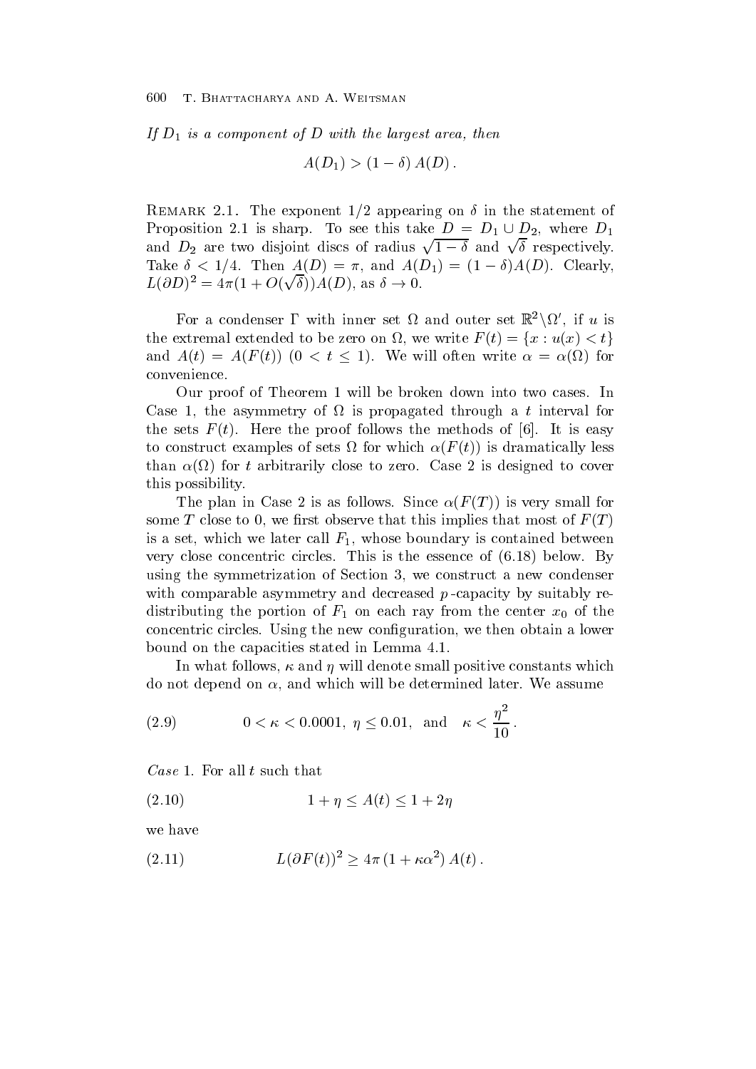*If $D_1$ is a component of $D$ with the largest area, then*

$$A(D_1) > (1-\delta)\, A(D)\,.$$

REMARK 2.1. The exponent $1/2$ appearing on $\delta$ in the statement of Proposition 2.1 is sharp. To see this take $D = D_1 \cup D_2$, where $D_1$ and $D_2$ are two disjoint discs of radius $\sqrt{1-\delta}$ and $\sqrt{\delta}$ respectively. Take $\delta < 1/4$. Then $A(D) = \pi$, and $A(D_1) = (1-\delta)A(D)$. Clearly, $L(\partial D)^2 = 4\pi(1 + O(\sqrt{\delta}))A(D)$, as $\delta \to 0$.

For a condenser $\Gamma$ with inner set $\Omega$ and outer set $\mathbb{R}^2 \setminus \Omega'$, if $u$ is the extremal extended to be zero on $\Omega$, we write $F(t) = \{x : u(x) < t\}$ and $A(t) = A(F(t))$ $(0 < t \le 1)$. We will often write $\alpha = \alpha(\Omega)$ for convenience.

Our proof of Theorem 1 will be broken down into two cases. In Case 1, the asymmetry of $\Omega$ is propagated through a $t$ interval for the sets $F(t)$. Here the proof follows the methods of [6]. It is easy to construct examples of sets $\Omega$ for which $\alpha(F(t))$ is dramatically less than $\alpha(\Omega)$ for $t$ arbitrarily close to zero. Case 2 is designed to cover this possibility.

The plan in Case 2 is as follows. Since $\alpha(F(T))$ is very small for some $T$ close to 0, we first observe that this implies that most of $F(T)$ is a set, which we later call $F_1$, whose boundary is contained between very close concentric circles. This is the essence of (6.18) below. By using the symmetrization of Section 3, we construct a new condenser with comparable asymmetry and decreased $p$-capacity by suitably redistributing the portion of $F_1$ on each ray from the center $x_0$ of the concentric circles. Using the new configuration, we then obtain a lower bound on the capacities stated in Lemma 4.1.

In what follows, $\kappa$ and $\eta$ will denote small positive constants which do not depend on $\alpha$, and which will be determined later. We assume

$$0 < \kappa < 0.0001, \;\; \eta \le 0.01, \;\; \text{and} \quad \kappa < \frac{\eta^2}{10}\,. \tag{2.9}$$

*Case* 1. For all $t$ such that

$$1 + \eta \le A(t) \le 1 + 2\eta \tag{2.10}$$

we have

$$L(\partial F(t))^2 \ge 4\pi\,(1 + \kappa\alpha^2)\, A(t)\,. \tag{2.11}$$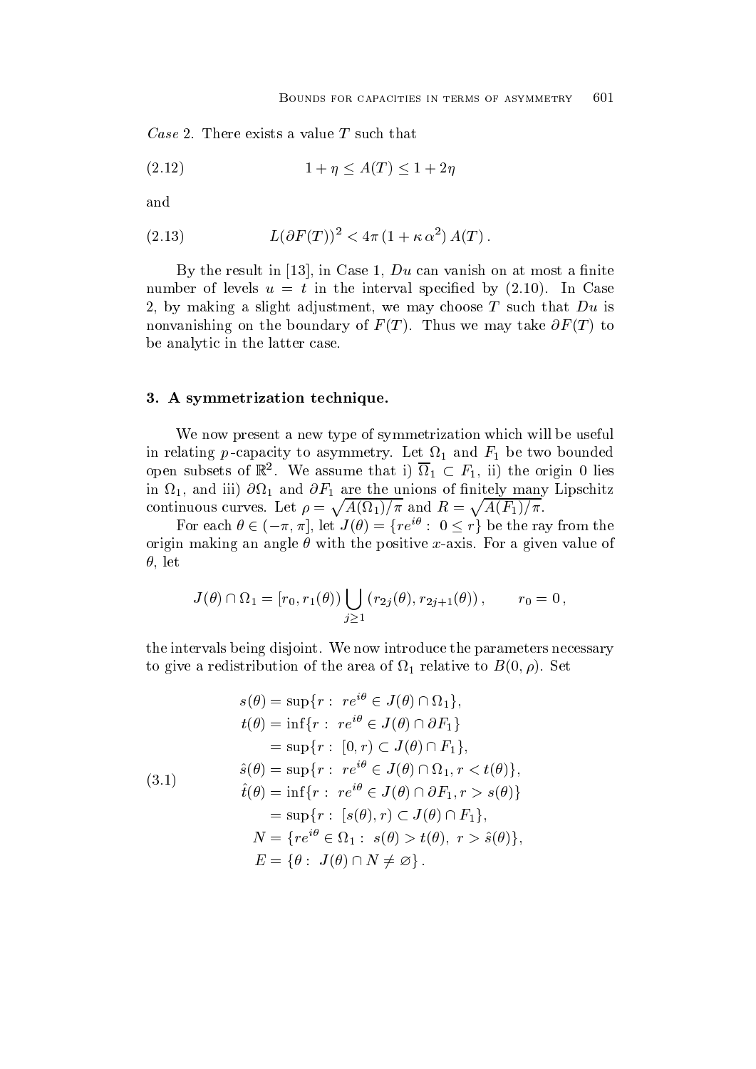*Case* 2. There exists a value $T$ such that

$$1 + \eta \leq A(T) \leq 1 + 2\eta \tag{2.12}$$

and

$$L(\partial F(T))^2 < 4\pi\,(1 + \kappa\,\alpha^2)\,A(T)\,. \tag{2.13}$$

By the result in [13], in Case 1, $Du$ can vanish on at most a finite number of levels $u = t$ in the interval specified by (2.10). In Case 2, by making a slight adjustment, we may choose $T$ such that $Du$ is nonvanishing on the boundary of $F(T)$. Thus we may take $\partial F(T)$ to be analytic in the latter case.

## 3. A symmetrization technique.

We now present a new type of symmetrization which will be useful in relating $p$-capacity to asymmetry. Let $\Omega_1$ and $F_1$ be two bounded open subsets of $\mathbb{R}^2$. We assume that i) $\overline{\Omega}_1 \subset F_1$, ii) the origin 0 lies in $\Omega_1$, and iii) $\partial\Omega_1$ and $\partial F_1$ are the unions of finitely many Lipschitz continuous curves. Let $\rho = \sqrt{A(\Omega_1)/\pi}$ and $R = \sqrt{A(F_1)/\pi}$.

For each $\theta \in (-\pi, \pi]$, let $J(\theta) = \{re^{i\theta} :\ 0 \leq r\}$ be the ray from the origin making an angle $\theta$ with the positive $x$-axis. For a given value of $\theta$, let

$$J(\theta) \cap \Omega_1 = [r_0, r_1(\theta)) \bigcup_{j \geq 1} (r_{2j}(\theta), r_{2j+1}(\theta))\,, \qquad r_0 = 0\,,$$

the intervals being disjoint. We now introduce the parameters necessary to give a redistribution of the area of $\Omega_1$ relative to $B(0, \rho)$. Set

$$\begin{aligned}
s(\theta) &= \sup\{r :\ re^{i\theta} \in J(\theta) \cap \Omega_1\},\\
t(\theta) &= \inf\{r :\ re^{i\theta} \in J(\theta) \cap \partial F_1\}\\
&= \sup\{r :\ [0, r) \subset J(\theta) \cap F_1\},\\
\hat{s}(\theta) &= \sup\{r :\ re^{i\theta} \in J(\theta) \cap \Omega_1,\, r < t(\theta)\},\\
\hat{t}(\theta) &= \inf\{r :\ re^{i\theta} \in J(\theta) \cap \partial F_1,\, r > s(\theta)\}\\
&= \sup\{r :\ [s(\theta), r) \subset J(\theta) \cap F_1\},\\
N &= \{re^{i\theta} \in \Omega_1 :\ s(\theta) > t(\theta),\ r > \hat{s}(\theta)\},\\
E &= \{\theta :\ J(\theta) \cap N \neq \varnothing\}\,.
\end{aligned} \tag{3.1}$$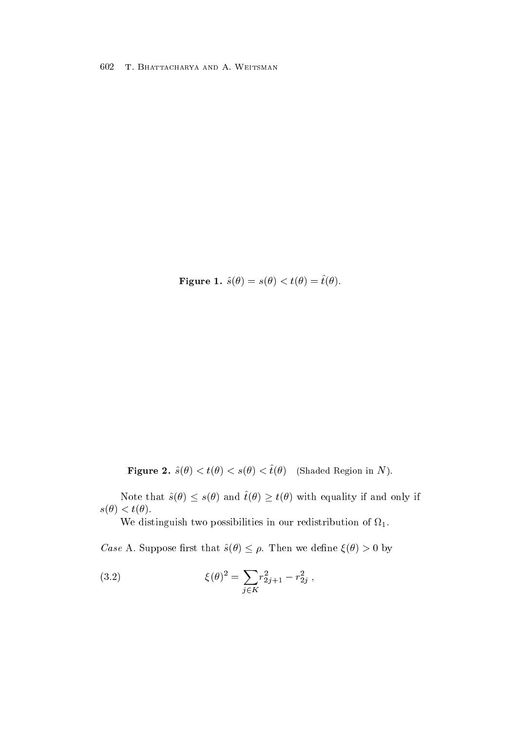**Figure 1.** $\hat{s}(\theta) = s(\theta) < t(\theta) = \hat{t}(\theta)$.

**Figure 2.** $\hat{s}(\theta) < t(\theta) < s(\theta) < \hat{t}(\theta)$ (Shaded Region in $N$).

Note that $\hat{s}(\theta) \le s(\theta)$ and $\hat{t}(\theta) \ge t(\theta)$ with equality if and only if $s(\theta) < t(\theta)$.

We distinguish two possibilities in our redistribution of $\Omega_1$.

*Case* A. Suppose first that $\hat{s}(\theta) \le \rho$. Then we define $\xi(\theta) > 0$ by

$$\xi(\theta)^2 = \sum_{j \in K} r_{2j+1}^2 - r_{2j}^2 \, , \tag{3.2}$$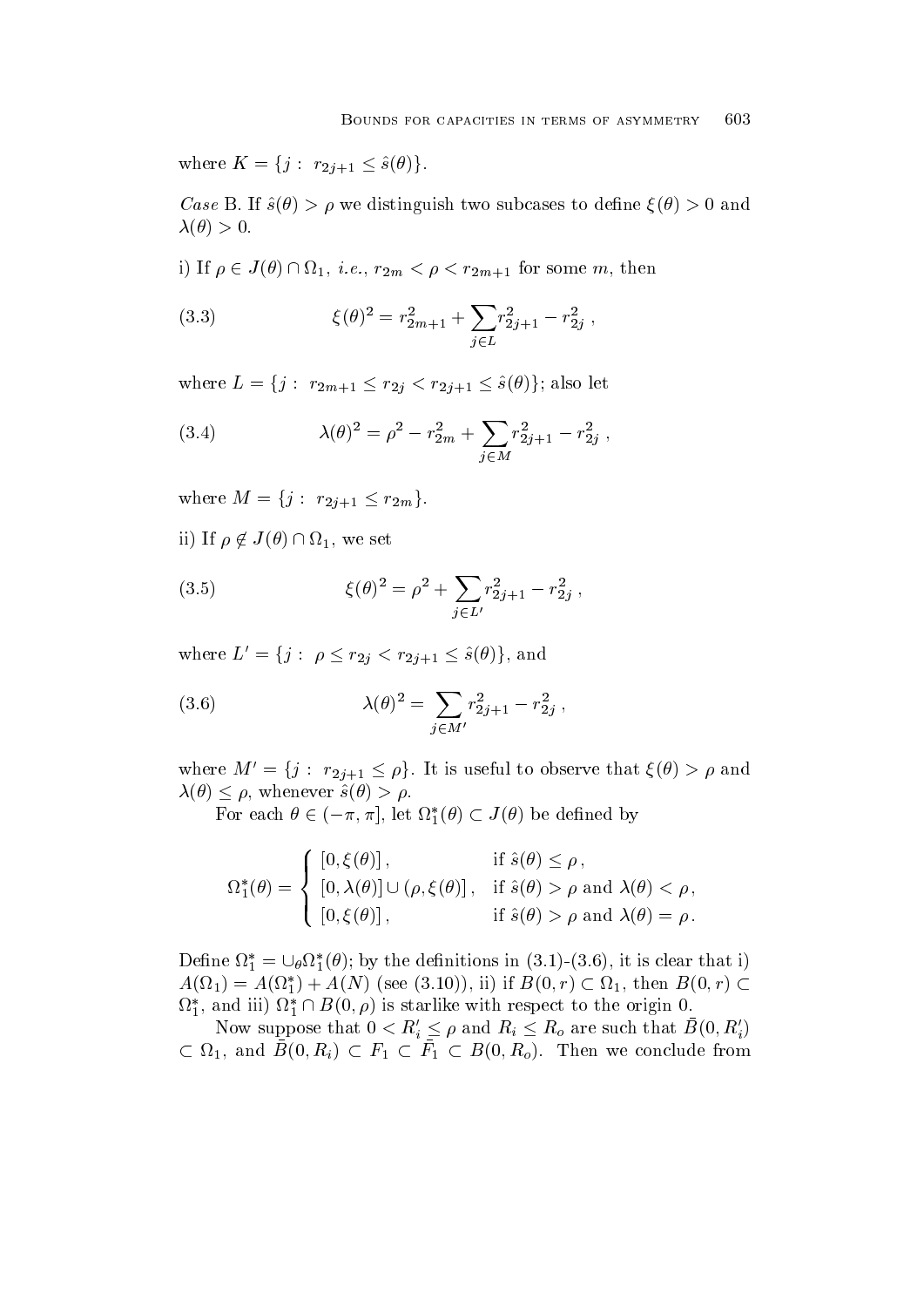where $K = \{j : \ r_{2j+1} \leq \hat{s}(\theta)\}$.

*Case* B. If $\hat{s}(\theta) > \rho$ we distinguish two subcases to define $\xi(\theta) > 0$ and $\lambda(\theta) > 0$.

i) If $\rho \in J(\theta) \cap \Omega_1$, *i.e.*, $r_{2m} < \rho < r_{2m+1}$ for some $m$, then

$$\xi(\theta)^2 = r_{2m+1}^2 + \sum_{j \in L} r_{2j+1}^2 - r_{2j}^2 \,, \tag{3.3}$$

where $L = \{j : \ r_{2m+1} \leq r_{2j} < r_{2j+1} \leq \hat{s}(\theta)\}$; also let

$$\lambda(\theta)^2 = \rho^2 - r_{2m}^2 + \sum_{j \in M} r_{2j+1}^2 - r_{2j}^2 \,, \tag{3.4}$$

where $M = \{j : \ r_{2j+1} \leq r_{2m}\}$.

ii) If $\rho \notin J(\theta) \cap \Omega_1$, we set

$$\xi(\theta)^2 = \rho^2 + \sum_{j \in L'} r_{2j+1}^2 - r_{2j}^2 \,, \tag{3.5}$$

where $L' = \{j : \ \rho \leq r_{2j} < r_{2j+1} \leq \hat{s}(\theta)\}$, and

$$\lambda(\theta)^2 = \sum_{j \in M'} r_{2j+1}^2 - r_{2j}^2 \,, \tag{3.6}$$

where $M' = \{j : \ r_{2j+1} \leq \rho\}$. It is useful to observe that $\xi(\theta) > \rho$ and $\lambda(\theta) \leq \rho$, whenever $\hat{s}(\theta) > \rho$.

For each $\theta \in (-\pi, \pi]$, let $\Omega_1^*(\theta) \subset J(\theta)$ be defined by

$$\Omega_1^*(\theta) = \begin{cases} [0, \xi(\theta)] \,, & \text{if } \hat{s}(\theta) \leq \rho \,, \\ [0, \lambda(\theta)] \cup (\rho, \xi(\theta)] \,, & \text{if } \hat{s}(\theta) > \rho \text{ and } \lambda(\theta) < \rho \,, \\ [0, \xi(\theta)] \,, & \text{if } \hat{s}(\theta) > \rho \text{ and } \lambda(\theta) = \rho \,. \end{cases}$$

Define $\Omega_1^* = \cup_\theta \Omega_1^*(\theta)$; by the definitions in (3.1)-(3.6), it is clear that i) $A(\Omega_1) = A(\Omega_1^*) + A(N)$ (see (3.10)), ii) if $B(0,r) \subset \Omega_1$, then $B(0,r) \subset \Omega_1^*$, and iii) $\Omega_1^* \cap B(0,\rho)$ is starlike with respect to the origin 0.

Now suppose that $0 < R_i' \leq \rho$ and $R_i \leq R_o$ are such that $\bar{B}(0, R_i') \subset \Omega_1$, and $\bar{B}(0, R_i) \subset F_1 \subset \bar{F}_1 \subset B(0, R_o)$. Then we conclude from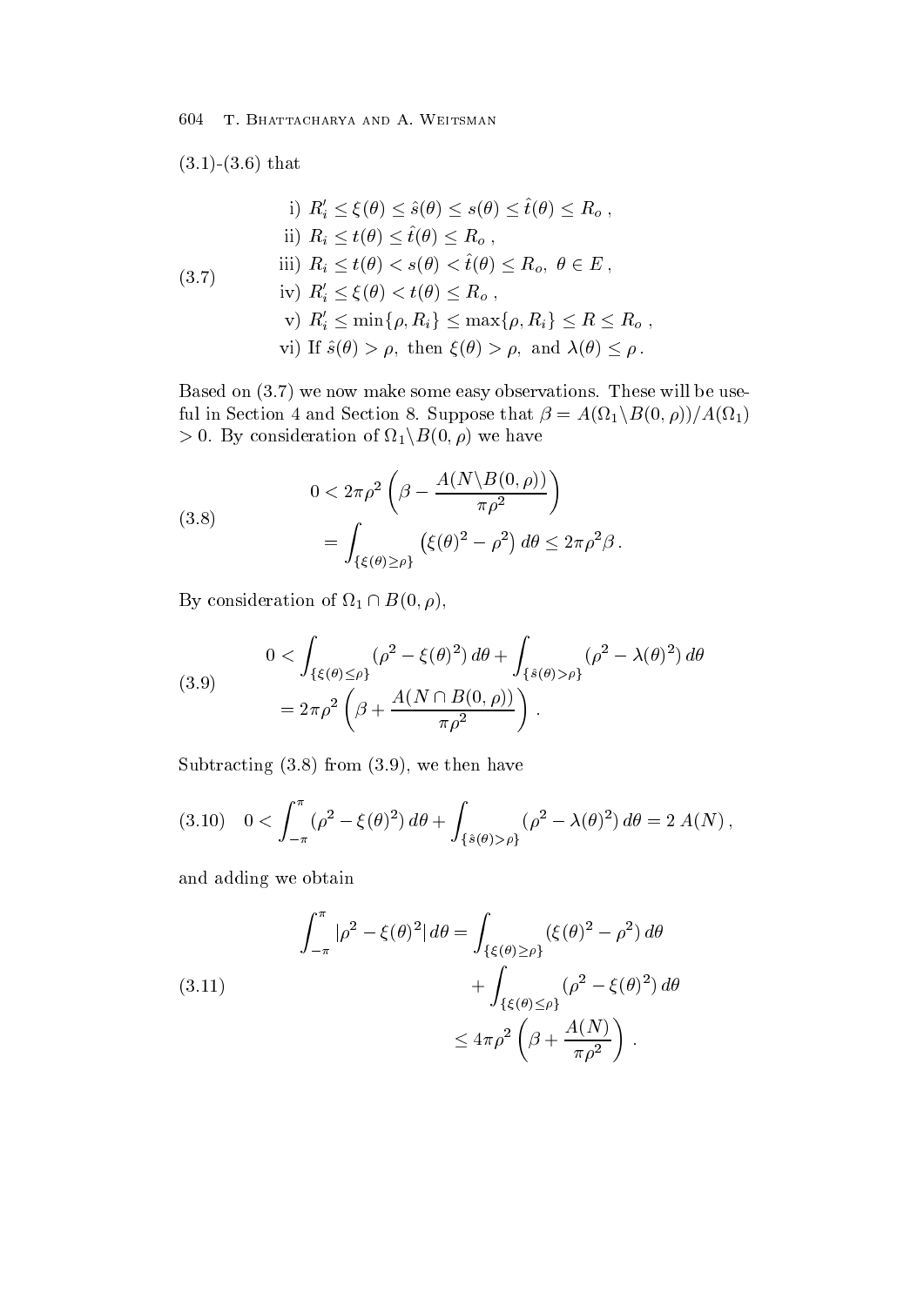(3.1)-(3.6) that

$$
\begin{aligned}
&\text{i) } R_i' \le \xi(\theta) \le \hat{s}(\theta) \le s(\theta) \le \hat{t}(\theta) \le R_o\,, \\
&\text{ii) } R_i \le t(\theta) \le \hat{t}(\theta) \le R_o\,, \\
&\text{iii) } R_i \le t(\theta) < s(\theta) < \hat{t}(\theta) \le R_o,\ \theta \in E\,, \\
&\text{iv) } R_i' \le \xi(\theta) < t(\theta) \le R_o\,, \\
&\text{v) } R_i' \le \min\{\rho, R_i\} \le \max\{\rho, R_i\} \le R \le R_o\,, \\
&\text{vi) If } \hat{s}(\theta) > \rho, \text{ then } \xi(\theta) > \rho, \text{ and } \lambda(\theta) \le \rho\,.
\end{aligned}
\tag{3.7}
$$

Based on (3.7) we now make some easy observations. These will be useful in Section 4 and Section 8. Suppose that $\beta = A(\Omega_1 \backslash B(0,\rho))/A(\Omega_1) > 0$. By consideration of $\Omega_1 \backslash B(0,\rho)$ we have

$$
\begin{aligned}
0 &< 2\pi\rho^2 \left(\beta - \frac{A(N\backslash B(0,\rho))}{\pi\rho^2}\right) \\
&= \int_{\{\xi(\theta) \ge \rho\}} \left(\xi(\theta)^2 - \rho^2\right) d\theta \le 2\pi\rho^2\beta\,.
\end{aligned}
\tag{3.8}
$$

By consideration of $\Omega_1 \cap B(0,\rho)$,

$$
\begin{aligned}
0 &< \int_{\{\xi(\theta) \le \rho\}} (\rho^2 - \xi(\theta)^2)\, d\theta + \int_{\{\hat{s}(\theta) > \rho\}} (\rho^2 - \lambda(\theta)^2)\, d\theta \\
&= 2\pi\rho^2 \left(\beta + \frac{A(N \cap B(0,\rho))}{\pi\rho^2}\right)\,.
\end{aligned}
\tag{3.9}
$$

Subtracting (3.8) from (3.9), we then have

$$
0 < \int_{-\pi}^{\pi} (\rho^2 - \xi(\theta)^2)\, d\theta + \int_{\{\hat{s}(\theta) > \rho\}} (\rho^2 - \lambda(\theta)^2)\, d\theta = 2\, A(N)\,,
\tag{3.10}
$$

and adding we obtain

$$
\begin{aligned}
\int_{-\pi}^{\pi} |\rho^2 - \xi(\theta)^2|\, d\theta &= \int_{\{\xi(\theta) \ge \rho\}} (\xi(\theta)^2 - \rho^2)\, d\theta \\
&\quad + \int_{\{\xi(\theta) \le \rho\}} (\rho^2 - \xi(\theta)^2)\, d\theta \\
&\le 4\pi\rho^2 \left(\beta + \frac{A(N)}{\pi\rho^2}\right)\,.
\end{aligned}
\tag{3.11}
$$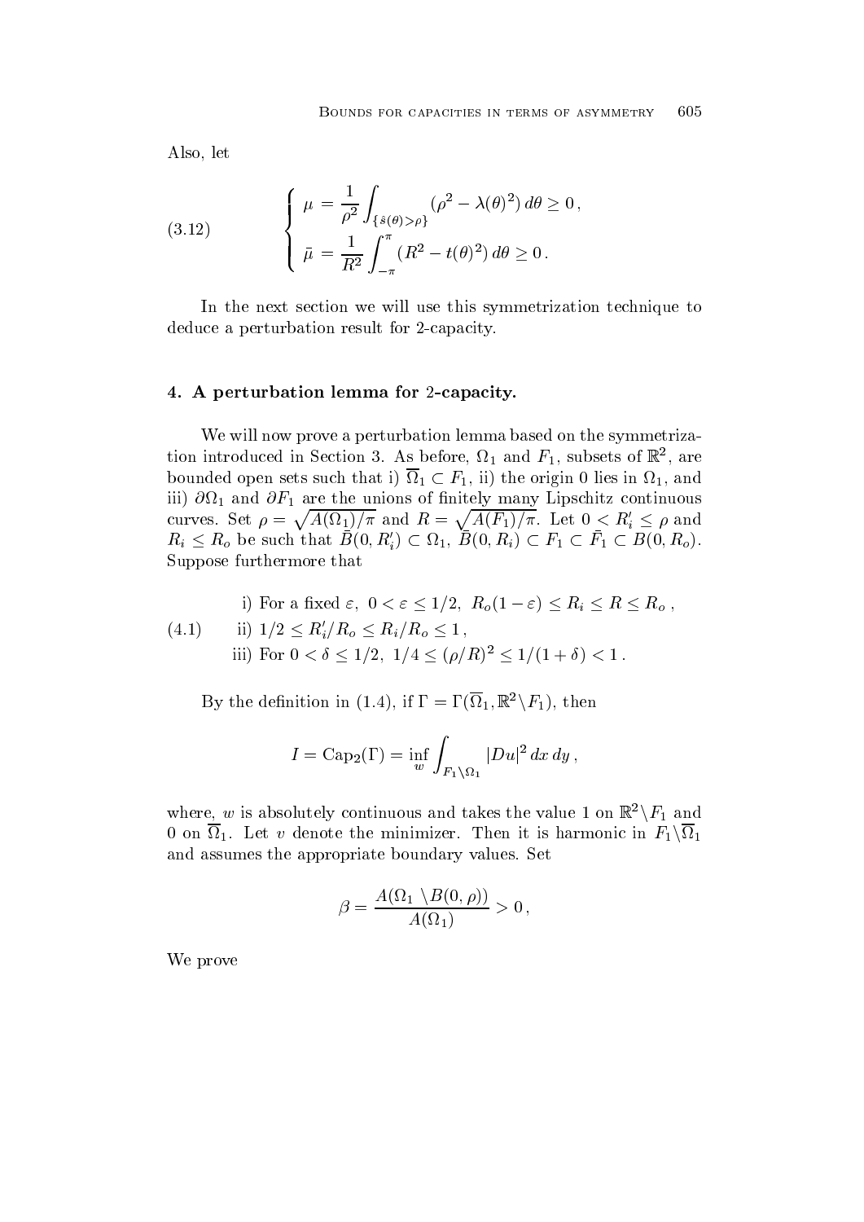Also, let

$$
(3.12) \qquad \begin{cases} \mu = \dfrac{1}{\rho^2} \displaystyle\int_{\{\hat{s}(\theta)>\rho\}} (\rho^2 - \lambda(\theta)^2)\, d\theta \geq 0\,, \\[2ex] \bar{\mu} = \dfrac{1}{R^2} \displaystyle\int_{-\pi}^{\pi} (R^2 - t(\theta)^2)\, d\theta \geq 0\,. \end{cases}
$$

In the next section we will use this symmetrization technique to deduce a perturbation result for 2-capacity.

## 4. A perturbation lemma for 2-capacity.

We will now prove a perturbation lemma based on the symmetrization introduced in Section 3. As before, $\Omega_1$ and $F_1$, subsets of $\mathbb{R}^2$, are bounded open sets such that i) $\overline{\Omega}_1 \subset F_1$, ii) the origin 0 lies in $\Omega_1$, and iii) $\partial\Omega_1$ and $\partial F_1$ are the unions of finitely many Lipschitz continuous curves. Set $\rho = \sqrt{A(\Omega_1)/\pi}$ and $R = \sqrt{A(F_1)/\pi}$. Let $0 < R_i' \leq \rho$ and $R_i \leq R_o$ be such that $\bar{B}(0, R_i') \subset \Omega_1$, $\bar{B}(0, R_i) \subset F_1 \subset \bar{F}_1 \subset B(0, R_o)$. Suppose furthermore that

$$
(4.1) \qquad \begin{aligned} &\text{i) For a fixed } \varepsilon,\ 0 < \varepsilon \leq 1/2,\ R_o(1-\varepsilon) \leq R_i \leq R \leq R_o\,, \\ &\text{ii) } 1/2 \leq R_i'/R_o \leq R_i/R_o \leq 1\,, \\ &\text{iii) For } 0 < \delta \leq 1/2,\ 1/4 \leq (\rho/R)^2 \leq 1/(1+\delta) < 1\,. \end{aligned}
$$

By the definition in (1.4), if $\Gamma = \Gamma(\overline{\Omega}_1, \mathbb{R}^2 \backslash F_1)$, then

$$
I = \operatorname{Cap}_2(\Gamma) = \inf_w \int_{F_1 \backslash \Omega_1} |Du|^2 \, dx\, dy\,,
$$

where, $w$ is absolutely continuous and takes the value 1 on $\mathbb{R}^2 \backslash F_1$ and 0 on $\overline{\Omega}_1$. Let $v$ denote the minimizer. Then it is harmonic in $F_1 \backslash \overline{\Omega}_1$ and assumes the appropriate boundary values. Set

$$
\beta = \frac{A(\Omega_1 \setminus B(0, \rho))}{A(\Omega_1)} > 0\,,
$$

We prove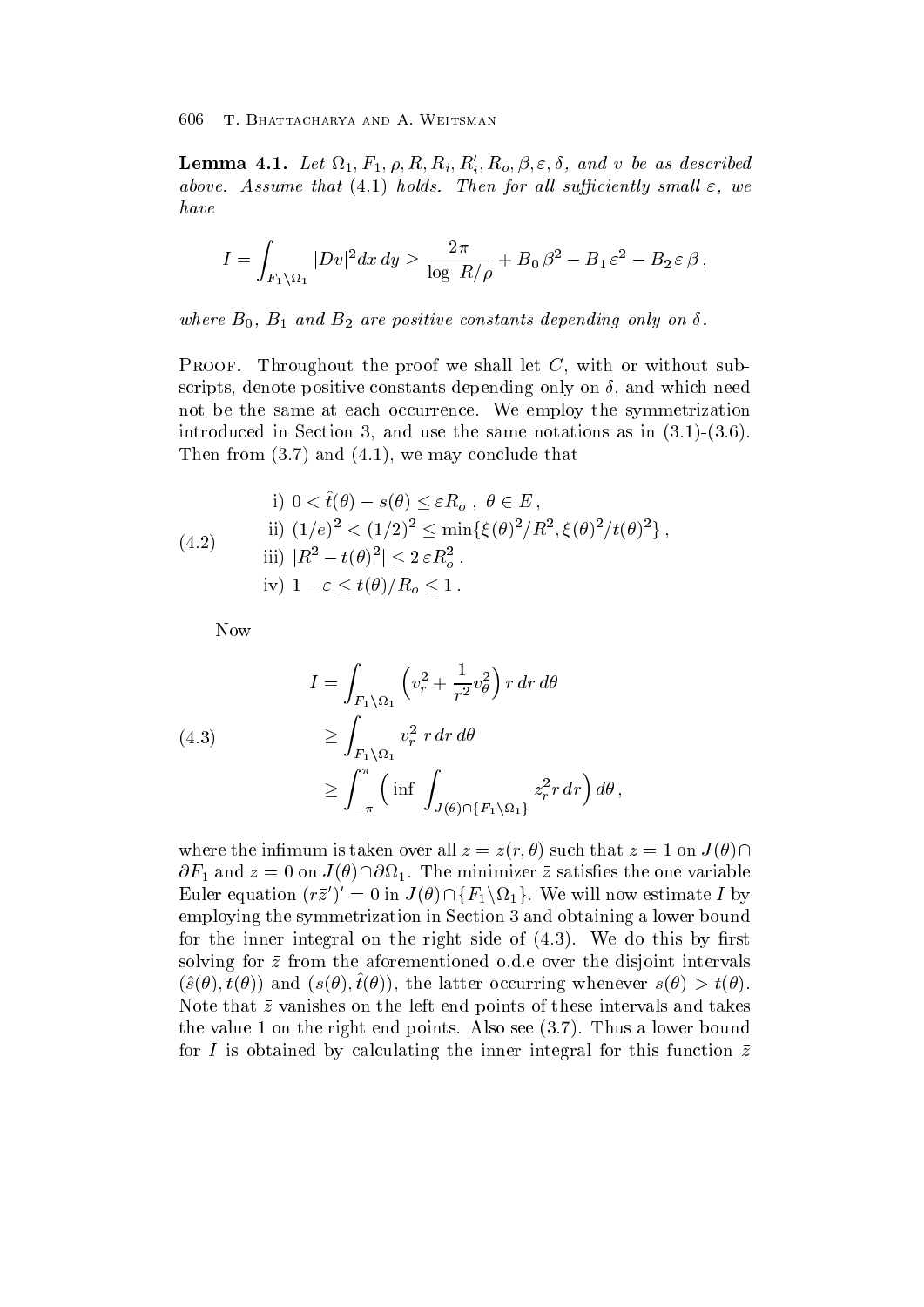**Lemma 4.1.** *Let $\Omega_1, F_1, \rho, R, R_i, R_i', R_o, \beta, \varepsilon, \delta$, and $v$ be as described above. Assume that (4.1) holds. Then for all sufficiently small $\varepsilon$, we have*

$$I = \int_{F_1 \setminus \Omega_1} |Dv|^2 dx\, dy \geq \frac{2\pi}{\log\, R/\rho} + B_0\, \beta^2 - B_1\, \varepsilon^2 - B_2\, \varepsilon\, \beta\,,$$

*where $B_0$, $B_1$ and $B_2$ are positive constants depending only on $\delta$.*

Proof. Throughout the proof we shall let $C$, with or without subscripts, denote positive constants depending only on $\delta$, and which need not be the same at each occurrence. We employ the symmetrization introduced in Section 3, and use the same notations as in (3.1)-(3.6). Then from (3.7) and (4.1), we may conclude that

$$\begin{aligned}
&\text{i) } 0 < \hat{t}(\theta) - s(\theta) \leq \varepsilon R_o\,,\ \theta \in E\,,\\
&\text{ii) } (1/e)^2 < (1/2)^2 \leq \min\{\xi(\theta)^2/R^2, \xi(\theta)^2/t(\theta)^2\}\,,\\
&\text{iii) } |R^2 - t(\theta)^2| \leq 2\,\varepsilon R_o^2\,.\\
&\text{iv) } 1 - \varepsilon \leq t(\theta)/R_o \leq 1\,.
\end{aligned} \tag{4.2}$$

Now

$$\begin{aligned}
I &= \int_{F_1 \setminus \Omega_1} \Big( v_r^2 + \frac{1}{r^2} v_\theta^2 \Big)\, r\, dr\, d\theta \\
&\geq \int_{F_1 \setminus \Omega_1} v_r^2\ r\, dr\, d\theta \\
&\geq \int_{-\pi}^{\pi} \Big( \inf \int_{J(\theta) \cap \{F_1 \setminus \Omega_1\}} z_r^2 r\, dr \Big)\, d\theta\,,
\end{aligned} \tag{4.3}$$

where the infimum is taken over all $z = z(r, \theta)$ such that $z = 1$ on $J(\theta) \cap \partial F_1$ and $z = 0$ on $J(\theta) \cap \partial \Omega_1$. The minimizer $\bar{z}$ satisfies the one variable Euler equation $(r\bar{z}')' = 0$ in $J(\theta) \cap \{F_1 \setminus \bar{\Omega}_1\}$. We will now estimate $I$ by employing the symmetrization in Section 3 and obtaining a lower bound for the inner integral on the right side of (4.3). We do this by first solving for $\bar{z}$ from the aforementioned o.d.e over the disjoint intervals $(\hat{s}(\theta), t(\theta))$ and $(s(\theta), \hat{t}(\theta))$, the latter occurring whenever $s(\theta) > t(\theta)$. Note that $\bar{z}$ vanishes on the left end points of these intervals and takes the value 1 on the right end points. Also see (3.7). Thus a lower bound for $I$ is obtained by calculating the inner integral for this function $\bar{z}$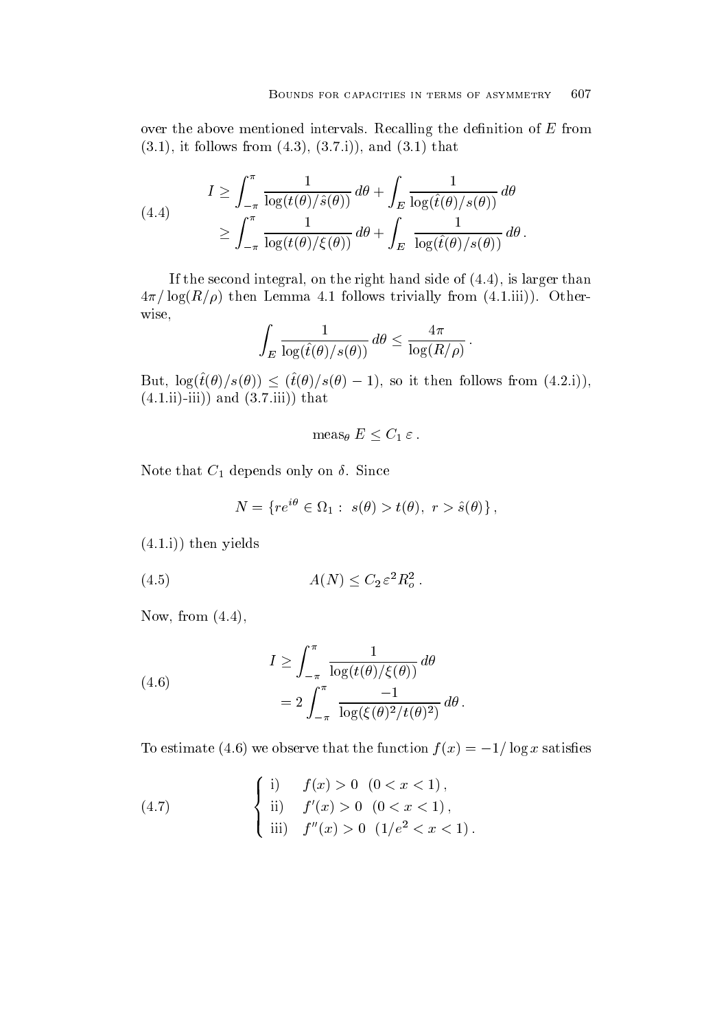over the above mentioned intervals. Recalling the definition of $E$ from (3.1), it follows from (4.3), (3.7.i)), and (3.1) that

$$
\begin{aligned}
I &\geq \int_{-\pi}^{\pi} \frac{1}{\log(t(\theta)/\hat{s}(\theta))}\, d\theta + \int_E \frac{1}{\log(\hat{t}(\theta)/s(\theta))}\, d\theta \\
&\geq \int_{-\pi}^{\pi} \frac{1}{\log(t(\theta)/\xi(\theta))}\, d\theta + \int_E \frac{1}{\log(\hat{t}(\theta)/s(\theta))}\, d\theta\,.
\end{aligned}
\tag{4.4}
$$

If the second integral, on the right hand side of (4.4), is larger than $4\pi/\log(R/\rho)$ then Lemma 4.1 follows trivially from (4.1.iii)). Otherwise,

$$
\int_E \frac{1}{\log(\hat{t}(\theta)/s(\theta))}\, d\theta \leq \frac{4\pi}{\log(R/\rho)}\,.
$$

But, $\log(\hat{t}(\theta)/s(\theta)) \leq (\hat{t}(\theta)/s(\theta) - 1)$, so it then follows from (4.2.i)), (4.1.ii)-iii)) and (3.7.iii)) that

$$
\operatorname{meas}_\theta E \leq C_1\, \varepsilon\,.
$$

Note that $C_1$ depends only on $\delta$. Since

$$
N = \{re^{i\theta} \in \Omega_1 :\ s(\theta) > t(\theta),\ r > \hat{s}(\theta)\}\,,
$$

(4.1.i)) then yields

$$
A(N) \leq C_2\, \varepsilon^2 R_o^2\,.
\tag{4.5}
$$

Now, from (4.4),

$$
\begin{aligned}
I &\geq \int_{-\pi}^{\pi} \frac{1}{\log(t(\theta)/\xi(\theta))}\, d\theta \\
&= 2\int_{-\pi}^{\pi} \frac{-1}{\log(\xi(\theta)^2/t(\theta)^2)}\, d\theta\,.
\end{aligned}
\tag{4.6}
$$

To estimate (4.6) we observe that the function $f(x) = -1/\log x$ satisfies

$$
\begin{cases}
\text{i)} \quad f(x) > 0 \quad (0 < x < 1)\,, \\
\text{ii)} \quad f'(x) > 0 \quad (0 < x < 1)\,, \\
\text{iii)} \quad f''(x) > 0 \quad (1/e^2 < x < 1)\,.
\end{cases}
\tag{4.7}
$$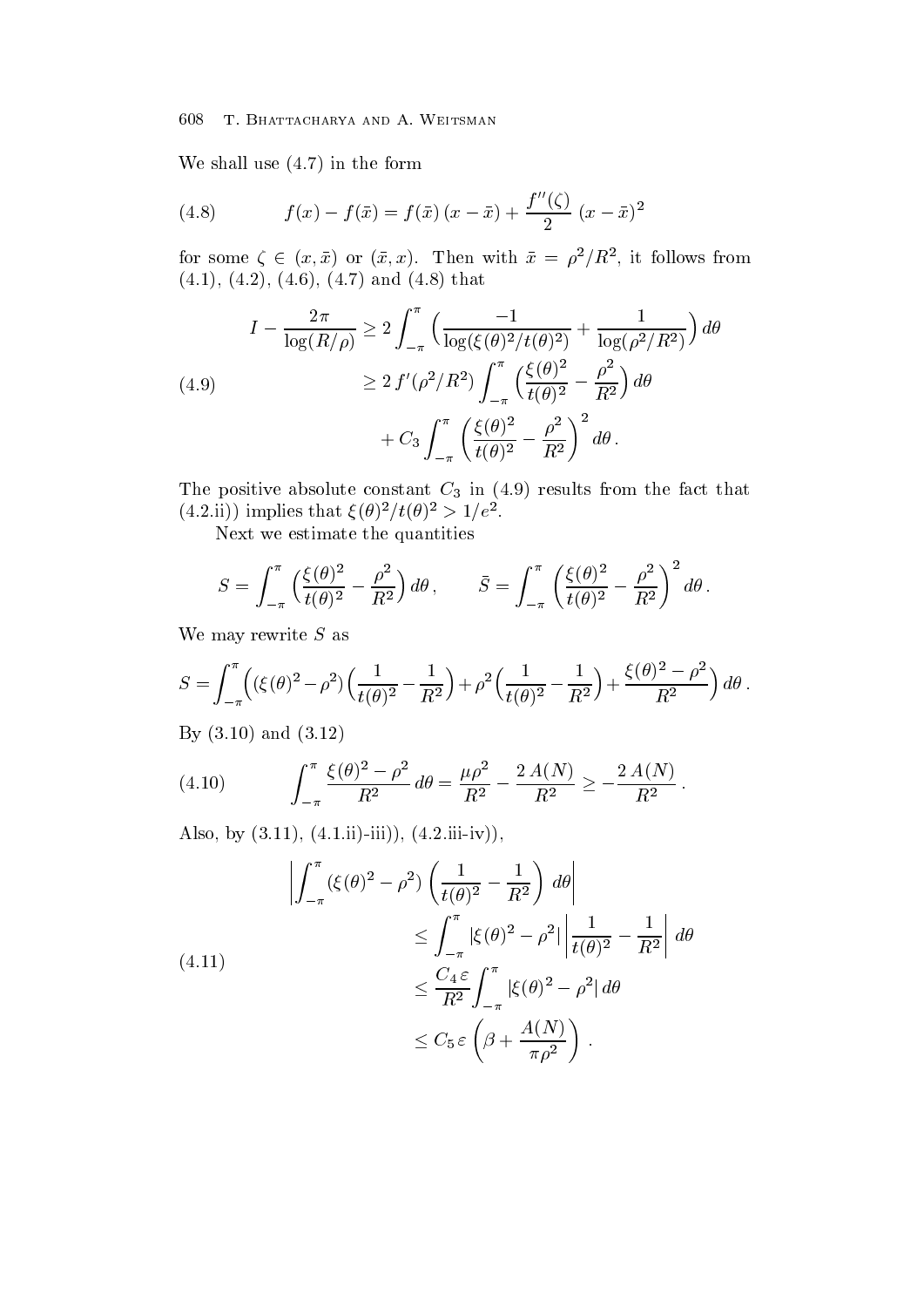We shall use (4.7) in the form

$$f(x) - f(\bar{x}) = f(\bar{x})\,(x-\bar{x}) + \frac{f''(\zeta)}{2}\,(x-\bar{x})^2 \tag{4.8}$$

for some $\zeta \in (x, \bar{x})$ or $(\bar{x}, x)$. Then with $\bar{x} = \rho^2/R^2$, it follows from (4.1), (4.2), (4.6), (4.7) and (4.8) that

$$\begin{aligned}
I - \frac{2\pi}{\log(R/\rho)} &\geq 2\int_{-\pi}^{\pi} \Big( \frac{-1}{\log(\xi(\theta)^2/t(\theta)^2)} + \frac{1}{\log(\rho^2/R^2)} \Big)\, d\theta \\
&\geq 2\, f'(\rho^2/R^2) \int_{-\pi}^{\pi} \Big( \frac{\xi(\theta)^2}{t(\theta)^2} - \frac{\rho^2}{R^2} \Big)\, d\theta \\
&\quad + C_3 \int_{-\pi}^{\pi} \left( \frac{\xi(\theta)^2}{t(\theta)^2} - \frac{\rho^2}{R^2} \right)^2 d\theta\,.
\end{aligned} \tag{4.9}$$

The positive absolute constant $C_3$ in (4.9) results from the fact that (4.2.ii)) implies that $\xi(\theta)^2/t(\theta)^2 > 1/e^2$.

Next we estimate the quantities

$$S = \int_{-\pi}^{\pi} \Big( \frac{\xi(\theta)^2}{t(\theta)^2} - \frac{\rho^2}{R^2} \Big)\, d\theta\,, \qquad \bar{S} = \int_{-\pi}^{\pi} \left( \frac{\xi(\theta)^2}{t(\theta)^2} - \frac{\rho^2}{R^2} \right)^2 d\theta\,.$$

We may rewrite $S$ as

$$S = \int_{-\pi}^{\pi} \Big( (\xi(\theta)^2 - \rho^2) \Big( \frac{1}{t(\theta)^2} - \frac{1}{R^2} \Big) + \rho^2 \Big( \frac{1}{t(\theta)^2} - \frac{1}{R^2} \Big) + \frac{\xi(\theta)^2 - \rho^2}{R^2} \Big)\, d\theta\,.$$

By (3.10) and (3.12)

$$\int_{-\pi}^{\pi} \frac{\xi(\theta)^2 - \rho^2}{R^2}\, d\theta = \frac{\mu\rho^2}{R^2} - \frac{2\,A(N)}{R^2} \geq -\frac{2\,A(N)}{R^2}\,. \tag{4.10}$$

Also, by (3.11), (4.1.ii)-iii)), (4.2.iii-iv)),

$$\begin{aligned}
\left| \int_{-\pi}^{\pi} (\xi(\theta)^2 - \rho^2) \left( \frac{1}{t(\theta)^2} - \frac{1}{R^2} \right)\, d\theta \right| & \\
&\leq \int_{-\pi}^{\pi} |\xi(\theta)^2 - \rho^2| \left| \frac{1}{t(\theta)^2} - \frac{1}{R^2} \right|\, d\theta \\
&\leq \frac{C_4\,\varepsilon}{R^2} \int_{-\pi}^{\pi} |\xi(\theta)^2 - \rho^2|\, d\theta \\
&\leq C_5\,\varepsilon \left( \beta + \frac{A(N)}{\pi\rho^2} \right)\,.
\end{aligned} \tag{4.11}$$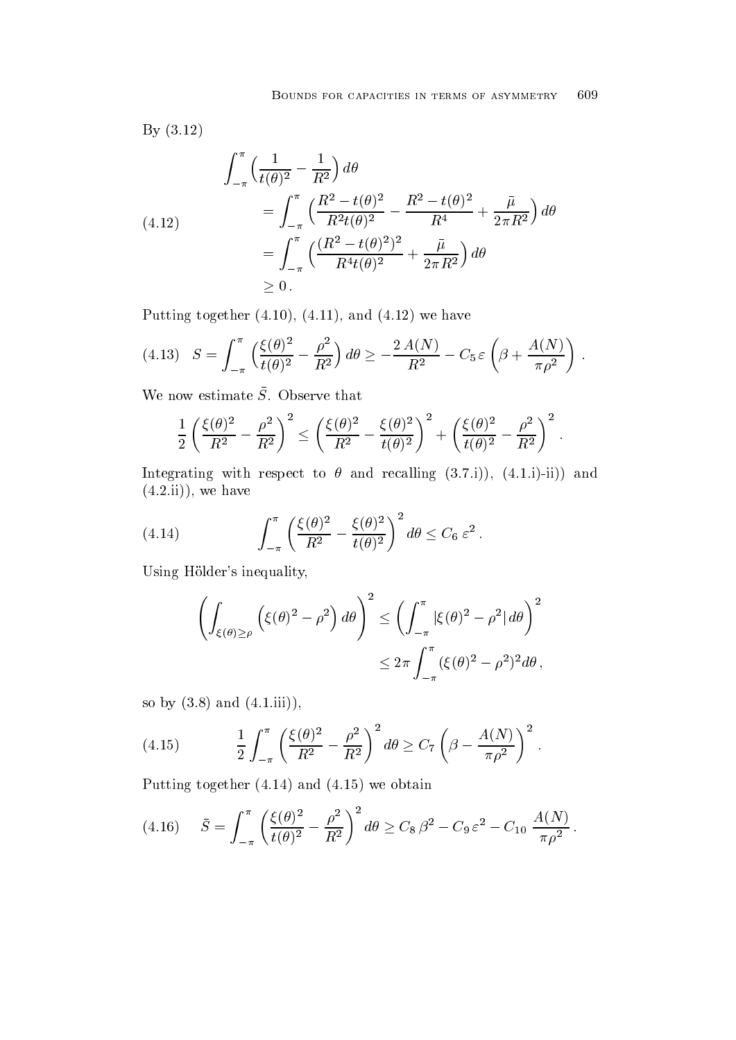By (3.12)

$$
\begin{aligned}
\int_{-\pi}^{\pi} \Big(\frac{1}{t(\theta)^2} - \frac{1}{R^2}\Big)\, d\theta \\
&= \int_{-\pi}^{\pi} \Big(\frac{R^2 - t(\theta)^2}{R^2 t(\theta)^2} - \frac{R^2 - t(\theta)^2}{R^4} + \frac{\bar{\mu}}{2\pi R^2}\Big)\, d\theta \\
&= \int_{-\pi}^{\pi} \Big(\frac{(R^2 - t(\theta)^2)^2}{R^4 t(\theta)^2} + \frac{\bar{\mu}}{2\pi R^2}\Big)\, d\theta \\
&\geq 0\,.
\end{aligned}
\tag{4.12}
$$

Putting together (4.10), (4.11), and (4.12) we have

$$
S = \int_{-\pi}^{\pi} \Big(\frac{\xi(\theta)^2}{t(\theta)^2} - \frac{\rho^2}{R^2}\Big)\, d\theta \geq -\frac{2\, A(N)}{R^2} - C_5\, \varepsilon \left(\beta + \frac{A(N)}{\pi \rho^2}\right)\,. \tag{4.13}
$$

We now estimate $\bar{S}$. Observe that

$$
\frac{1}{2}\left(\frac{\xi(\theta)^2}{R^2} - \frac{\rho^2}{R^2}\right)^2 \leq \left(\frac{\xi(\theta)^2}{R^2} - \frac{\xi(\theta)^2}{t(\theta)^2}\right)^2 + \left(\frac{\xi(\theta)^2}{t(\theta)^2} - \frac{\rho^2}{R^2}\right)^2\,.
$$

Integrating with respect to $\theta$ and recalling (3.7.i)), (4.1.i)-ii)) and (4.2.ii)), we have

$$
\int_{-\pi}^{\pi} \left(\frac{\xi(\theta)^2}{R^2} - \frac{\xi(\theta)^2}{t(\theta)^2}\right)^2 d\theta \leq C_6\, \varepsilon^2\,. \tag{4.14}
$$

Using Hölder's inequality,

$$
\begin{aligned}
\left(\int_{\xi(\theta)\geq\rho} \Big(\xi(\theta)^2 - \rho^2\Big)\, d\theta\right)^2 &\leq \left(\int_{-\pi}^{\pi} |\xi(\theta)^2 - \rho^2|\, d\theta\right)^2 \\
&\leq 2\pi \int_{-\pi}^{\pi} (\xi(\theta)^2 - \rho^2)^2 d\theta\,,
\end{aligned}
$$

so by (3.8) and (4.1.iii)),

$$
\frac{1}{2}\int_{-\pi}^{\pi} \left(\frac{\xi(\theta)^2}{R^2} - \frac{\rho^2}{R^2}\right)^2 d\theta \geq C_7 \left(\beta - \frac{A(N)}{\pi \rho^2}\right)^2\,. \tag{4.15}
$$

Putting together (4.14) and (4.15) we obtain

$$
\bar{S} = \int_{-\pi}^{\pi} \left(\frac{\xi(\theta)^2}{t(\theta)^2} - \frac{\rho^2}{R^2}\right)^2 d\theta \geq C_8\, \beta^2 - C_9\, \varepsilon^2 - C_{10}\, \frac{A(N)}{\pi \rho^2}\,. \tag{4.16}
$$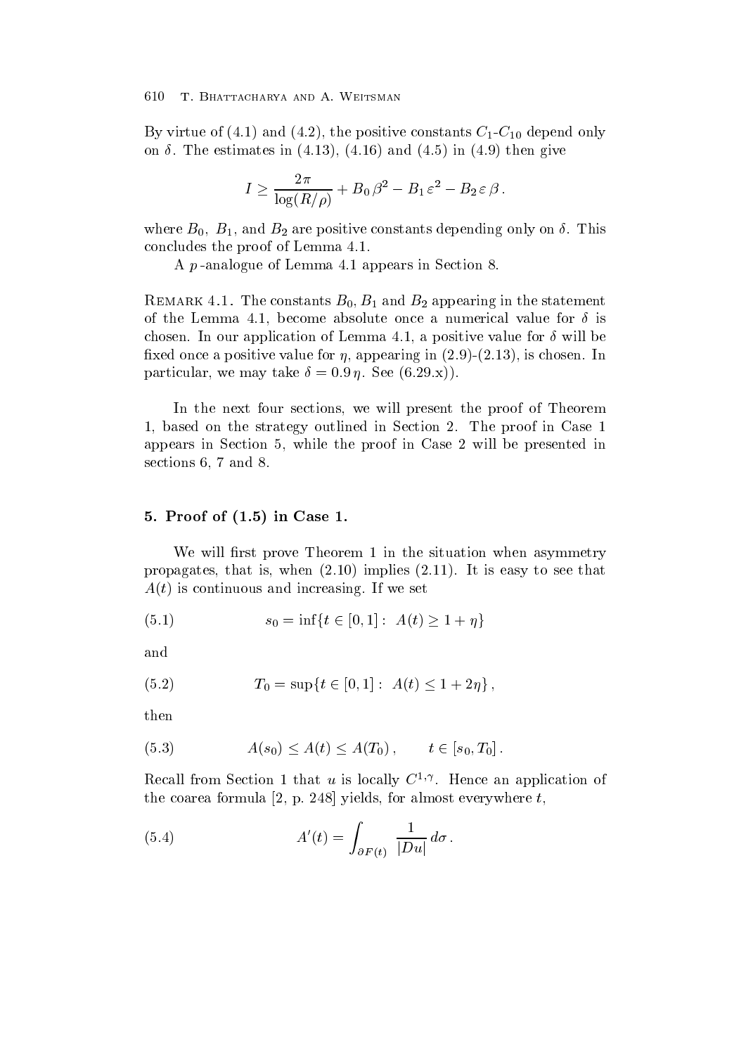By virtue of (4.1) and (4.2), the positive constants $C_1$-$C_{10}$ depend only on $\delta$. The estimates in (4.13), (4.16) and (4.5) in (4.9) then give

$$I \geq \frac{2\pi}{\log(R/\rho)} + B_0\,\beta^2 - B_1\,\varepsilon^2 - B_2\,\varepsilon\,\beta\,.$$

where $B_0$, $B_1$, and $B_2$ are positive constants depending only on $\delta$. This concludes the proof of Lemma 4.1.

A $p$-analogue of Lemma 4.1 appears in Section 8.

Remark 4.1. The constants $B_0$, $B_1$ and $B_2$ appearing in the statement of the Lemma 4.1, become absolute once a numerical value for $\delta$ is chosen. In our application of Lemma 4.1, a positive value for $\delta$ will be fixed once a positive value for $\eta$, appearing in (2.9)-(2.13), is chosen. In particular, we may take $\delta = 0.9\,\eta$. See (6.29.x)).

In the next four sections, we will present the proof of Theorem 1, based on the strategy outlined in Section 2. The proof in Case 1 appears in Section 5, while the proof in Case 2 will be presented in sections 6, 7 and 8.

## 5. Proof of (1.5) in Case 1.

We will first prove Theorem 1 in the situation when asymmetry propagates, that is, when (2.10) implies (2.11). It is easy to see that $A(t)$ is continuous and increasing. If we set

$$s_0 = \inf\{t \in [0,1] : \; A(t) \geq 1 + \eta\} \tag{5.1}$$

and

$$T_0 = \sup\{t \in [0,1] : \; A(t) \leq 1 + 2\eta\}\,, \tag{5.2}$$

then

$$A(s_0) \leq A(t) \leq A(T_0)\,, \qquad t \in [s_0, T_0]\,. \tag{5.3}$$

Recall from Section 1 that $u$ is locally $C^{1,\gamma}$. Hence an application of the coarea formula [2, p. 248] yields, for almost everywhere $t$,

$$A'(t) = \int_{\partial F(t)} \frac{1}{|Du|}\,d\sigma\,. \tag{5.4}$$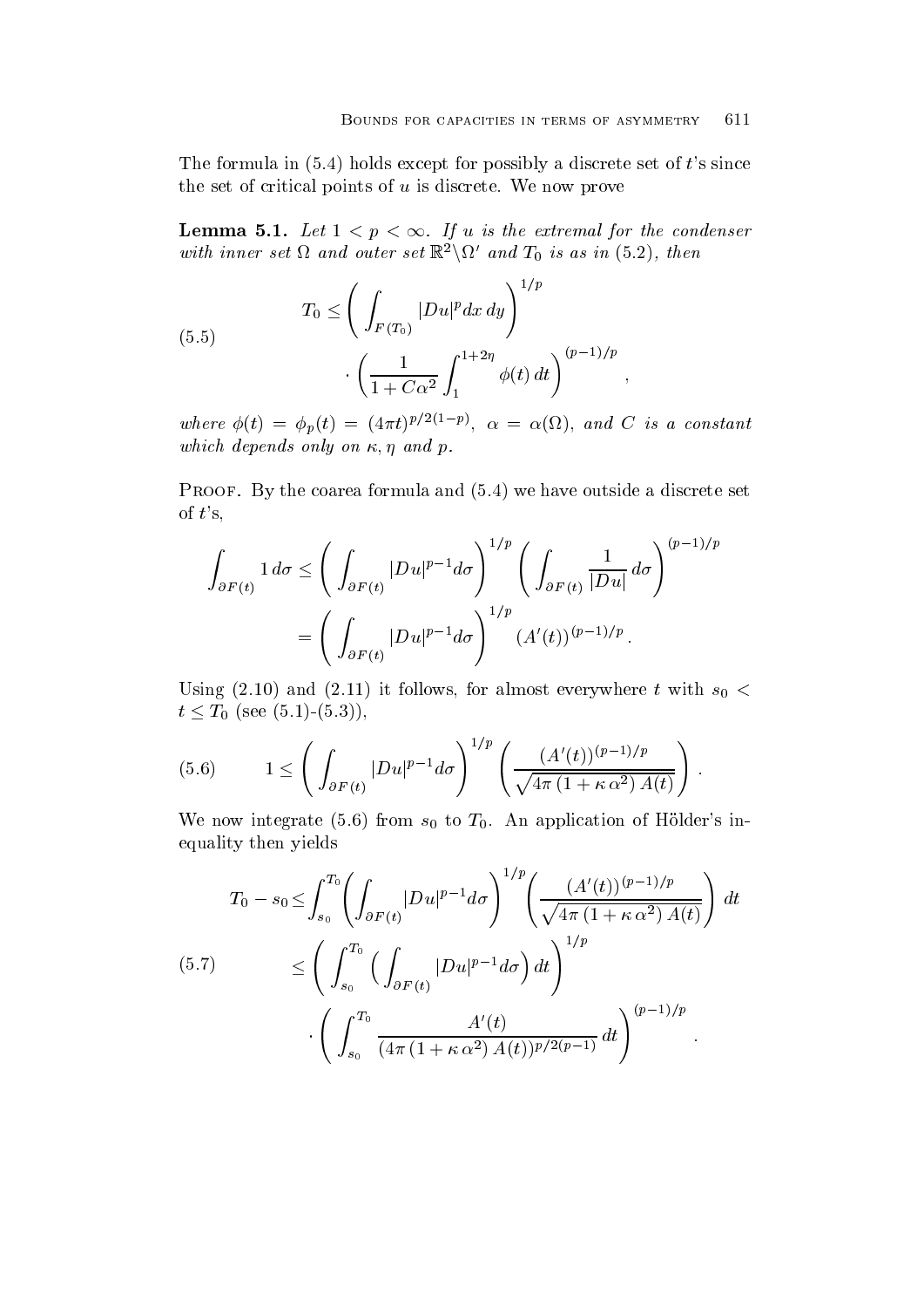The formula in (5.4) holds except for possibly a discrete set of $t$'s since the set of critical points of $u$ is discrete. We now prove

**Lemma 5.1.** *Let $1 < p < \infty$. If $u$ is the extremal for the condenser with inner set $\Omega$ and outer set $\mathbb{R}^2 \backslash \Omega'$ and $T_0$ is as in (5.2), then*

$$T_0 \leq \left( \int_{F(T_0)} |Du|^p dx\, dy \right)^{1/p} \cdot \left( \frac{1}{1 + C\alpha^2} \int_1^{1+2\eta} \phi(t)\, dt \right)^{(p-1)/p}, \tag{5.5}$$

*where $\phi(t) = \phi_p(t) = (4\pi t)^{p/2(1-p)}$, $\alpha = \alpha(\Omega)$, and $C$ is a constant which depends only on $\kappa, \eta$ and $p$.*

Proof. By the coarea formula and (5.4) we have outside a discrete set of $t$'s,

$$\begin{aligned} \int_{\partial F(t)} 1\, d\sigma &\leq \left( \int_{\partial F(t)} |Du|^{p-1} d\sigma \right)^{1/p} \left( \int_{\partial F(t)} \frac{1}{|Du|}\, d\sigma \right)^{(p-1)/p} \\ &= \left( \int_{\partial F(t)} |Du|^{p-1} d\sigma \right)^{1/p} (A'(t))^{(p-1)/p}. \end{aligned}$$

Using (2.10) and (2.11) it follows, for almost everywhere $t$ with $s_0 < t \leq T_0$ (see (5.1)-(5.3)),

$$1 \leq \left( \int_{\partial F(t)} |Du|^{p-1} d\sigma \right)^{1/p} \left( \frac{(A'(t))^{(p-1)/p}}{\sqrt{4\pi\,(1 + \kappa\, \alpha^2)\, A(t)}} \right). \tag{5.6}$$

We now integrate (5.6) from $s_0$ to $T_0$. An application of Hölder's inequality then yields

$$\begin{aligned} T_0 - s_0 &\leq \int_{s_0}^{T_0} \left( \int_{\partial F(t)} |Du|^{p-1} d\sigma \right)^{1/p} \left( \frac{(A'(t))^{(p-1)/p}}{\sqrt{4\pi\,(1 + \kappa\, \alpha^2)\, A(t)}} \right) dt \\ &\leq \left( \int_{s_0}^{T_0} \Big( \int_{\partial F(t)} |Du|^{p-1} d\sigma \Big)\, dt \right)^{1/p} \\ &\quad \cdot \left( \int_{s_0}^{T_0} \frac{A'(t)}{(4\pi\,(1 + \kappa\, \alpha^2)\, A(t))^{p/2(p-1)}}\, dt \right)^{(p-1)/p}. \end{aligned} \tag{5.7}$$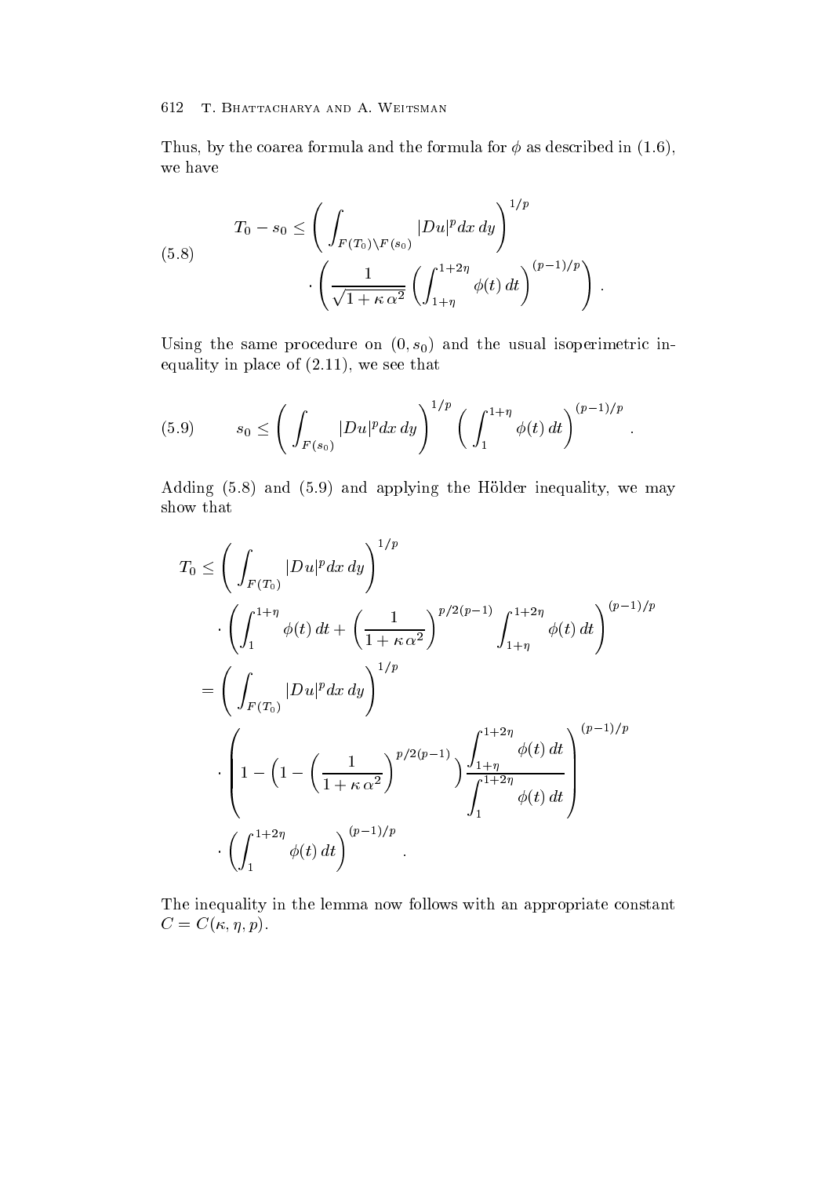Thus, by the coarea formula and the formula for $\phi$ as described in (1.6), we have

$$
\begin{aligned}
T_0 - s_0 \leq & \left( \int_{F(T_0)\setminus F(s_0)} |Du|^p dx\, dy \right)^{1/p} \\
& \cdot \left( \frac{1}{\sqrt{1+\kappa\,\alpha^2}} \left( \int_{1+\eta}^{1+2\eta} \phi(t)\, dt \right)^{(p-1)/p} \right).
\end{aligned} \tag{5.8}
$$

Using the same procedure on $(0, s_0)$ and the usual isoperimetric inequality in place of (2.11), we see that

$$
s_0 \leq \left( \int_{F(s_0)} |Du|^p dx\, dy \right)^{1/p} \left( \int_1^{1+\eta} \phi(t)\, dt \right)^{(p-1)/p}. \tag{5.9}
$$

Adding (5.8) and (5.9) and applying the Hölder inequality, we may show that

$$
\begin{aligned}
T_0 \leq & \left( \int_{F(T_0)} |Du|^p dx\, dy \right)^{1/p} \\
& \cdot \left( \int_1^{1+\eta} \phi(t)\, dt + \left( \frac{1}{1+\kappa\,\alpha^2} \right)^{p/2(p-1)} \int_{1+\eta}^{1+2\eta} \phi(t)\, dt \right)^{(p-1)/p} \\
= & \left( \int_{F(T_0)} |Du|^p dx\, dy \right)^{1/p} \\
& \cdot \left( 1 - \Big( 1 - \left( \frac{1}{1+\kappa\,\alpha^2} \right)^{p/2(p-1)} \Big) \frac{\displaystyle\int_{1+\eta}^{1+2\eta} \phi(t)\, dt}{\displaystyle\int_1^{1+2\eta} \phi(t)\, dt} \right)^{(p-1)/p} \\
& \cdot \left( \int_1^{1+2\eta} \phi(t)\, dt \right)^{(p-1)/p}.
\end{aligned}
$$

The inequality in the lemma now follows with an appropriate constant $C = C(\kappa, \eta, p)$.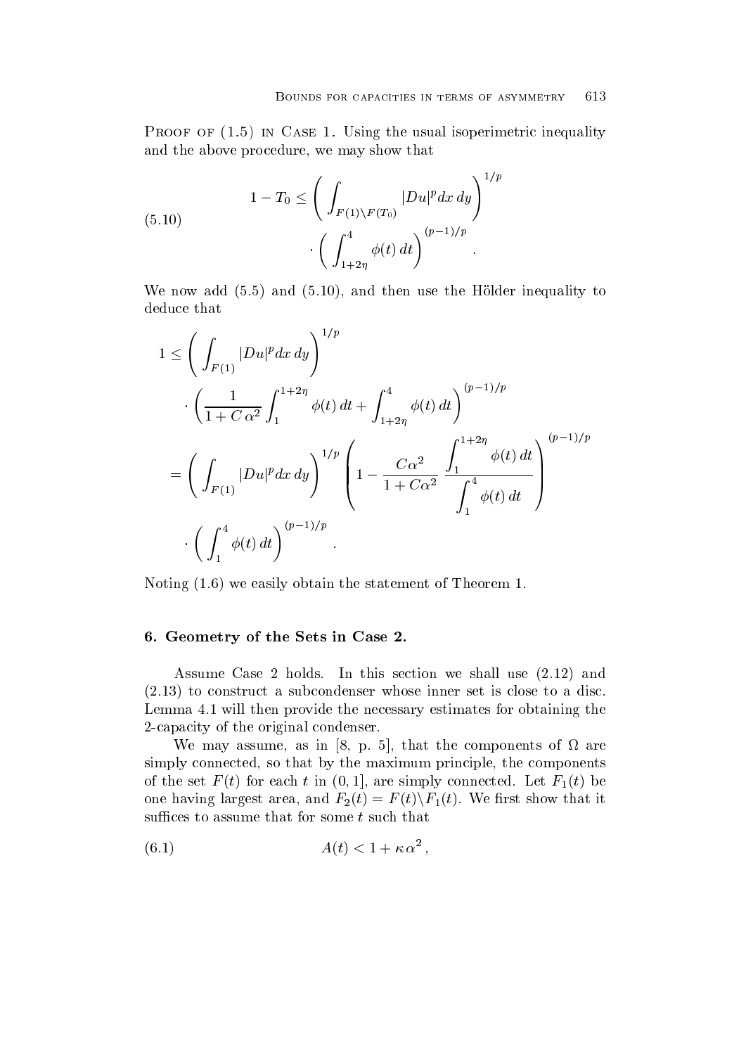Proof of (1.5) in Case 1. Using the usual isoperimetric inequality and the above procedure, we may show that

$$
\begin{aligned}
1 - T_0 \le \Big( \int_{F(1)\setminus F(T_0)} |Du|^p dx\, dy \Big)^{1/p} \\
\cdot \Big( \int_{1+2\eta}^{4} \phi(t)\, dt \Big)^{(p-1)/p} .
\end{aligned}
\tag{5.10}
$$

We now add (5.5) and (5.10), and then use the Hölder inequality to deduce that

$$
\begin{aligned}
1 &\le \Big( \int_{F(1)} |Du|^p dx\, dy \Big)^{1/p} \\
&\quad \cdot \Big( \frac{1}{1 + C\,\alpha^2} \int_1^{1+2\eta} \phi(t)\, dt + \int_{1+2\eta}^{4} \phi(t)\, dt \Big)^{(p-1)/p} \\
&= \Big( \int_{F(1)} |Du|^p dx\, dy \Big)^{1/p} \left( 1 - \frac{C\alpha^2}{1 + C\alpha^2}\, \frac{\displaystyle\int_1^{1+2\eta} \phi(t)\, dt}{\displaystyle\int_1^4 \phi(t)\, dt} \right)^{(p-1)/p} \\
&\quad \cdot \Big( \int_1^4 \phi(t)\, dt \Big)^{(p-1)/p} .
\end{aligned}
$$

Noting (1.6) we easily obtain the statement of Theorem 1.

## 6. Geometry of the Sets in Case 2.

Assume Case 2 holds. In this section we shall use (2.12) and (2.13) to construct a subcondenser whose inner set is close to a disc. Lemma 4.1 will then provide the necessary estimates for obtaining the 2-capacity of the original condenser.

We may assume, as in [8, p. 5], that the components of $\Omega$ are simply connected, so that by the maximum principle, the components of the set $F(t)$ for each $t$ in $(0, 1]$, are simply connected. Let $F_1(t)$ be one having largest area, and $F_2(t) = F(t)\setminus F_1(t)$. We first show that it suffices to assume that for some $t$ such that

$$
A(t) < 1 + \kappa\,\alpha^2 , \tag{6.1}
$$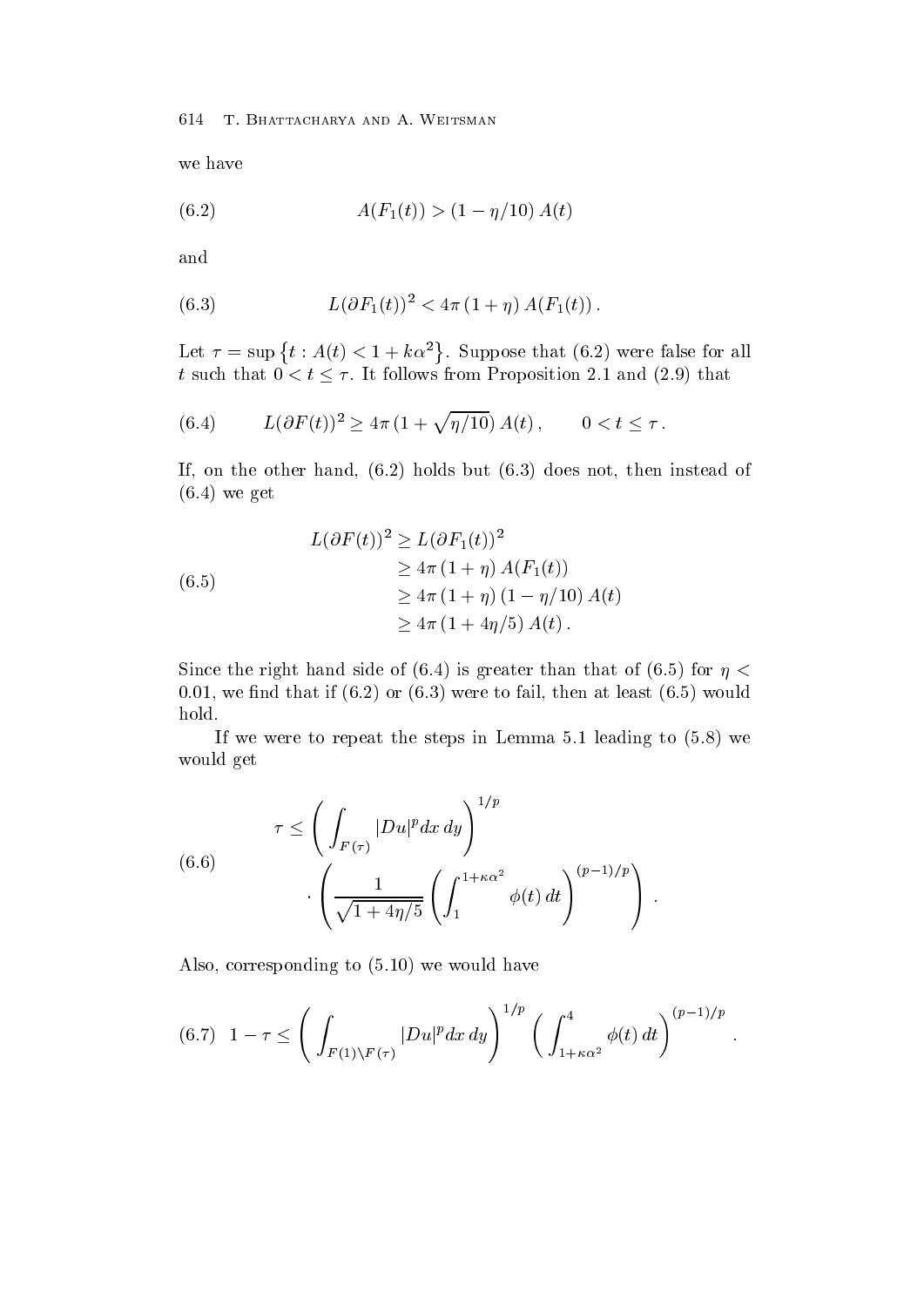we have

$$A(F_1(t)) > (1 - \eta/10)\, A(t) \tag{6.2}$$

and

$$L(\partial F_1(t))^2 < 4\pi\,(1+\eta)\, A(F_1(t))\,. \tag{6.3}$$

Let $\tau = \sup\left\{t : A(t) < 1 + k\alpha^2\right\}$. Suppose that (6.2) were false for all $t$ such that $0 < t \le \tau$. It follows from Proposition 2.1 and (2.9) that

$$L(\partial F(t))^2 \ge 4\pi\,(1+\sqrt{\eta/10})\, A(t)\,, \qquad 0 < t \le \tau\,. \tag{6.4}$$

If, on the other hand, (6.2) holds but (6.3) does not, then instead of (6.4) we get

$$\begin{aligned} L(\partial F(t))^2 &\ge L(\partial F_1(t))^2 \\ &\ge 4\pi\,(1+\eta)\, A(F_1(t)) \\ &\ge 4\pi\,(1+\eta)\,(1-\eta/10)\, A(t) \\ &\ge 4\pi\,(1+4\eta/5)\, A(t)\,. \end{aligned} \tag{6.5}$$

Since the right hand side of (6.4) is greater than that of (6.5) for $\eta < 0.01$, we find that if (6.2) or (6.3) were to fail, then at least (6.5) would hold.

If we were to repeat the steps in Lemma 5.1 leading to (5.8) we would get

$$\tau \le \left( \int_{F(\tau)} |Du|^p dx\, dy \right)^{1/p} \cdot \left( \frac{1}{\sqrt{1+4\eta/5}} \left( \int_1^{1+\kappa\alpha^2} \phi(t)\, dt \right)^{(p-1)/p} \right). \tag{6.6}$$

Also, corresponding to (5.10) we would have

$$1 - \tau \le \left( \int_{F(1)\setminus F(\tau)} |Du|^p dx\, dy \right)^{1/p} \left( \int_{1+\kappa\alpha^2}^{4} \phi(t)\, dt \right)^{(p-1)/p}. \tag{6.7}$$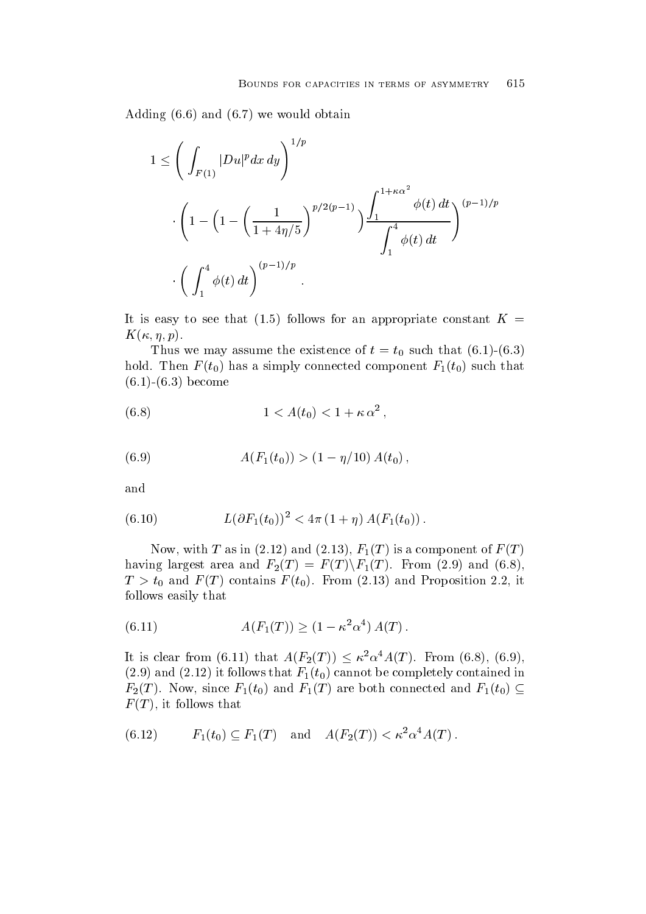Adding (6.6) and (6.7) we would obtain

$$
\begin{aligned}
1 \leq & \left( \int_{F(1)} |Du|^p dx\, dy \right)^{1/p} \\
& \cdot \left( 1 - \left( 1 - \left( \frac{1}{1 + 4\eta/5} \right)^{p/2(p-1)} \right) \frac{\displaystyle\int_1^{1+\kappa\alpha^2} \phi(t)\, dt}{\displaystyle\int_1^4 \phi(t)\, dt} \right)^{(p-1)/p} \\
& \cdot \left( \int_1^4 \phi(t)\, dt \right)^{(p-1)/p} .
\end{aligned}
$$

It is easy to see that (1.5) follows for an appropriate constant $K = K(\kappa, \eta, p)$.

Thus we may assume the existence of $t = t_0$ such that (6.1)-(6.3) hold. Then $F(t_0)$ has a simply connected component $F_1(t_0)$ such that (6.1)-(6.3) become

$$
1 < A(t_0) < 1 + \kappa\, \alpha^2 \,, \tag{6.8}
$$

$$
A(F_1(t_0)) > (1 - \eta/10)\, A(t_0) \,, \tag{6.9}
$$

and

$$
L(\partial F_1(t_0))^2 < 4\pi\, (1 + \eta)\, A(F_1(t_0)) \,. \tag{6.10}
$$

Now, with $T$ as in (2.12) and (2.13), $F_1(T)$ is a component of $F(T)$ having largest area and $F_2(T) = F(T) \backslash F_1(T)$. From (2.9) and (6.8), $T > t_0$ and $F(T)$ contains $F(t_0)$. From (2.13) and Proposition 2.2, it follows easily that

$$
A(F_1(T)) \geq (1 - \kappa^2 \alpha^4)\, A(T) \,. \tag{6.11}
$$

It is clear from (6.11) that $A(F_2(T)) \leq \kappa^2 \alpha^4 A(T)$. From (6.8), (6.9), (2.9) and (2.12) it follows that $F_1(t_0)$ cannot be completely contained in $F_2(T)$. Now, since $F_1(t_0)$ and $F_1(T)$ are both connected and $F_1(t_0) \subseteq F(T)$, it follows that

$$
F_1(t_0) \subseteq F_1(T) \quad \text{and} \quad A(F_2(T)) < \kappa^2 \alpha^4 A(T) \,. \tag{6.12}
$$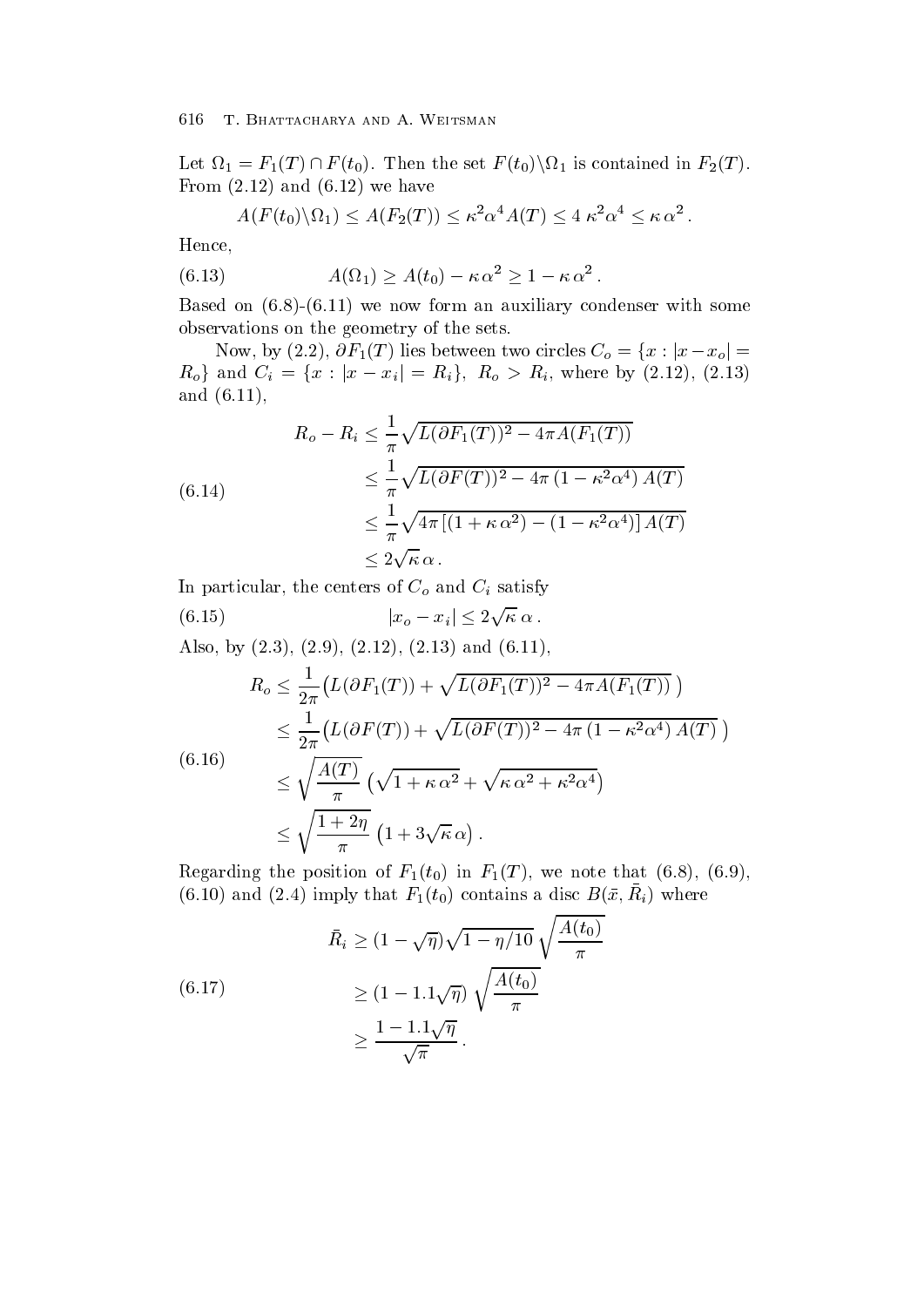Let $\Omega_1 = F_1(T) \cap F(t_0)$. Then the set $F(t_0)\backslash\Omega_1$ is contained in $F_2(T)$. From (2.12) and (6.12) we have

$$A(F(t_0)\backslash\Omega_1) \leq A(F_2(T)) \leq \kappa^2\alpha^4 A(T) \leq 4\,\kappa^2\alpha^4 \leq \kappa\,\alpha^2\,.$$

Hence,

$$A(\Omega_1) \geq A(t_0) - \kappa\,\alpha^2 \geq 1 - \kappa\,\alpha^2\,. \tag{6.13}$$

Based on (6.8)-(6.11) we now form an auxiliary condenser with some observations on the geometry of the sets.

Now, by (2.2), $\partial F_1(T)$ lies between two circles $C_o = \{x : |x - x_o| = R_o\}$ and $C_i = \{x : |x - x_i| = R_i\}$, $R_o > R_i$, where by (2.12), (2.13) and (6.11),

$$\begin{aligned} R_o - R_i &\leq \frac{1}{\pi}\sqrt{L(\partial F_1(T))^2 - 4\pi A(F_1(T))} \\ &\leq \frac{1}{\pi}\sqrt{L(\partial F(T))^2 - 4\pi\,(1-\kappa^2\alpha^4)\,A(T)} \\ &\leq \frac{1}{\pi}\sqrt{4\pi\,[(1+\kappa\,\alpha^2) - (1-\kappa^2\alpha^4)]\,A(T)} \\ &\leq 2\sqrt{\kappa}\,\alpha\,. \end{aligned} \tag{6.14}$$

In particular, the centers of $C_o$ and $C_i$ satisfy

$$|x_o - x_i| \leq 2\sqrt{\kappa}\;\alpha\,. \tag{6.15}$$

Also, by (2.3), (2.9), (2.12), (2.13) and (6.11),

$$\begin{aligned} R_o &\leq \frac{1}{2\pi}\big(L(\partial F_1(T)) + \sqrt{L(\partial F_1(T))^2 - 4\pi A(F_1(T))}\,\big) \\ &\leq \frac{1}{2\pi}\big(L(\partial F(T)) + \sqrt{L(\partial F(T))^2 - 4\pi\,(1-\kappa^2\alpha^4)\,A(T)}\,\big) \\ &\leq \sqrt{\frac{A(T)}{\pi}}\,\big(\sqrt{1+\kappa\,\alpha^2} + \sqrt{\kappa\,\alpha^2 + \kappa^2\alpha^4}\big) \\ &\leq \sqrt{\frac{1+2\eta}{\pi}}\,\big(1 + 3\sqrt{\kappa}\,\alpha\big)\,. \end{aligned} \tag{6.16}$$

Regarding the position of $F_1(t_0)$ in $F_1(T)$, we note that (6.8), (6.9), (6.10) and (2.4) imply that $F_1(t_0)$ contains a disc $B(\bar{x}, \bar{R}_i)$ where

$$\begin{aligned} \bar{R}_i &\geq (1-\sqrt{\eta})\sqrt{1-\eta/10}\,\sqrt{\frac{A(t_0)}{\pi}} \\ &\geq (1-1.1\sqrt{\eta})\,\sqrt{\frac{A(t_0)}{\pi}} \\ &\geq \frac{1-1.1\sqrt{\eta}}{\sqrt{\pi}}\,. \end{aligned} \tag{6.17}$$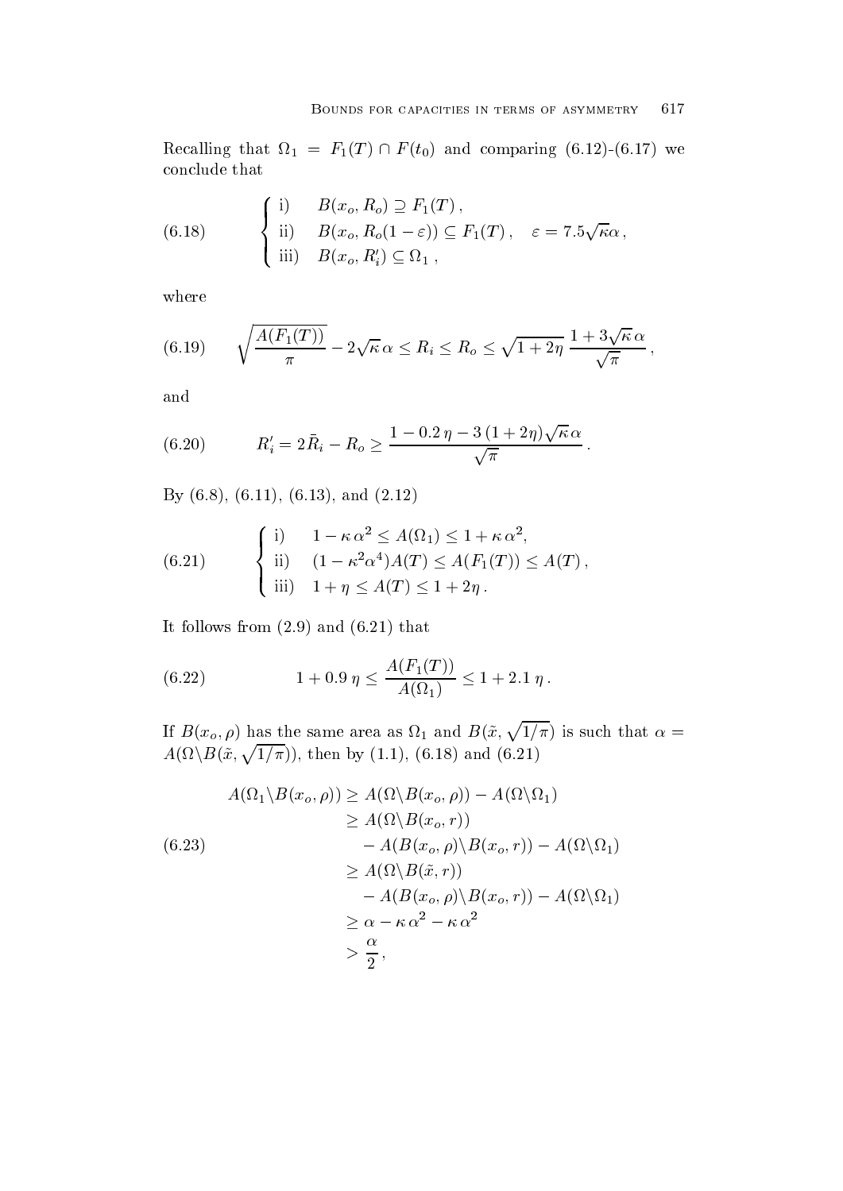Recalling that $\Omega_1 = F_1(T) \cap F(t_0)$ and comparing (6.12)-(6.17) we conclude that

$$
\begin{cases}
\text{i)} \quad B(x_o, R_o) \supseteq F_1(T)\,, \\
\text{ii)} \quad B(x_o, R_o(1-\varepsilon)) \subseteq F_1(T)\,, \quad \varepsilon = 7.5\sqrt{\kappa}\alpha\,, \\
\text{iii)} \quad B(x_o, R_i') \subseteq \Omega_1\,,
\end{cases}
\tag{6.18}
$$

where

$$
\sqrt{\frac{A(F_1(T))}{\pi}} - 2\sqrt{\kappa}\,\alpha \le R_i \le R_o \le \sqrt{1+2\eta}\,\frac{1+3\sqrt{\kappa}\,\alpha}{\sqrt{\pi}}\,,
\tag{6.19}
$$

and

$$
R_i' = 2\bar{R}_i - R_o \ge \frac{1 - 0.2\,\eta - 3\,(1+2\eta)\sqrt{\kappa}\,\alpha}{\sqrt{\pi}}\,.
\tag{6.20}
$$

By (6.8), (6.11), (6.13), and (2.12)

$$
\begin{cases}
\text{i)} \quad 1 - \kappa\,\alpha^2 \le A(\Omega_1) \le 1 + \kappa\,\alpha^2, \\
\text{ii)} \quad (1 - \kappa^2\alpha^4)A(T) \le A(F_1(T)) \le A(T)\,, \\
\text{iii)} \quad 1 + \eta \le A(T) \le 1 + 2\eta\,.
\end{cases}
\tag{6.21}
$$

It follows from (2.9) and (6.21) that

$$
1 + 0.9\,\eta \le \frac{A(F_1(T))}{A(\Omega_1)} \le 1 + 2.1\,\eta\,.
\tag{6.22}
$$

If $B(x_o, \rho)$ has the same area as $\Omega_1$ and $B(\tilde{x}, \sqrt{1/\pi})$ is such that $\alpha = A(\Omega \backslash B(\tilde{x}, \sqrt{1/\pi}))$, then by (1.1), (6.18) and (6.21)

$$
\begin{aligned}
A(\Omega_1 \backslash B(x_o, \rho)) &\ge A(\Omega \backslash B(x_o, \rho)) - A(\Omega \backslash \Omega_1) \\
&\ge A(\Omega \backslash B(x_o, r)) \\
&\quad - A(B(x_o, \rho) \backslash B(x_o, r)) - A(\Omega \backslash \Omega_1) \\
&\ge A(\Omega \backslash B(\tilde{x}, r)) \\
&\quad - A(B(x_o, \rho) \backslash B(x_o, r)) - A(\Omega \backslash \Omega_1) \\
&\ge \alpha - \kappa\,\alpha^2 - \kappa\,\alpha^2 \\
&> \frac{\alpha}{2}\,,
\end{aligned}
\tag{6.23}
$$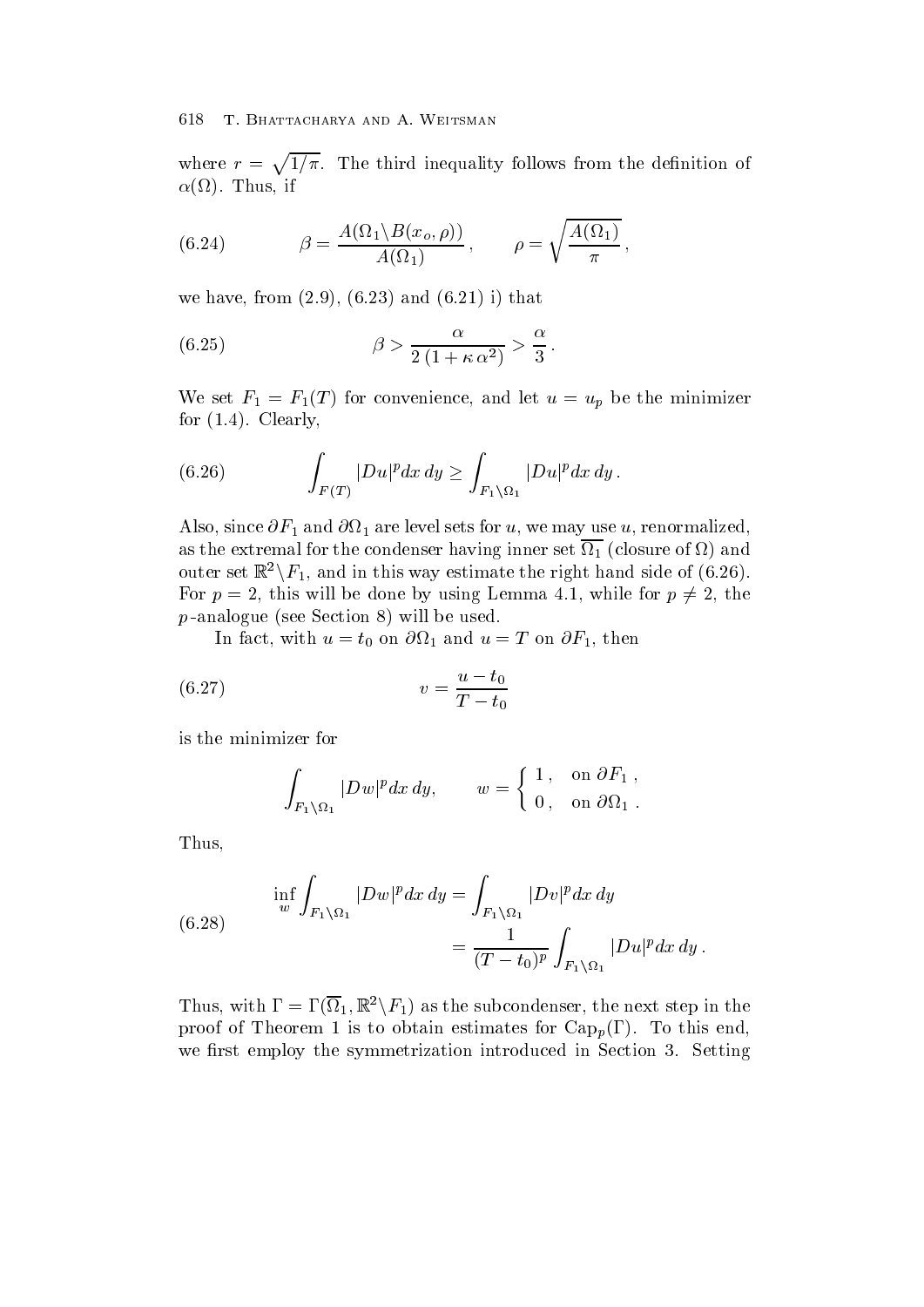where $r = \sqrt{1/\pi}$. The third inequality follows from the definition of $\alpha(\Omega)$. Thus, if

$$\beta = \frac{A(\Omega_1 \backslash B(x_o, \rho))}{A(\Omega_1)}, \qquad \rho = \sqrt{\frac{A(\Omega_1)}{\pi}}, \tag{6.24}$$

we have, from (2.9), (6.23) and (6.21) i) that

$$\beta > \frac{\alpha}{2\,(1+\kappa\,\alpha^2)} > \frac{\alpha}{3}\,. \tag{6.25}$$

We set $F_1 = F_1(T)$ for convenience, and let $u = u_p$ be the minimizer for (1.4). Clearly,

$$\int_{F(T)} |Du|^p dx\,dy \geq \int_{F_1 \backslash \Omega_1} |Du|^p dx\,dy\,. \tag{6.26}$$

Also, since $\partial F_1$ and $\partial \Omega_1$ are level sets for $u$, we may use $u$, renormalized, as the extremal for the condenser having inner set $\overline{\Omega_1}$ (closure of $\Omega$) and outer set $\mathbb{R}^2 \backslash F_1$, and in this way estimate the right hand side of (6.26). For $p = 2$, this will be done by using Lemma 4.1, while for $p \neq 2$, the $p$-analogue (see Section 8) will be used.

In fact, with $u = t_0$ on $\partial \Omega_1$ and $u = T$ on $\partial F_1$, then

$$v = \frac{u - t_0}{T - t_0} \tag{6.27}$$

is the minimizer for

$$\int_{F_1 \backslash \Omega_1} |Dw|^p dx\,dy, \qquad w = \begin{cases} 1\,, & \text{on } \partial F_1\,, \\ 0\,, & \text{on } \partial \Omega_1\,. \end{cases}$$

Thus,

$$\begin{aligned} \inf_w \int_{F_1 \backslash \Omega_1} |Dw|^p dx\,dy &= \int_{F_1 \backslash \Omega_1} |Dv|^p dx\,dy \\ &= \frac{1}{(T - t_0)^p} \int_{F_1 \backslash \Omega_1} |Du|^p dx\,dy\,. \end{aligned} \tag{6.28}$$

Thus, with $\Gamma = \Gamma(\overline{\Omega}_1, \mathbb{R}^2 \backslash F_1)$ as the subcondenser, the next step in the proof of Theorem 1 is to obtain estimates for $\mathrm{Cap}_p(\Gamma)$. To this end, we first employ the symmetrization introduced in Section 3. Setting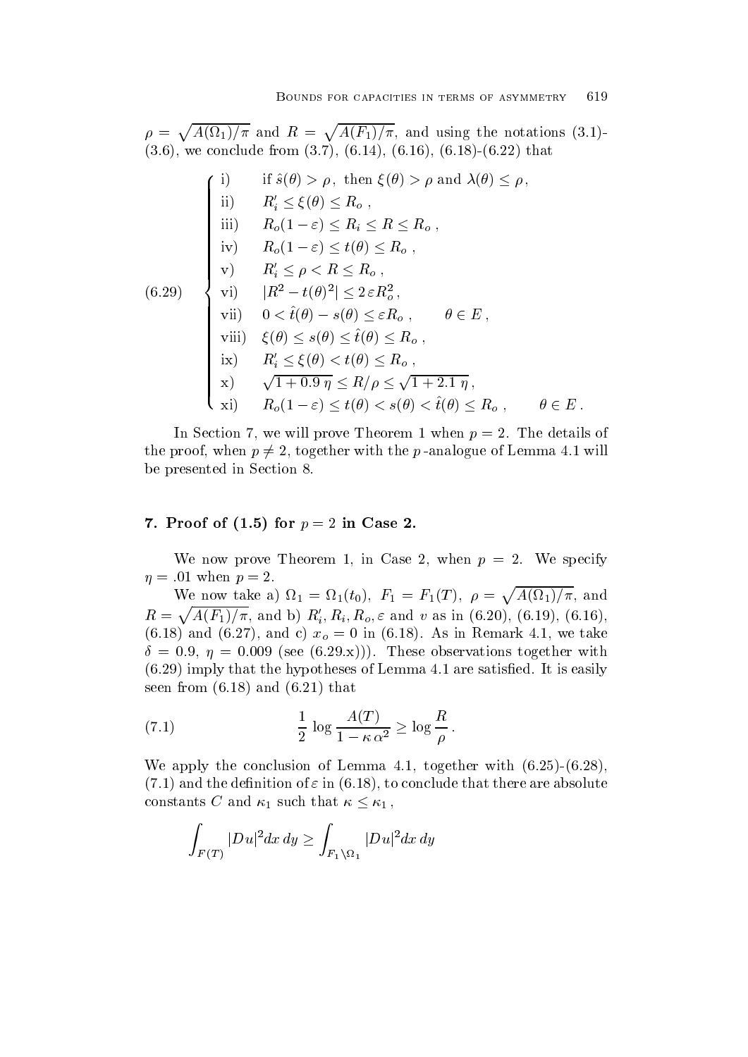$\rho = \sqrt{A(\Omega_1)/\pi}$ and $R = \sqrt{A(F_1)/\pi}$, and using the notations (3.1)-(3.6), we conclude from (3.7), (6.14), (6.16), (6.18)-(6.22) that

$$
(6.29) \quad \begin{cases}
\text{i)} & \text{if } \hat{s}(\theta) > \rho\,, \text{ then } \xi(\theta) > \rho \text{ and } \lambda(\theta) \le \rho\,, \\
\text{ii)} & R_i' \le \xi(\theta) \le R_o\,, \\
\text{iii)} & R_o(1-\varepsilon) \le R_i \le R \le R_o\,, \\
\text{iv)} & R_o(1-\varepsilon) \le t(\theta) \le R_o\,, \\
\text{v)} & R_i' \le \rho < R \le R_o\,, \\
\text{vi)} & |R^2 - t(\theta)^2| \le 2\,\varepsilon R_o^2\,, \\
\text{vii)} & 0 < \hat{t}(\theta) - s(\theta) \le \varepsilon R_o\,, \qquad \theta \in E\,, \\
\text{viii)} & \xi(\theta) \le s(\theta) \le \hat{t}(\theta) \le R_o\,, \\
\text{ix)} & R_i' \le \xi(\theta) < t(\theta) \le R_o\,, \\
\text{x)} & \sqrt{1 + 0.9\,\eta} \le R/\rho \le \sqrt{1 + 2.1\,\eta}\,, \\
\text{xi)} & R_o(1-\varepsilon) \le t(\theta) < s(\theta) < \hat{t}(\theta) \le R_o\,, \qquad \theta \in E\,.
\end{cases}
$$

In Section 7, we will prove Theorem 1 when $p = 2$. The details of the proof, when $p \neq 2$, together with the $p$-analogue of Lemma 4.1 will be presented in Section 8.

## 7. Proof of (1.5) for $p = 2$ in Case 2.

We now prove Theorem 1, in Case 2, when $p = 2$. We specify $\eta = .01$ when $p = 2$.

We now take a) $\Omega_1 = \Omega_1(t_0)$, $F_1 = F_1(T)$, $\rho = \sqrt{A(\Omega_1)/\pi}$, and $R = \sqrt{A(F_1)/\pi}$, and b) $R_i', R_i, R_o, \varepsilon$ and $v$ as in (6.20), (6.19), (6.16), (6.18) and (6.27), and c) $x_o = 0$ in (6.18). As in Remark 4.1, we take $\delta = 0.9$, $\eta = 0.009$ (see (6.29.x))). These observations together with (6.29) imply that the hypotheses of Lemma 4.1 are satisfied. It is easily seen from (6.18) and (6.21) that

$$
(7.1) \qquad \frac{1}{2} \log \frac{A(T)}{1 - \kappa\,\alpha^2} \ge \log \frac{R}{\rho}\,.
$$

We apply the conclusion of Lemma 4.1, together with (6.25)-(6.28), (7.1) and the definition of $\varepsilon$ in (6.18), to conclude that there are absolute constants $C$ and $\kappa_1$ such that $\kappa \le \kappa_1$,

$$
\int_{F(T)} |Du|^2 dx\, dy \ge \int_{F_1 \setminus \Omega_1} |Du|^2 dx\, dy
$$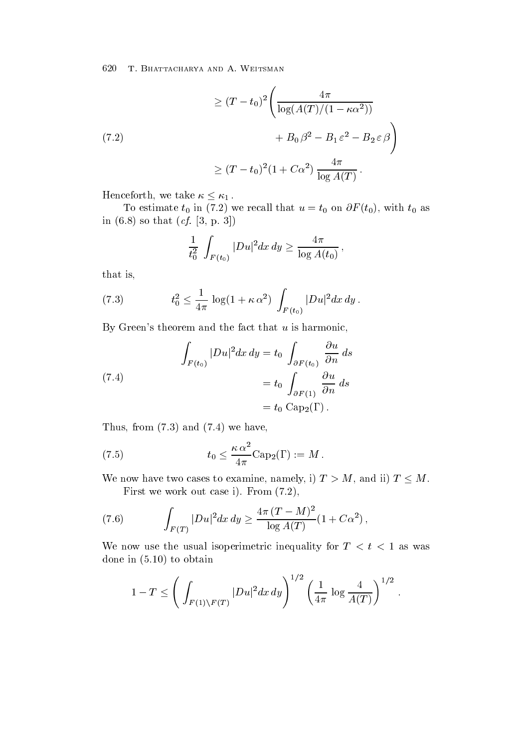$$
\begin{aligned}
&\geq (T-t_0)^2\Bigg(\frac{4\pi}{\log(A(T)/(1-\kappa\alpha^2))} \\
&\qquad\qquad + B_0\,\beta^2 - B_1\,\varepsilon^2 - B_2\,\varepsilon\,\beta\Bigg) \qquad (7.2)\\
&\geq (T-t_0)^2(1+C\alpha^2)\,\frac{4\pi}{\log A(T)}\,.
\end{aligned}
$$

Henceforth, we take $\kappa \leq \kappa_1$.

To estimate $t_0$ in (7.2) we recall that $u = t_0$ on $\partial F(t_0)$, with $t_0$ as in (6.8) so that (*cf.* [3, p. 3])

$$
\frac{1}{t_0^2}\int_{F(t_0)} |Du|^2 dx\,dy \geq \frac{4\pi}{\log A(t_0)}\,,
$$

that is,

$$
t_0^2 \leq \frac{1}{4\pi}\,\log(1+\kappa\,\alpha^2)\,\int_{F(t_0)} |Du|^2 dx\,dy\,. \tag{7.3}
$$

By Green's theorem and the fact that $u$ is harmonic,

$$
\begin{aligned}
\int_{F(t_0)} |Du|^2 dx\,dy &= t_0\,\int_{\partial F(t_0)} \frac{\partial u}{\partial n}\,ds \\
&= t_0\,\int_{\partial F(1)} \frac{\partial u}{\partial n}\,ds \\
&= t_0\,\mathrm{Cap}_2(\Gamma)\,.
\end{aligned}
\tag{7.4}
$$

Thus, from (7.3) and (7.4) we have,

$$
t_0 \leq \frac{\kappa\,\alpha^2}{4\pi}\mathrm{Cap}_2(\Gamma) := M\,. \tag{7.5}
$$

We now have two cases to examine, namely, i) $T > M$, and ii) $T \leq M$.

First we work out case i). From (7.2),

$$
\int_{F(T)} |Du|^2 dx\,dy \geq \frac{4\pi\,(T-M)^2}{\log A(T)}(1+C\alpha^2)\,, \tag{7.6}
$$

We now use the usual isoperimetric inequality for $T < t < 1$ as was done in (5.10) to obtain

$$
1-T \leq \left(\int_{F(1)\setminus F(T)} |Du|^2 dx\,dy\right)^{1/2}\left(\frac{1}{4\pi}\,\log\frac{4}{A(T)}\right)^{1/2}\,.
$$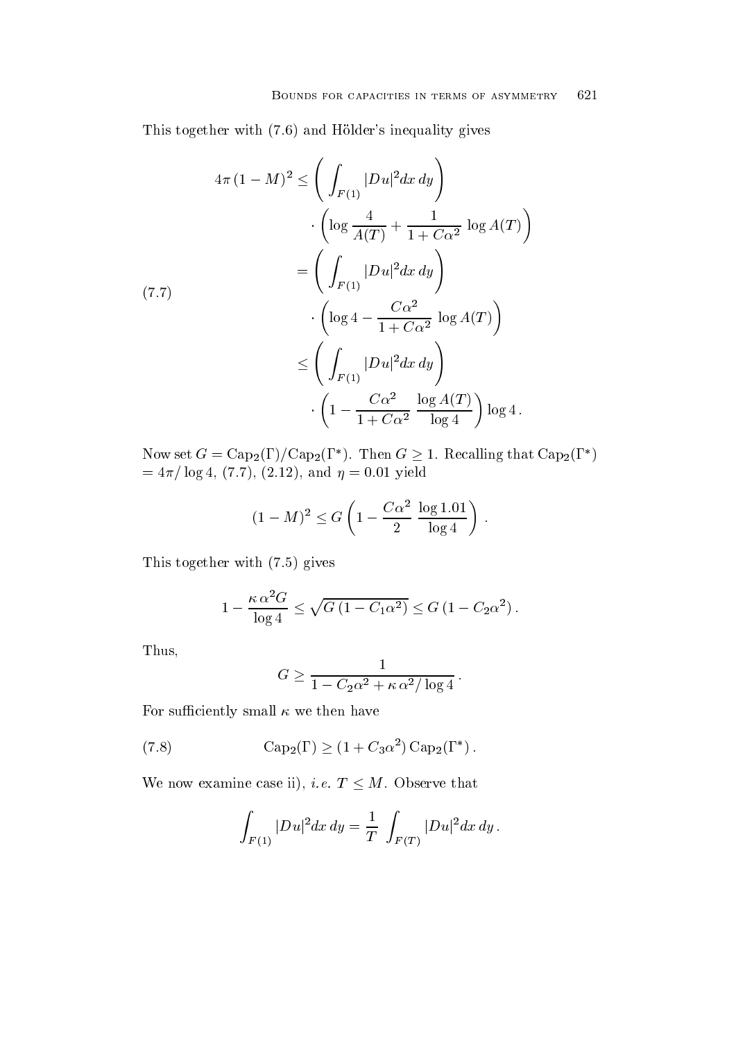This together with (7.6) and Hölder's inequality gives

$$
\begin{aligned}
4\pi\,(1-M)^2 &\le \left(\int_{F(1)} |Du|^2 dx\,dy\right) \\
&\quad \cdot \left(\log \frac{4}{A(T)} + \frac{1}{1+C\alpha^2}\,\log A(T)\right) \\
&= \left(\int_{F(1)} |Du|^2 dx\,dy\right) \\
&\quad \cdot \left(\log 4 - \frac{C\alpha^2}{1+C\alpha^2}\,\log A(T)\right) \\
&\le \left(\int_{F(1)} |Du|^2 dx\,dy\right) \\
&\quad \cdot \left(1 - \frac{C\alpha^2}{1+C\alpha^2}\,\frac{\log A(T)}{\log 4}\right)\log 4\,.
\end{aligned}
\tag{7.7}
$$

Now set $G = \mathrm{Cap}_2(\Gamma)/\mathrm{Cap}_2(\Gamma^*)$. Then $G \ge 1$. Recalling that $\mathrm{Cap}_2(\Gamma^*) = 4\pi/\log 4$, (7.7), (2.12), and $\eta = 0.01$ yield

$$
(1-M)^2 \le G\left(1 - \frac{C\alpha^2}{2}\,\frac{\log 1.01}{\log 4}\right).
$$

This together with (7.5) gives

$$
1 - \frac{\kappa\,\alpha^2 G}{\log 4} \le \sqrt{G\,(1 - C_1\alpha^2)} \le G\,(1 - C_2\alpha^2)\,.
$$

Thus,

$$
G \ge \frac{1}{1 - C_2\alpha^2 + \kappa\,\alpha^2/\log 4}\,.
$$

For sufficiently small $\kappa$ we then have

$$
\mathrm{Cap}_2(\Gamma) \ge (1 + C_3\alpha^2)\,\mathrm{Cap}_2(\Gamma^*)\,. \tag{7.8}
$$

We now examine case ii), *i.e.* $T \le M$. Observe that

$$
\int_{F(1)} |Du|^2 dx\,dy = \frac{1}{T}\int_{F(T)} |Du|^2 dx\,dy\,.
$$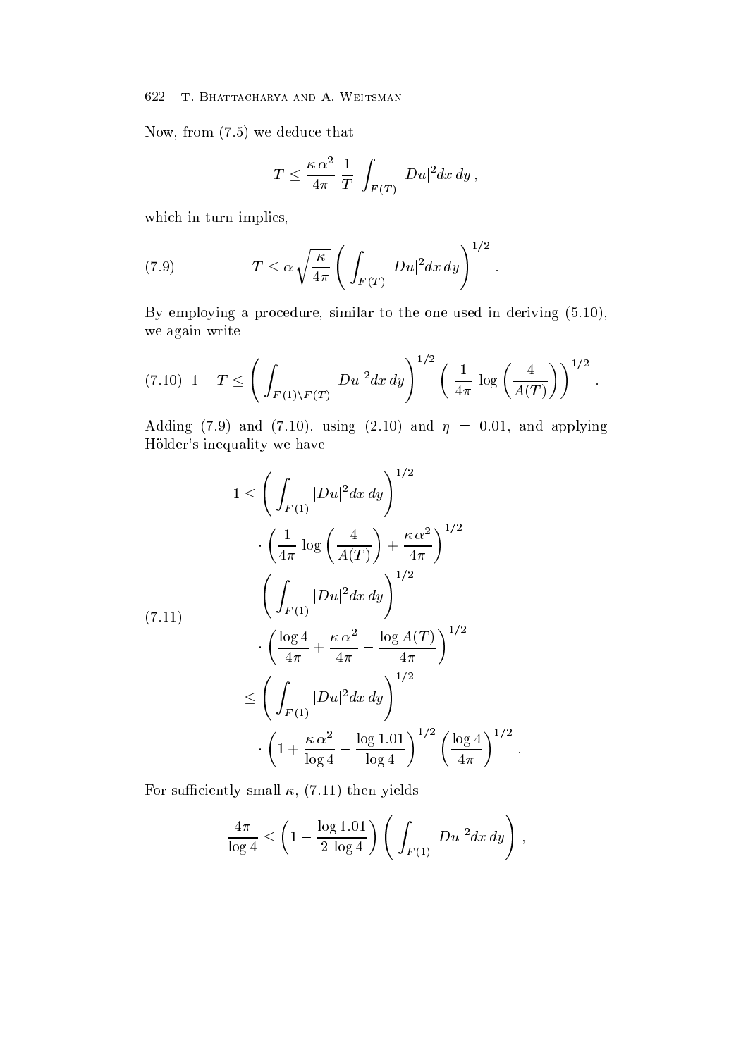Now, from (7.5) we deduce that

$$T \leq \frac{\kappa\,\alpha^2}{4\pi}\;\frac{1}{T}\;\int_{F(T)} |Du|^2 dx\,dy\,,$$

which in turn implies,

$$T \leq \alpha\sqrt{\frac{\kappa}{4\pi}}\left(\int_{F(T)} |Du|^2 dx\,dy\right)^{1/2}. \tag{7.9}$$

By employing a procedure, similar to the one used in deriving (5.10), we again write

$$1 - T \leq \left(\int_{F(1)\setminus F(T)} |Du|^2 dx\,dy\right)^{1/2}\left(\frac{1}{4\pi}\,\log\left(\frac{4}{A(T)}\right)\right)^{1/2}. \tag{7.10}$$

Adding (7.9) and (7.10), using (2.10) and $\eta = 0.01$, and applying Hölder's inequality we have

$$\begin{aligned}
1 &\leq \left(\int_{F(1)} |Du|^2 dx\,dy\right)^{1/2} \\
&\quad\cdot\left(\frac{1}{4\pi}\,\log\left(\frac{4}{A(T)}\right) + \frac{\kappa\,\alpha^2}{4\pi}\right)^{1/2} \\
&= \left(\int_{F(1)} |Du|^2 dx\,dy\right)^{1/2} \\
&\quad\cdot\left(\frac{\log 4}{4\pi} + \frac{\kappa\,\alpha^2}{4\pi} - \frac{\log A(T)}{4\pi}\right)^{1/2} \\
&\leq \left(\int_{F(1)} |Du|^2 dx\,dy\right)^{1/2} \\
&\quad\cdot\left(1 + \frac{\kappa\,\alpha^2}{\log 4} - \frac{\log 1.01}{\log 4}\right)^{1/2}\left(\frac{\log 4}{4\pi}\right)^{1/2}.
\end{aligned} \tag{7.11}$$

For sufficiently small $\kappa$, (7.11) then yields

$$\frac{4\pi}{\log 4} \leq \left(1 - \frac{\log 1.01}{2\,\log 4}\right)\left(\int_{F(1)} |Du|^2 dx\,dy\right),$$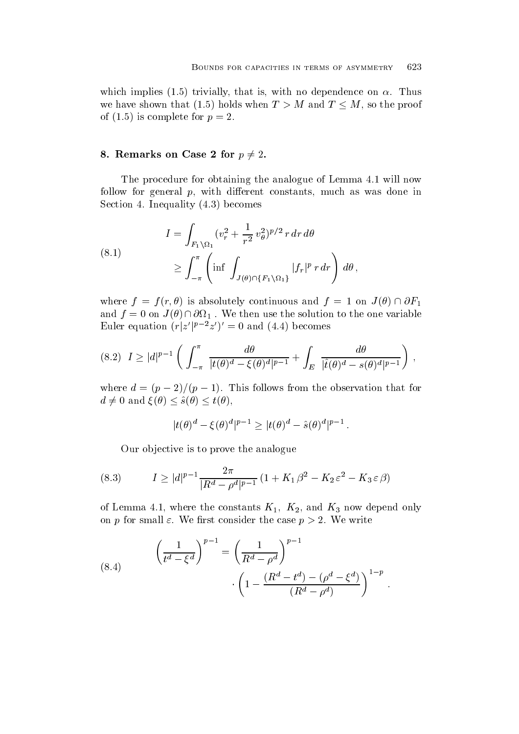which implies (1.5) trivially, that is, with no dependence on $\alpha$. Thus we have shown that (1.5) holds when $T > M$ and $T \leq M$, so the proof of (1.5) is complete for $p = 2$.

## 8. Remarks on Case 2 for $p \neq 2$.

The procedure for obtaining the analogue of Lemma 4.1 will now follow for general $p$, with different constants, much as was done in Section 4. Inequality (4.3) becomes

$$
\begin{aligned}
I &= \int_{F_1 \setminus \Omega_1} \Big(v_r^2 + \frac{1}{r^2}\, v_\theta^2\Big)^{p/2}\, r\, dr\, d\theta \\
&\geq \int_{-\pi}^{\pi} \left( \inf \int_{J(\theta) \cap \{F_1 \setminus \Omega_1\}} |f_r|^p\, r\, dr \right) d\theta\,,
\end{aligned}
\tag{8.1}
$$

where $f = f(r, \theta)$ is absolutely continuous and $f = 1$ on $J(\theta) \cap \partial F_1$ and $f = 0$ on $J(\theta) \cap \partial\Omega_1$. We then use the solution to the one variable Euler equation $(r|z'|^{p-2} z')' = 0$ and (4.4) becomes

$$
I \geq |d|^{p-1} \left( \int_{-\pi}^{\pi} \frac{d\theta}{|t(\theta)^d - \xi(\theta)^d|^{p-1}} + \int_E \frac{d\theta}{|\hat{t}(\theta)^d - s(\theta)^d|^{p-1}} \right),
\tag{8.2}
$$

where $d = (p-2)/(p-1)$. This follows from the observation that for $d \neq 0$ and $\xi(\theta) \leq \hat{s}(\theta) \leq t(\theta)$,

$$
|t(\theta)^d - \xi(\theta)^d|^{p-1} \geq |t(\theta)^d - \hat{s}(\theta)^d|^{p-1}\,.
$$

Our objective is to prove the analogue

$$
I \geq |d|^{p-1} \frac{2\pi}{|R^d - \rho^d|^{p-1}}\, (1 + K_1\, \beta^2 - K_2\, \varepsilon^2 - K_3\, \varepsilon\, \beta)
\tag{8.3}
$$

of Lemma 4.1, where the constants $K_1$, $K_2$, and $K_3$ now depend only on $p$ for small $\varepsilon$. We first consider the case $p > 2$. We write

$$
\begin{aligned}
\left( \frac{1}{t^d - \xi^d} \right)^{p-1} &= \left( \frac{1}{R^d - \rho^d} \right)^{p-1} \\
&\quad \cdot \left( 1 - \frac{(R^d - t^d) - (\rho^d - \xi^d)}{(R^d - \rho^d)} \right)^{1-p}.
\end{aligned}
\tag{8.4}
$$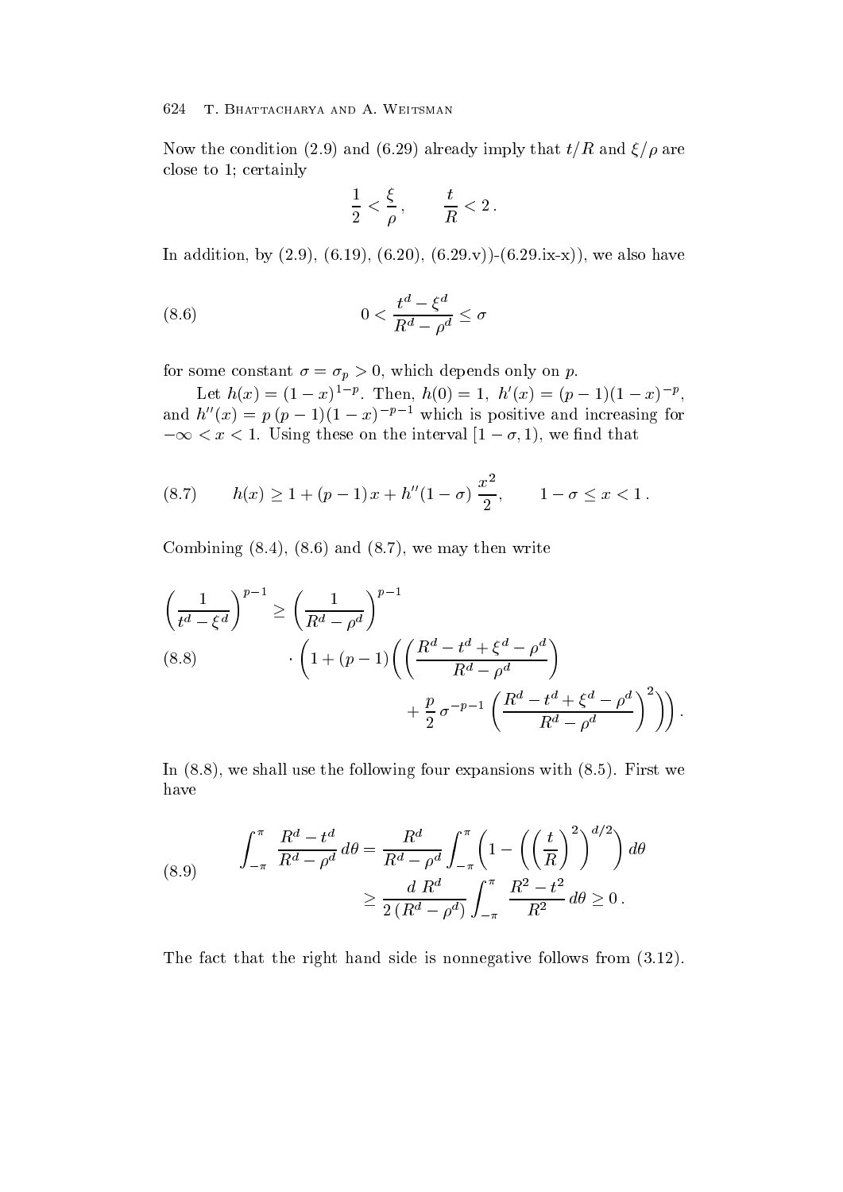Now the condition (2.9) and (6.29) already imply that $t/R$ and $\xi/\rho$ are close to 1; certainly

$$\frac{1}{2} < \frac{\xi}{\rho}, \qquad \frac{t}{R} < 2\,.$$

In addition, by (2.9), (6.19), (6.20), (6.29.v))-(6.29.ix-x)), we also have

$$0 < \frac{t^d - \xi^d}{R^d - \rho^d} \le \sigma \tag{8.6}$$

for some constant $\sigma = \sigma_p > 0$, which depends only on $p$.

Let $h(x) = (1-x)^{1-p}$. Then, $h(0) = 1$, $h'(x) = (p-1)(1-x)^{-p}$, and $h''(x) = p\,(p-1)(1-x)^{-p-1}$ which is positive and increasing for $-\infty < x < 1$. Using these on the interval $[1-\sigma, 1)$, we find that

$$h(x) \ge 1 + (p-1)\,x + h''(1-\sigma)\,\frac{x^2}{2}, \qquad 1-\sigma \le x < 1\,. \tag{8.7}$$

Combining (8.4), (8.6) and (8.7), we may then write

$$\begin{aligned}\left(\frac{1}{t^d - \xi^d}\right)^{p-1} \ge \left(\frac{1}{R^d - \rho^d}\right)^{p-1} & \\ \cdot \Bigg(1 + (p-1)\Bigg(\left(\frac{R^d - t^d + \xi^d - \rho^d}{R^d - \rho^d}\right) & \\ + \frac{p}{2}\,\sigma^{-p-1}\left(\frac{R^d - t^d + \xi^d - \rho^d}{R^d - \rho^d}\right)^2\Bigg)\Bigg)&\,.\end{aligned} \tag{8.8}$$

In (8.8), we shall use the following four expansions with (8.5). First we have

$$\begin{aligned}\int_{-\pi}^{\pi} \frac{R^d - t^d}{R^d - \rho^d}\,d\theta &= \frac{R^d}{R^d - \rho^d}\int_{-\pi}^{\pi}\left(1 - \left(\left(\frac{t}{R}\right)^2\right)^{d/2}\right)d\theta \\ &\ge \frac{d\;R^d}{2\,(R^d - \rho^d)}\int_{-\pi}^{\pi}\frac{R^2 - t^2}{R^2}\,d\theta \ge 0\,.\end{aligned} \tag{8.9}$$

The fact that the right hand side is nonnegative follows from (3.12).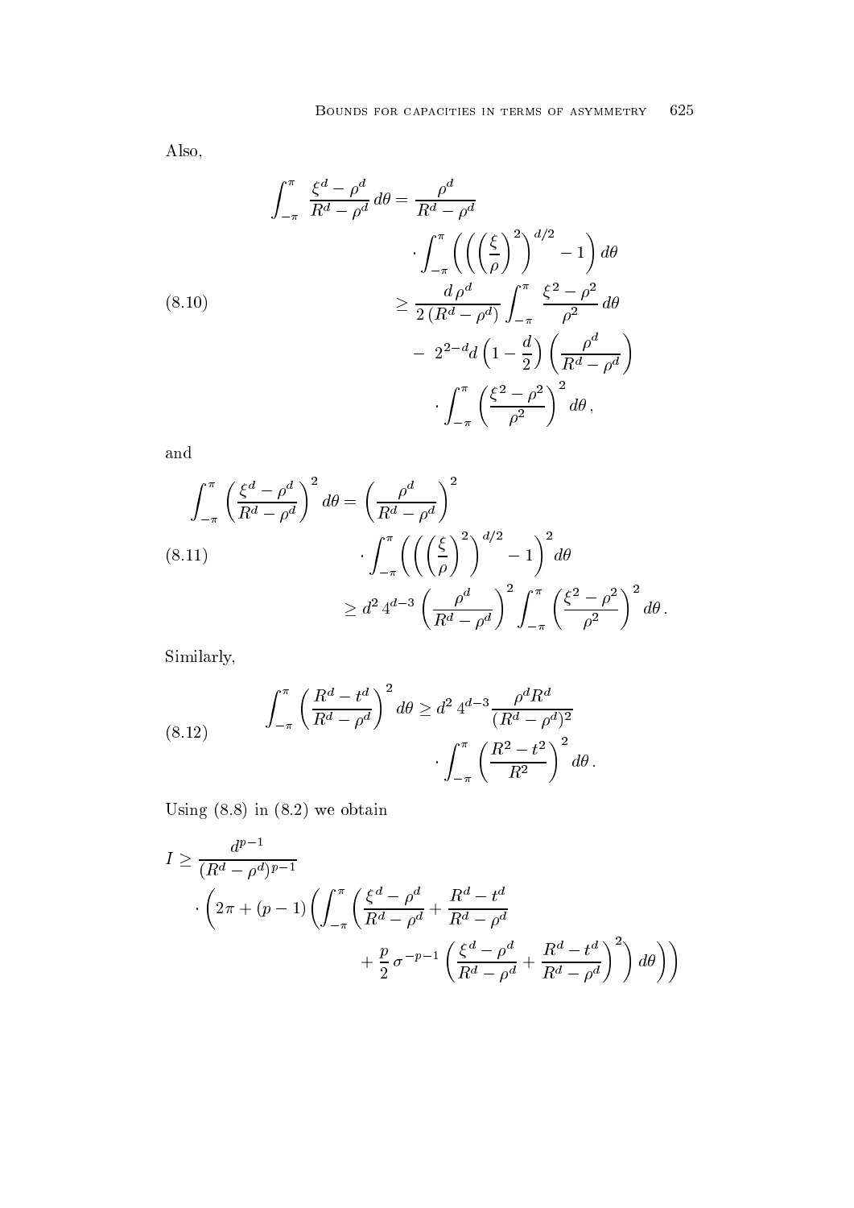Also,

$$
\begin{aligned}
\int_{-\pi}^{\pi} \frac{\xi^d - \rho^d}{R^d - \rho^d}\, d\theta &= \frac{\rho^d}{R^d - \rho^d} \\
&\quad \cdot \int_{-\pi}^{\pi} \left( \left( \left( \frac{\xi}{\rho} \right)^2 \right)^{d/2} - 1 \right) d\theta \\
&\geq \frac{d\,\rho^d}{2\,(R^d - \rho^d)} \int_{-\pi}^{\pi} \frac{\xi^2 - \rho^2}{\rho^2}\, d\theta \\
&\quad -\; 2^{2-d} d \left(1 - \frac{d}{2}\right) \left( \frac{\rho^d}{R^d - \rho^d} \right) \\
&\quad \cdot \int_{-\pi}^{\pi} \left( \frac{\xi^2 - \rho^2}{\rho^2} \right)^2 d\theta\,,
\end{aligned}
\tag{8.10}
$$

and

$$
\begin{aligned}
\int_{-\pi}^{\pi} \left( \frac{\xi^d - \rho^d}{R^d - \rho^d} \right)^2 d\theta &= \left( \frac{\rho^d}{R^d - \rho^d} \right)^2 \\
&\quad \cdot \int_{-\pi}^{\pi} \left( \left( \left( \frac{\xi}{\rho} \right)^2 \right)^{d/2} - 1 \right)^2 d\theta \\
&\geq d^2\, 4^{d-3} \left( \frac{\rho^d}{R^d - \rho^d} \right)^2 \int_{-\pi}^{\pi} \left( \frac{\xi^2 - \rho^2}{\rho^2} \right)^2 d\theta\,.
\end{aligned}
\tag{8.11}
$$

Similarly,

$$
\begin{aligned}
\int_{-\pi}^{\pi} \left( \frac{R^d - t^d}{R^d - \rho^d} \right)^2 d\theta &\geq d^2\, 4^{d-3} \frac{\rho^d R^d}{(R^d - \rho^d)^2} \\
&\quad \cdot \int_{-\pi}^{\pi} \left( \frac{R^2 - t^2}{R^2} \right)^2 d\theta\,.
\end{aligned}
\tag{8.12}
$$

Using (8.8) in (8.2) we obtain

$$
\begin{aligned}
I \geq\; & \frac{d^{p-1}}{(R^d - \rho^d)^{p-1}} \\
& \cdot \Bigg( 2\pi + (p-1) \Bigg( \int_{-\pi}^{\pi} \Bigg( \frac{\xi^d - \rho^d}{R^d - \rho^d} + \frac{R^d - t^d}{R^d - \rho^d} \\
& \qquad + \frac{p}{2}\, \sigma^{-p-1} \left( \frac{\xi^d - \rho^d}{R^d - \rho^d} + \frac{R^d - t^d}{R^d - \rho^d} \right)^2 \Bigg) d\theta \Bigg) \Bigg)
\end{aligned}
$$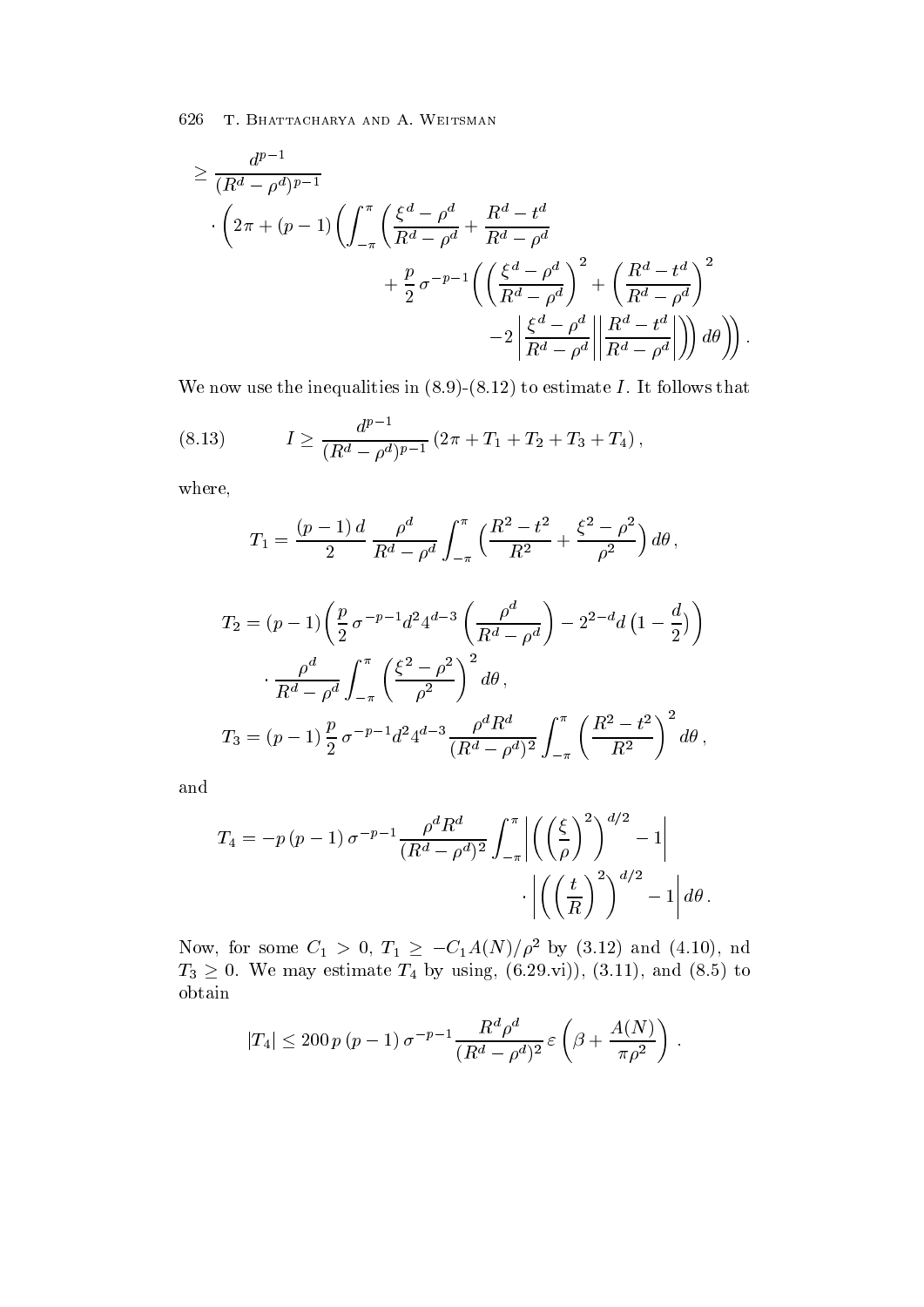$$
\begin{aligned}
&\geq \frac{d^{p-1}}{(R^d-\rho^d)^{p-1}} \\
&\quad \cdot \Bigg( 2\pi + (p-1) \Bigg( \int_{-\pi}^{\pi} \Bigg( \frac{\xi^d-\rho^d}{R^d-\rho^d} + \frac{R^d-t^d}{R^d-\rho^d} \\
&\qquad\qquad + \frac{p}{2}\, \sigma^{-p-1} \Bigg( \left( \frac{\xi^d-\rho^d}{R^d-\rho^d} \right)^2 + \left( \frac{R^d-t^d}{R^d-\rho^d} \right)^2 \\
&\qquad\qquad\qquad -2 \left| \frac{\xi^d-\rho^d}{R^d-\rho^d} \right| \left| \frac{R^d-t^d}{R^d-\rho^d} \right| \Bigg) \Bigg) \, d\theta \Bigg) \Bigg) .
\end{aligned}
$$

We now use the inequalities in (8.9)-(8.12) to estimate $I$. It follows that

$$
I \geq \frac{d^{p-1}}{(R^d-\rho^d)^{p-1}} \left( 2\pi + T_1 + T_2 + T_3 + T_4 \right), \tag{8.13}
$$

where,

$$
T_1 = \frac{(p-1)\,d}{2} \, \frac{\rho^d}{R^d-\rho^d} \int_{-\pi}^{\pi} \Big( \frac{R^2-t^2}{R^2} + \frac{\xi^2-\rho^2}{\rho^2} \Big)\, d\theta \,,
$$

$$
\begin{aligned}
T_2 &= (p-1) \bigg( \frac{p}{2}\, \sigma^{-p-1} d^2 4^{d-3} \left( \frac{\rho^d}{R^d-\rho^d} \right) - 2^{2-d} d \left(1 - \frac{d}{2}\right) \bigg) \\
&\quad \cdot \frac{\rho^d}{R^d-\rho^d} \int_{-\pi}^{\pi} \left( \frac{\xi^2-\rho^2}{\rho^2} \right)^2 d\theta \,, \\
T_3 &= (p-1)\, \frac{p}{2}\, \sigma^{-p-1} d^2 4^{d-3} \frac{\rho^d R^d}{(R^d-\rho^d)^2} \int_{-\pi}^{\pi} \left( \frac{R^2-t^2}{R^2} \right)^2 d\theta \,,
\end{aligned}
$$

and

$$
\begin{aligned}
T_4 = -p\,(p-1)\,\sigma^{-p-1} \frac{\rho^d R^d}{(R^d-\rho^d)^2} \int_{-\pi}^{\pi} &\left| \left( \left( \frac{\xi}{\rho} \right)^2 \right)^{d/2} - 1 \right| \\
&\cdot \left| \left( \left( \frac{t}{R} \right)^2 \right)^{d/2} - 1 \right| d\theta \,.
\end{aligned}
$$

Now, for some $C_1 > 0$, $T_1 \geq -C_1 A(N)/\rho^2$ by (3.12) and (4.10), nd $T_3 \geq 0$. We may estimate $T_4$ by using, (6.29.vi)), (3.11), and (8.5) to obtain

$$
|T_4| \leq 200\, p\,(p-1)\,\sigma^{-p-1} \frac{R^d \rho^d}{(R^d-\rho^d)^2}\, \varepsilon \left( \beta + \frac{A(N)}{\pi \rho^2} \right) .
$$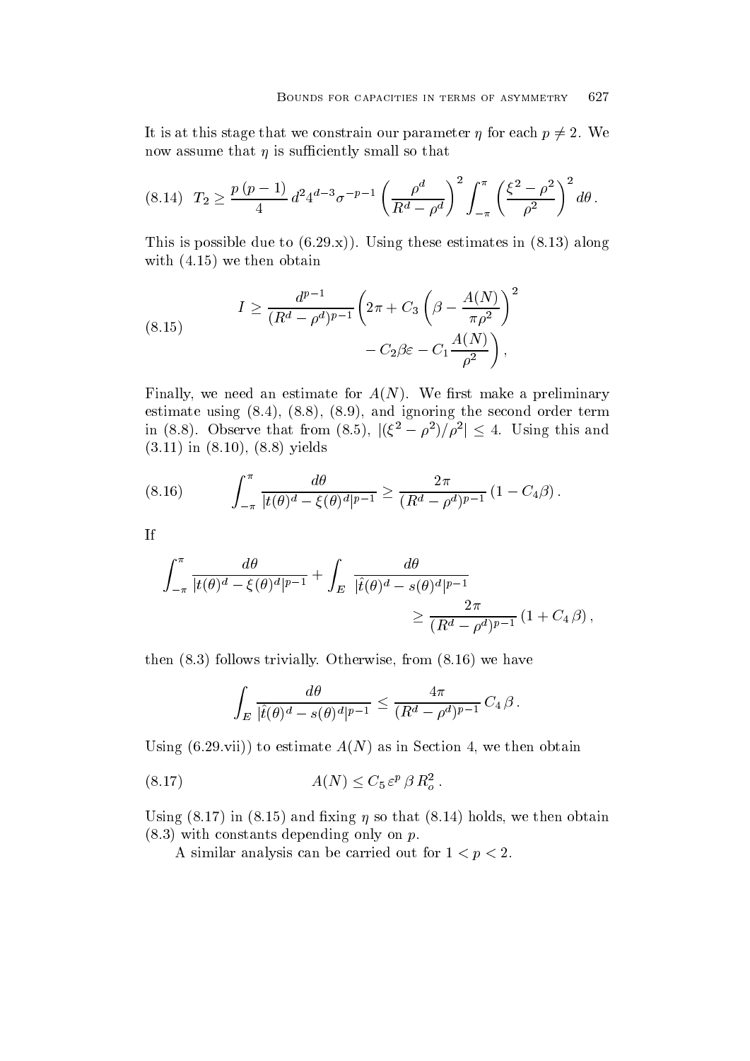It is at this stage that we constrain our parameter $\eta$ for each $p \neq 2$. We now assume that $\eta$ is sufficiently small so that

$$
T_2 \geq \frac{p\,(p-1)}{4}\, d^2 4^{d-3} \sigma^{-p-1} \left( \frac{\rho^d}{R^d - \rho^d} \right)^2 \int_{-\pi}^{\pi} \left( \frac{\xi^2 - \rho^2}{\rho^2} \right)^2 d\theta\,. \tag{8.14}
$$

This is possible due to (6.29.x)). Using these estimates in (8.13) along with (4.15) we then obtain

$$
\begin{aligned}
I \geq \frac{d^{p-1}}{(R^d - \rho^d)^{p-1}} \bigg( 2\pi + C_3 \left( \beta - \frac{A(N)}{\pi \rho^2} \right)^2 \\
- C_2 \beta \varepsilon - C_1 \frac{A(N)}{\rho^2} \bigg)\,,
\end{aligned} \tag{8.15}
$$

Finally, we need an estimate for $A(N)$. We first make a preliminary estimate using (8.4), (8.8), (8.9), and ignoring the second order term in (8.8). Observe that from (8.5), $|(\xi^2 - \rho^2)/\rho^2| \leq 4$. Using this and (3.11) in (8.10), (8.8) yields

$$
\int_{-\pi}^{\pi} \frac{d\theta}{|t(\theta)^d - \xi(\theta)^d|^{p-1}} \geq \frac{2\pi}{(R^d - \rho^d)^{p-1}} \left(1 - C_4 \beta\right). \tag{8.16}
$$

If

$$
\int_{-\pi}^{\pi} \frac{d\theta}{|t(\theta)^d - \xi(\theta)^d|^{p-1}} + \int_E \frac{d\theta}{|\hat{t}(\theta)^d - s(\theta)^d|^{p-1}} \geq \frac{2\pi}{(R^d - \rho^d)^{p-1}} \left(1 + C_4\, \beta\right),
$$

then (8.3) follows trivially. Otherwise, from (8.16) we have

$$
\int_E \frac{d\theta}{|\hat{t}(\theta)^d - s(\theta)^d|^{p-1}} \leq \frac{4\pi}{(R^d - \rho^d)^{p-1}}\, C_4\, \beta\,.
$$

Using (6.29.vii)) to estimate $A(N)$ as in Section 4, we then obtain

$$
A(N) \leq C_5\, \varepsilon^p\, \beta\, R_o^2\,. \tag{8.17}
$$

Using (8.17) in (8.15) and fixing $\eta$ so that (8.14) holds, we then obtain (8.3) with constants depending only on $p$.

A similar analysis can be carried out for $1 < p < 2$.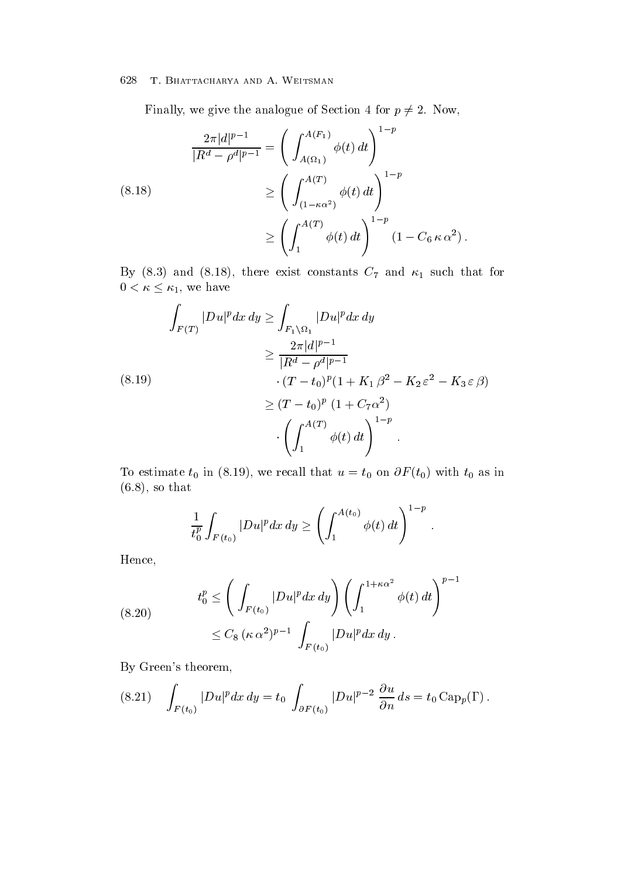Finally, we give the analogue of Section 4 for $p \neq 2$. Now,

$$
\begin{aligned}
\frac{2\pi |d|^{p-1}}{|R^d - \rho^d|^{p-1}} &= \left( \int_{A(\Omega_1)}^{A(F_1)} \phi(t)\, dt \right)^{1-p} \\
&\geq \left( \int_{(1-\kappa\alpha^2)}^{A(T)} \phi(t)\, dt \right)^{1-p} \\
&\geq \left( \int_{1}^{A(T)} \phi(t)\, dt \right)^{1-p} (1 - C_6\, \kappa\, \alpha^2)\,.
\end{aligned}
\tag{8.18}
$$

By (8.3) and (8.18), there exist constants $C_7$ and $\kappa_1$ such that for $0 < \kappa \leq \kappa_1$, we have

$$
\begin{aligned}
\int_{F(T)} |Du|^p dx\, dy &\geq \int_{F_1 \setminus \Omega_1} |Du|^p dx\, dy \\
&\geq \frac{2\pi |d|^{p-1}}{|R^d - \rho^d|^{p-1}} \\
&\quad \cdot (T - t_0)^p (1 + K_1\, \beta^2 - K_2\, \varepsilon^2 - K_3\, \varepsilon\, \beta) \\
&\geq (T - t_0)^p\ (1 + C_7 \alpha^2) \\
&\quad \cdot \left( \int_{1}^{A(T)} \phi(t)\, dt \right)^{1-p}.
\end{aligned}
\tag{8.19}
$$

To estimate $t_0$ in (8.19), we recall that $u = t_0$ on $\partial F(t_0)$ with $t_0$ as in (6.8), so that

$$
\frac{1}{t_0^p} \int_{F(t_0)} |Du|^p dx\, dy \geq \left( \int_{1}^{A(t_0)} \phi(t)\, dt \right)^{1-p}.
$$

Hence,

$$
\begin{aligned}
t_0^p &\leq \left( \int_{F(t_0)} |Du|^p dx\, dy \right) \left( \int_{1}^{1+\kappa\alpha^2} \phi(t)\, dt \right)^{p-1} \\
&\leq C_8\, (\kappa\, \alpha^2)^{p-1} \int_{F(t_0)} |Du|^p dx\, dy\,.
\end{aligned}
\tag{8.20}
$$

By Green's theorem,

$$
\int_{F(t_0)} |Du|^p dx\, dy = t_0 \int_{\partial F(t_0)} |Du|^{p-2}\, \frac{\partial u}{\partial n}\, ds = t_0\, \mathrm{Cap}_p(\Gamma)\,.
\tag{8.21}
$$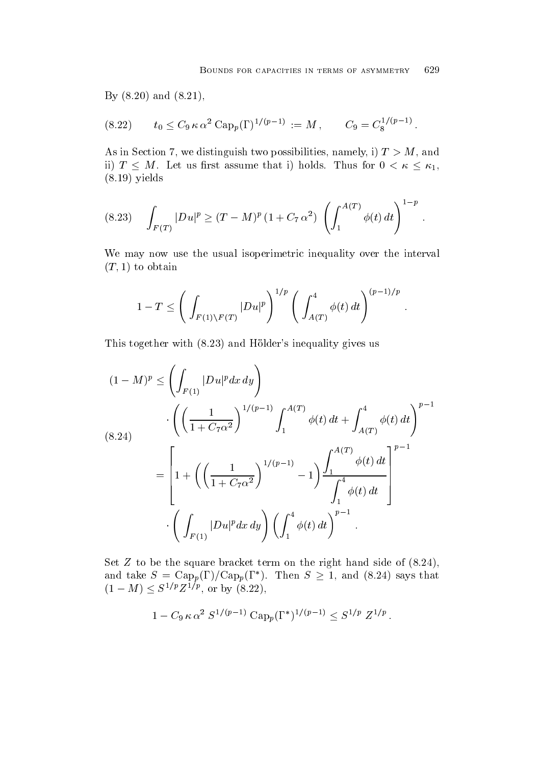By (8.20) and (8.21),

$$
t_0 \le C_9\,\kappa\,\alpha^2\,\mathrm{Cap}_p(\Gamma)^{1/(p-1)} := M\,, \qquad C_9 = C_8^{1/(p-1)}\,. \tag{8.22}
$$

As in Section 7, we distinguish two possibilities, namely, i) $T > M$, and ii) $T \le M$. Let us first assume that i) holds. Thus for $0 < \kappa \le \kappa_1$, (8.19) yields

$$
\int_{F(T)} |Du|^p \ge (T-M)^p\,(1 + C_7\,\alpha^2)\,\left(\int_1^{A(T)} \phi(t)\,dt\right)^{1-p}. \tag{8.23}
$$

We may now use the usual isoperimetric inequality over the interval $(T,1)$ to obtain

$$
1 - T \le \left(\int_{F(1)\setminus F(T)} |Du|^p\right)^{1/p}\left(\int_{A(T)}^4 \phi(t)\,dt\right)^{(p-1)/p}.
$$

This together with (8.23) and Hölder's inequality gives us

$$
\begin{aligned}
(1-M)^p &\le \left(\int_{F(1)} |Du|^p dx\,dy\right) \\
&\quad\cdot\left(\left(\frac{1}{1+C_7\alpha^2}\right)^{1/(p-1)}\int_1^{A(T)}\phi(t)\,dt + \int_{A(T)}^4 \phi(t)\,dt\right)^{p-1} \\
&= \left[1 + \left(\left(\frac{1}{1+C_7\alpha^2}\right)^{1/(p-1)} - 1\right)\frac{\displaystyle\int_1^{A(T)}\phi(t)\,dt}{\displaystyle\int_1^4 \phi(t)\,dt}\right]^{p-1} \\
&\quad\cdot\left(\int_{F(1)} |Du|^p dx\,dy\right)\left(\int_1^4 \phi(t)\,dt\right)^{p-1}.
\end{aligned} \tag{8.24}
$$

Set $Z$ to be the square bracket term on the right hand side of (8.24), and take $S = \mathrm{Cap}_p(\Gamma)/\mathrm{Cap}_p(\Gamma^*)$. Then $S \ge 1$, and (8.24) says that $(1-M) \le S^{1/p} Z^{1/p}$, or by (8.22),

$$
1 - C_9\,\kappa\,\alpha^2\,S^{1/(p-1)}\,\mathrm{Cap}_p(\Gamma^*)^{1/(p-1)} \le S^{1/p}\,Z^{1/p}\,.
$$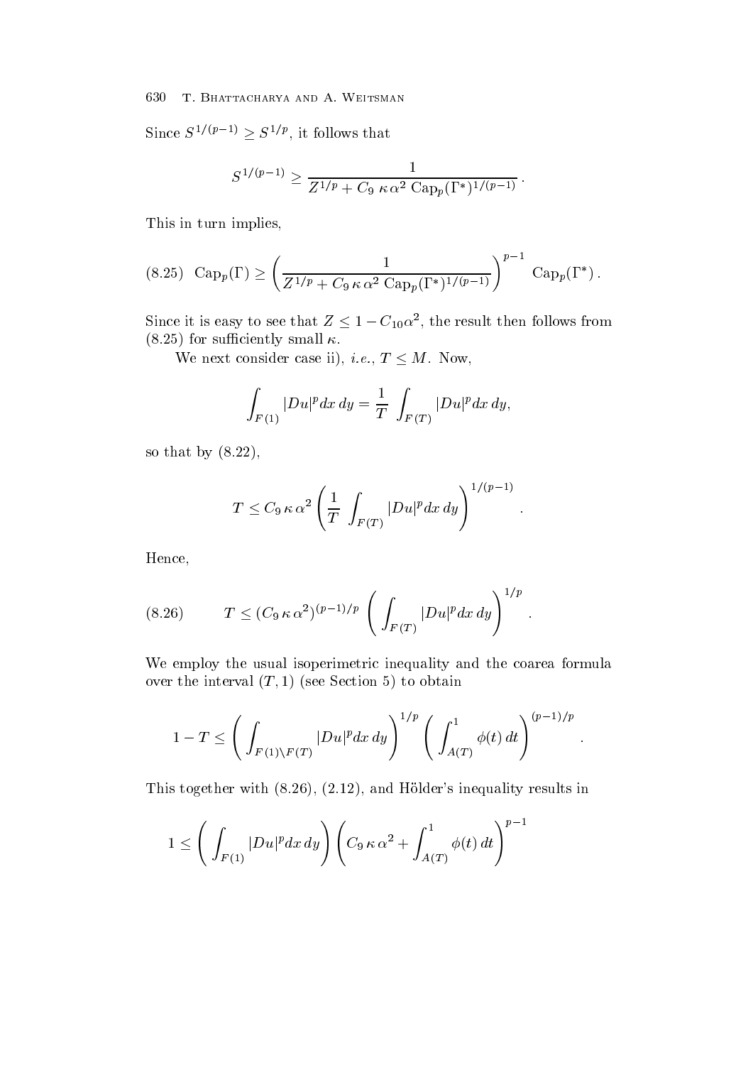Since $S^{1/(p-1)} \geq S^{1/p}$, it follows that

$$S^{1/(p-1)} \geq \frac{1}{Z^{1/p} + C_9 \, \kappa \, \alpha^2 \, \mathrm{Cap}_p(\Gamma^*)^{1/(p-1)}} \, .$$

This in turn implies,

$$\mathrm{Cap}_p(\Gamma) \geq \left( \frac{1}{Z^{1/p} + C_9 \, \kappa \, \alpha^2 \, \mathrm{Cap}_p(\Gamma^*)^{1/(p-1)}} \right)^{p-1} \mathrm{Cap}_p(\Gamma^*) \, . \tag{8.25}$$

Since it is easy to see that $Z \leq 1 - C_{10}\alpha^2$, the result then follows from (8.25) for sufficiently small $\kappa$.

We next consider case ii), *i.e.*, $T \leq M$. Now,

$$\int_{F(1)} |Du|^p dx \, dy = \frac{1}{T} \int_{F(T)} |Du|^p dx \, dy,$$

so that by (8.22),

$$T \leq C_9 \, \kappa \, \alpha^2 \left( \frac{1}{T} \int_{F(T)} |Du|^p dx \, dy \right)^{1/(p-1)} .$$

Hence,

$$T \leq (C_9 \, \kappa \, \alpha^2)^{(p-1)/p} \left( \int_{F(T)} |Du|^p dx \, dy \right)^{1/p} . \tag{8.26}$$

We employ the usual isoperimetric inequality and the coarea formula over the interval $(T, 1)$ (see Section 5) to obtain

$$1 - T \leq \left( \int_{F(1) \setminus F(T)} |Du|^p dx \, dy \right)^{1/p} \left( \int_{A(T)}^{1} \phi(t) \, dt \right)^{(p-1)/p} .$$

This together with (8.26), (2.12), and Hölder's inequality results in

$$1 \leq \left( \int_{F(1)} |Du|^p dx \, dy \right) \left( C_9 \, \kappa \, \alpha^2 + \int_{A(T)}^{1} \phi(t) \, dt \right)^{p-1}$$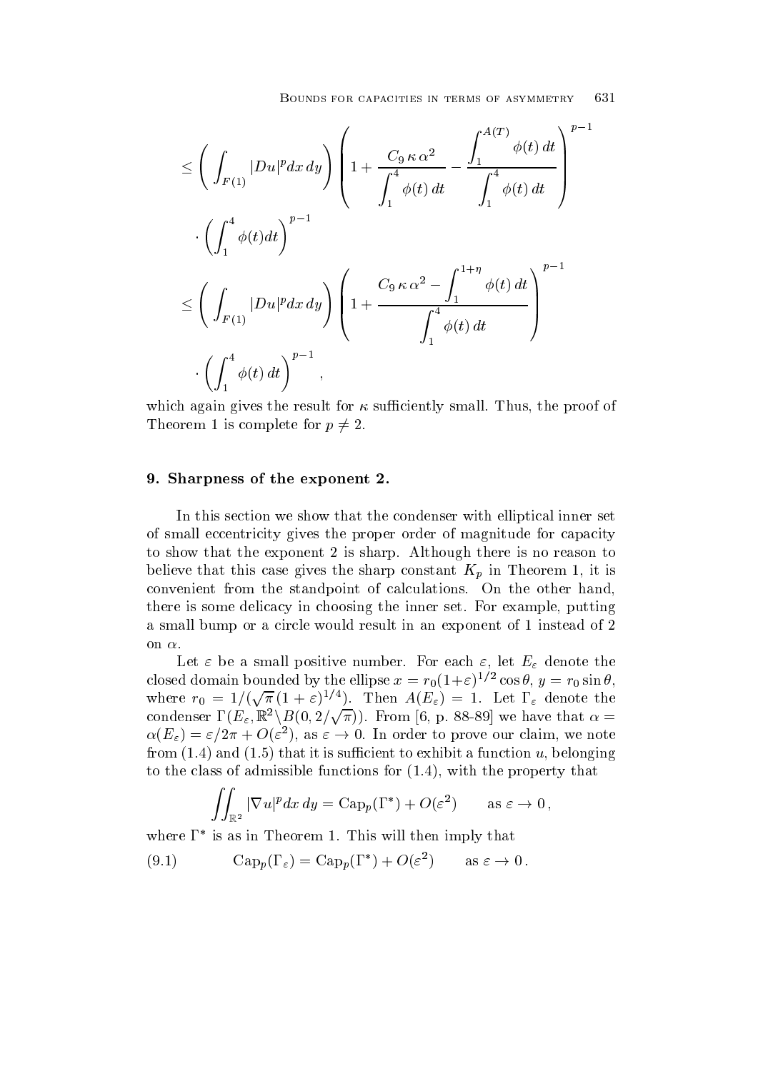$$
\leq \left( \int_{F(1)} |Du|^p dx\, dy \right) \left( 1 + \frac{C_9\, \kappa\, \alpha^2}{\displaystyle\int_1^4 \phi(t)\, dt} - \frac{\displaystyle\int_1^{A(T)} \phi(t)\, dt}{\displaystyle\int_1^4 \phi(t)\, dt} \right)^{p-1}
$$

$$
\cdot \left( \int_1^4 \phi(t) dt \right)^{p-1}
$$

$$
\leq \left( \int_{F(1)} |Du|^p dx\, dy \right) \left( 1 + \frac{C_9\, \kappa\, \alpha^2 - \displaystyle\int_1^{1+\eta} \phi(t)\, dt}{\displaystyle\int_1^4 \phi(t)\, dt} \right)^{p-1}
$$

$$
\cdot \left( \int_1^4 \phi(t)\, dt \right)^{p-1},
$$

which again gives the result for $\kappa$ sufficiently small. Thus, the proof of Theorem 1 is complete for $p \neq 2$.

## 9. Sharpness of the exponent 2.

In this section we show that the condenser with elliptical inner set of small eccentricity gives the proper order of magnitude for capacity to show that the exponent 2 is sharp. Although there is no reason to believe that this case gives the sharp constant $K_p$ in Theorem 1, it is convenient from the standpoint of calculations. On the other hand, there is some delicacy in choosing the inner set. For example, putting a small bump or a circle would result in an exponent of 1 instead of 2 on $\alpha$.

Let $\varepsilon$ be a small positive number. For each $\varepsilon$, let $E_\varepsilon$ denote the closed domain bounded by the ellipse $x = r_0(1+\varepsilon)^{1/2} \cos\theta$, $y = r_0 \sin\theta$, where $r_0 = 1/(\sqrt{\pi}\,(1+\varepsilon)^{1/4})$. Then $A(E_\varepsilon) = 1$. Let $\Gamma_\varepsilon$ denote the condenser $\Gamma(E_\varepsilon, \mathbb{R}^2 \backslash B(0, 2/\sqrt{\pi}))$. From [6, p. 88-89] we have that $\alpha = \alpha(E_\varepsilon) = \varepsilon/2\pi + O(\varepsilon^2)$, as $\varepsilon \to 0$. In order to prove our claim, we note from (1.4) and (1.5) that it is sufficient to exhibit a function $u$, belonging to the class of admissible functions for (1.4), with the property that

$$
\iint_{\mathbb{R}^2} |\nabla u|^p dx\, dy = \mathrm{Cap}_p(\Gamma^*) + O(\varepsilon^2) \qquad \text{as } \varepsilon \to 0\,,
$$

where $\Gamma^*$ is as in Theorem 1. This will then imply that

$$
\mathrm{Cap}_p(\Gamma_\varepsilon) = \mathrm{Cap}_p(\Gamma^*) + O(\varepsilon^2) \qquad \text{as } \varepsilon \to 0\,. \tag{9.1}
$$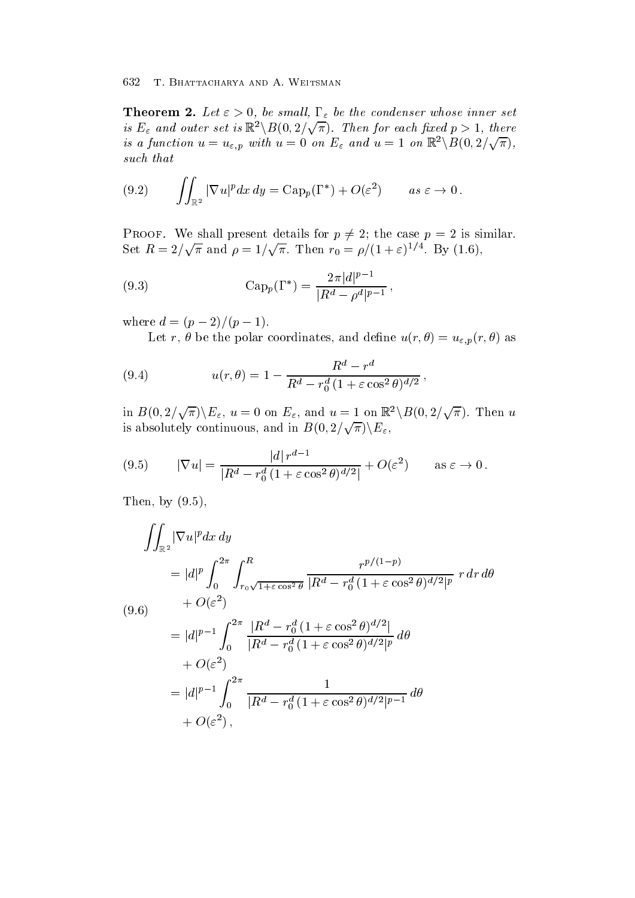**Theorem 2.** *Let $\varepsilon > 0$, be small, $\Gamma_\varepsilon$ be the condenser whose inner set is $E_\varepsilon$ and outer set is $\mathbb{R}^2 \backslash B(0, 2/\sqrt{\pi})$. Then for each fixed $p > 1$, there is a function $u = u_{\varepsilon,p}$ with $u = 0$ on $E_\varepsilon$ and $u = 1$ on $\mathbb{R}^2 \backslash B(0, 2/\sqrt{\pi})$, such that*

$$
\iint_{\mathbb{R}^2} |\nabla u|^p dx\, dy = \operatorname{Cap}_p(\Gamma^*) + O(\varepsilon^2) \qquad \text{as } \varepsilon \to 0\,. \tag{9.2}
$$

Proof. We shall present details for $p \neq 2$; the case $p = 2$ is similar. Set $R = 2/\sqrt{\pi}$ and $\rho = 1/\sqrt{\pi}$. Then $r_0 = \rho/(1+\varepsilon)^{1/4}$. By (1.6),

$$
\operatorname{Cap}_p(\Gamma^*) = \frac{2\pi |d|^{p-1}}{|R^d - \rho^d|^{p-1}}\,, \tag{9.3}
$$

where $d = (p-2)/(p-1)$.

Let $r$, $\theta$ be the polar coordinates, and define $u(r,\theta) = u_{\varepsilon,p}(r,\theta)$ as

$$
u(r,\theta) = 1 - \frac{R^d - r^d}{R^d - r_0^d\,(1+\varepsilon\cos^2\theta)^{d/2}}\,, \tag{9.4}
$$

in $B(0, 2/\sqrt{\pi}) \backslash E_\varepsilon$, $u = 0$ on $E_\varepsilon$, and $u = 1$ on $\mathbb{R}^2 \backslash B(0, 2/\sqrt{\pi})$. Then $u$ is absolutely continuous, and in $B(0, 2/\sqrt{\pi}) \backslash E_\varepsilon$,

$$
|\nabla u| = \frac{|d|\, r^{d-1}}{|R^d - r_0^d\,(1+\varepsilon\cos^2\theta)^{d/2}|} + O(\varepsilon^2) \qquad \text{as } \varepsilon \to 0\,. \tag{9.5}
$$

Then, by (9.5),

$$
\begin{aligned}
\iint_{\mathbb{R}^2} &|\nabla u|^p dx\, dy \\
&= |d|^p \int_0^{2\pi} \int_{r_0\sqrt{1+\varepsilon\cos^2\theta}}^{R} \frac{r^{p/(1-p)}}{|R^d - r_0^d\,(1+\varepsilon\cos^2\theta)^{d/2}|^p}\; r\, dr\, d\theta \\
&\quad + O(\varepsilon^2) \\
&= |d|^{p-1} \int_0^{2\pi} \frac{|R^d - r_0^d\,(1+\varepsilon\cos^2\theta)^{d/2}|}{|R^d - r_0^d\,(1+\varepsilon\cos^2\theta)^{d/2}|^p}\, d\theta \\
&\quad + O(\varepsilon^2) \\
&= |d|^{p-1} \int_0^{2\pi} \frac{1}{|R^d - r_0^d\,(1+\varepsilon\cos^2\theta)^{d/2}|^{p-1}}\, d\theta \\
&\quad + O(\varepsilon^2)\,,
\end{aligned} \tag{9.6}
$$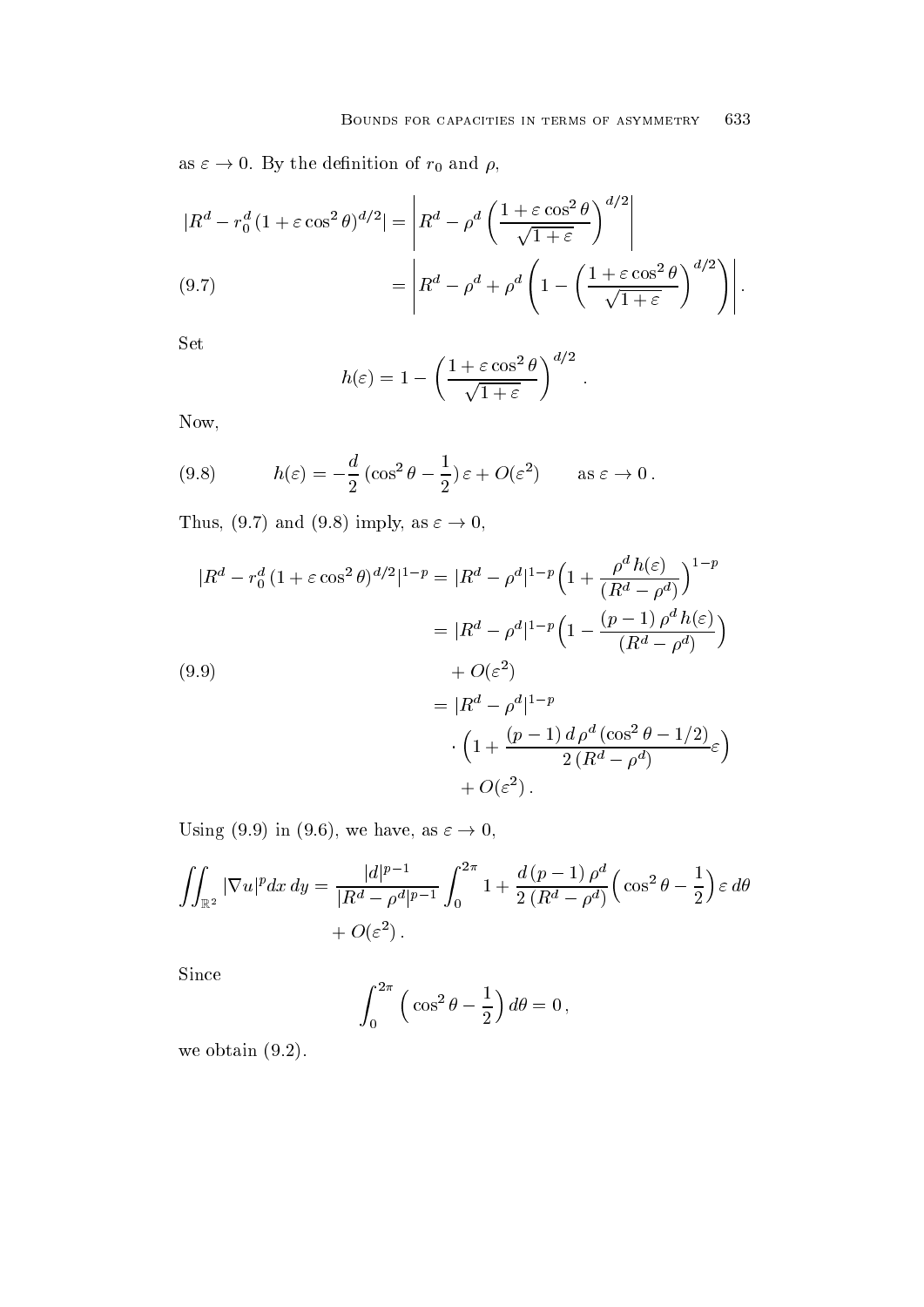as $\varepsilon \to 0$. By the definition of $r_0$ and $\rho$,

$$
\begin{aligned}
|R^d - r_0^d\,(1+\varepsilon\cos^2\theta)^{d/2}| &= \left| R^d - \rho^d \left( \frac{1+\varepsilon\cos^2\theta}{\sqrt{1+\varepsilon}} \right)^{d/2} \right| \\
&= \left| R^d - \rho^d + \rho^d \left( 1 - \left( \frac{1+\varepsilon\cos^2\theta}{\sqrt{1+\varepsilon}} \right)^{d/2} \right) \right| . \qquad (9.7)
\end{aligned}
$$

Set

$$
h(\varepsilon) = 1 - \left( \frac{1+\varepsilon\cos^2\theta}{\sqrt{1+\varepsilon}} \right)^{d/2} .
$$

Now,

$$
h(\varepsilon) = -\frac{d}{2}\,(\cos^2\theta - \frac{1}{2})\,\varepsilon + O(\varepsilon^2) \qquad \text{as } \varepsilon \to 0 \,. \qquad (9.8)
$$

Thus, (9.7) and (9.8) imply, as $\varepsilon \to 0$,

$$
\begin{aligned}
|R^d - r_0^d\,(1+\varepsilon\cos^2\theta)^{d/2}|^{1-p} &= |R^d - \rho^d|^{1-p} \Big( 1 + \frac{\rho^d\, h(\varepsilon)}{(R^d - \rho^d)} \Big)^{1-p} \\
&= |R^d - \rho^d|^{1-p} \Big( 1 - \frac{(p-1)\,\rho^d\, h(\varepsilon)}{(R^d - \rho^d)} \Big) \\
&\quad + O(\varepsilon^2) \\
&= |R^d - \rho^d|^{1-p} \\
&\quad \cdot \Big( 1 + \frac{(p-1)\,d\,\rho^d\,(\cos^2\theta - 1/2)}{2\,(R^d - \rho^d)} \varepsilon \Big) \\
&\quad + O(\varepsilon^2) \,. \qquad (9.9)
\end{aligned}
$$

Using (9.9) in (9.6), we have, as $\varepsilon \to 0$,

$$
\begin{aligned}
\iint_{\mathbb{R}^2} |\nabla u|^p dx\, dy = \frac{|d|^{p-1}}{|R^d - \rho^d|^{p-1}} \int_0^{2\pi} 1 + \frac{d\,(p-1)\,\rho^d}{2\,(R^d - \rho^d)} \Big( \cos^2\theta - \frac{1}{2} \Big)\, \varepsilon\, d\theta \\
+ O(\varepsilon^2) \,.
\end{aligned}
$$

Since

$$
\int_0^{2\pi} \Big( \cos^2\theta - \frac{1}{2} \Big)\, d\theta = 0 \,,
$$

we obtain (9.2).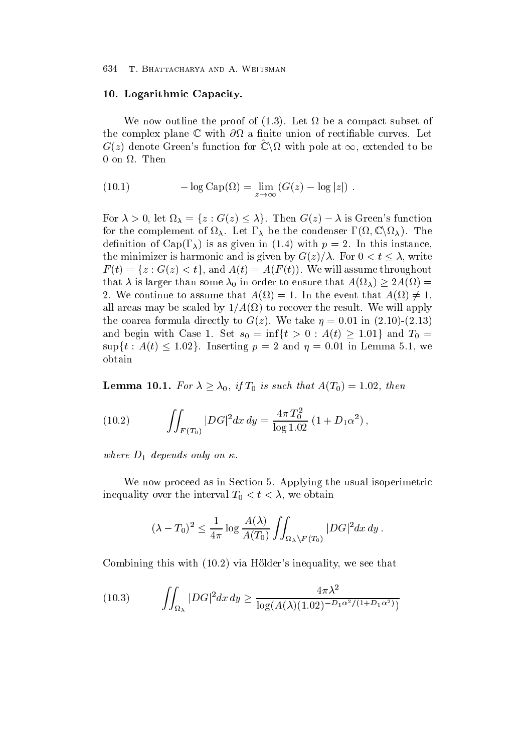## 10. Logarithmic Capacity.

We now outline the proof of (1.3). Let $\Omega$ be a compact subset of the complex plane $\mathbb{C}$ with $\partial\Omega$ a finite union of rectifiable curves. Let $G(z)$ denote Green's function for $\hat{\mathbb{C}}\backslash\Omega$ with pole at $\infty$, extended to be 0 on $\Omega$. Then

$$
-\log \operatorname{Cap}(\Omega) = \lim_{z\to\infty} \left(G(z) - \log|z|\right) . \tag{10.1}
$$

For $\lambda > 0$, let $\Omega_\lambda = \{z : G(z) \le \lambda\}$. Then $G(z) - \lambda$ is Green's function for the complement of $\Omega_\lambda$. Let $\Gamma_\lambda$ be the condenser $\Gamma(\Omega, \mathbb{C}\backslash\Omega_\lambda)$. The definition of $\operatorname{Cap}(\Gamma_\lambda)$ is as given in (1.4) with $p = 2$. In this instance, the minimizer is harmonic and is given by $G(z)/\lambda$. For $0 < t \le \lambda$, write $F(t) = \{z : G(z) < t\}$, and $A(t) = A(F(t))$. We will assume throughout that $\lambda$ is larger than some $\lambda_0$ in order to ensure that $A(\Omega_\lambda) \ge 2A(\Omega) = 2$. We continue to assume that $A(\Omega) = 1$. In the event that $A(\Omega) \ne 1$, all areas may be scaled by $1/A(\Omega)$ to recover the result. We will apply the coarea formula directly to $G(z)$. We take $\eta = 0.01$ in (2.10)-(2.13) and begin with Case 1. Set $s_0 = \inf\{t > 0 : A(t) \ge 1.01\}$ and $T_0 = \sup\{t : A(t) \le 1.02\}$. Inserting $p = 2$ and $\eta = 0.01$ in Lemma 5.1, we obtain

**Lemma 10.1.** *For $\lambda \ge \lambda_0$, if $T_0$ is such that $A(T_0) = 1.02$, then*

$$
\iint_{F(T_0)} |DG|^2 dx\, dy = \frac{4\pi T_0^2}{\log 1.02}\,(1 + D_1\alpha^2)\,, \tag{10.2}
$$

*where $D_1$ depends only on $\kappa$.*

We now proceed as in Section 5. Applying the usual isoperimetric inequality over the interval $T_0 < t < \lambda$, we obtain

$$
(\lambda - T_0)^2 \le \frac{1}{4\pi} \log \frac{A(\lambda)}{A(T_0)} \iint_{\Omega_\lambda\backslash F(T_0)} |DG|^2 dx\, dy\,.
$$

Combining this with (10.2) via Hölder's inequality, we see that

$$
\iint_{\Omega_\lambda} |DG|^2 dx\, dy \ge \frac{4\pi\lambda^2}{\log(A(\lambda)(1.02)^{-D_1\alpha^2/(1+D_1\alpha^2)})} \tag{10.3}
$$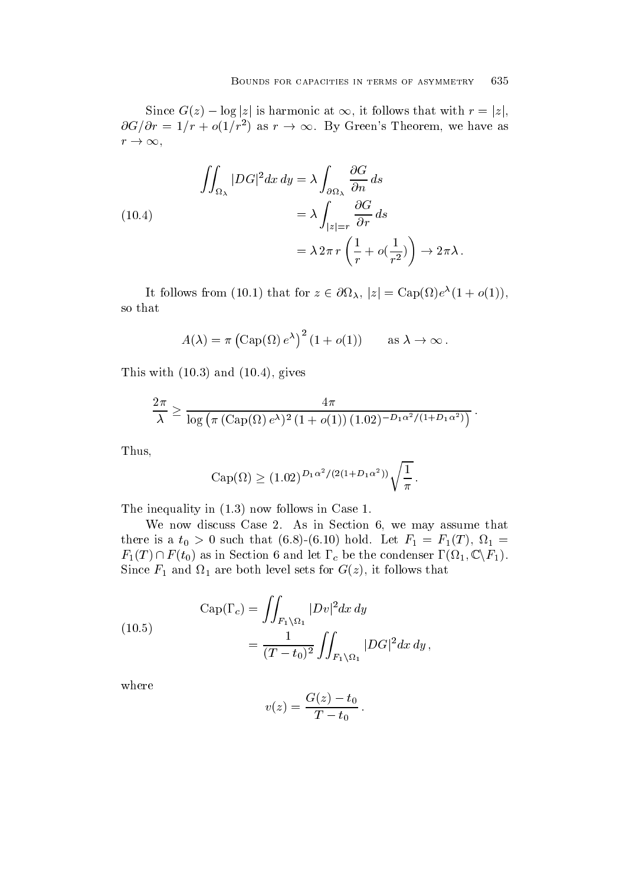Since $G(z) - \log|z|$ is harmonic at $\infty$, it follows that with $r = |z|$, $\partial G/\partial r = 1/r + o(1/r^2)$ as $r \to \infty$. By Green's Theorem, we have as $r \to \infty$,

$$
\begin{aligned}
\iint_{\Omega_\lambda} |DG|^2 dx\, dy &= \lambda \int_{\partial\Omega_\lambda} \frac{\partial G}{\partial n}\, ds \\
&= \lambda \int_{|z|=r} \frac{\partial G}{\partial r}\, ds \\
&= \lambda\, 2\pi\, r \left(\frac{1}{r} + o(\frac{1}{r^2})\right) \to 2\pi\lambda\,.
\end{aligned} \tag{10.4}
$$

It follows from (10.1) that for $z \in \partial\Omega_\lambda$, $|z| = \mathrm{Cap}(\Omega) e^{\lambda}(1 + o(1))$, so that

$$
A(\lambda) = \pi \left(\mathrm{Cap}(\Omega)\, e^{\lambda}\right)^2 (1 + o(1)) \qquad \text{as } \lambda \to \infty\,.
$$

This with (10.3) and (10.4), gives

$$
\frac{2\pi}{\lambda} \geq \frac{4\pi}{\log\left(\pi\, (\mathrm{Cap}(\Omega)\, e^{\lambda})^2\, (1 + o(1))\, (1.02)^{-D_1\alpha^2/(1+D_1\alpha^2)}\right)}\,.
$$

Thus,

$$
\mathrm{Cap}(\Omega) \geq (1.02)^{D_1\alpha^2/(2(1+D_1\alpha^2))} \sqrt{\frac{1}{\pi}}\,.
$$

The inequality in (1.3) now follows in Case 1.

We now discuss Case 2. As in Section 6, we may assume that there is a $t_0 > 0$ such that (6.8)-(6.10) hold. Let $F_1 = F_1(T)$, $\Omega_1 = F_1(T) \cap F(t_0)$ as in Section 6 and let $\Gamma_c$ be the condenser $\Gamma(\Omega_1, \mathbb{C}\backslash F_1)$. Since $F_1$ and $\Omega_1$ are both level sets for $G(z)$, it follows that

$$
\begin{aligned}
\mathrm{Cap}(\Gamma_c) &= \iint_{F_1\backslash\Omega_1} |Dv|^2 dx\, dy \\
&= \frac{1}{(T - t_0)^2} \iint_{F_1\backslash\Omega_1} |DG|^2 dx\, dy\,,
\end{aligned} \tag{10.5}
$$

where

$$
v(z) = \frac{G(z) - t_0}{T - t_0}\,.
$$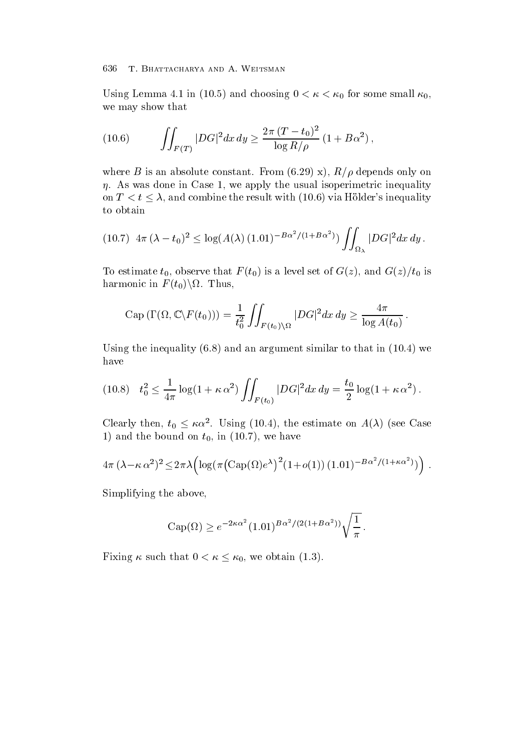Using Lemma 4.1 in (10.5) and choosing $0 < \kappa < \kappa_0$ for some small $\kappa_0$, we may show that

$$\iint_{F(T)} |DG|^2 dx\, dy \geq \frac{2\pi\,(T - t_0)^2}{\log R/\rho}\,(1 + B\alpha^2)\,, \tag{10.6}$$

where $B$ is an absolute constant. From (6.29) x), $R/\rho$ depends only on $\eta$. As was done in Case 1, we apply the usual isoperimetric inequality on $T < t \leq \lambda$, and combine the result with (10.6) via Hölder's inequality to obtain

$$4\pi\,(\lambda - t_0)^2 \leq \log(A(\lambda)\,(1.01)^{-B\alpha^2/(1+B\alpha^2)}) \iint_{\Omega_\lambda} |DG|^2 dx\, dy\,. \tag{10.7}$$

To estimate $t_0$, observe that $F(t_0)$ is a level set of $G(z)$, and $G(z)/t_0$ is harmonic in $F(t_0)\backslash\Omega$. Thus,

$$\operatorname{Cap}\left(\Gamma(\Omega, \mathbb{C}\backslash F(t_0))\right) = \frac{1}{t_0^2}\iint_{F(t_0)\backslash\Omega} |DG|^2 dx\, dy \geq \frac{4\pi}{\log A(t_0)}\,.$$

Using the inequality (6.8) and an argument similar to that in (10.4) we have

$$t_0^2 \leq \frac{1}{4\pi}\log(1 + \kappa\,\alpha^2) \iint_{F(t_0)} |DG|^2 dx\, dy = \frac{t_0}{2}\log(1 + \kappa\,\alpha^2)\,. \tag{10.8}$$

Clearly then, $t_0 \leq \kappa\alpha^2$. Using (10.4), the estimate on $A(\lambda)$ (see Case 1) and the bound on $t_0$, in (10.7), we have

$$4\pi\,(\lambda - \kappa\,\alpha^2)^2 \leq 2\pi\lambda\Big(\log(\pi\big(\operatorname{Cap}(\Omega)e^{\lambda}\big)^2(1 + o(1))\,(1.01)^{-B\alpha^2/(1+\kappa\alpha^2)})\Big)\,.$$

Simplifying the above,

$$\operatorname{Cap}(\Omega) \geq e^{-2\kappa\alpha^2}(1.01)^{B\alpha^2/(2(1+B\alpha^2))}\sqrt{\frac{1}{\pi}}\,.$$

Fixing $\kappa$ such that $0 < \kappa \leq \kappa_0$, we obtain (1.3).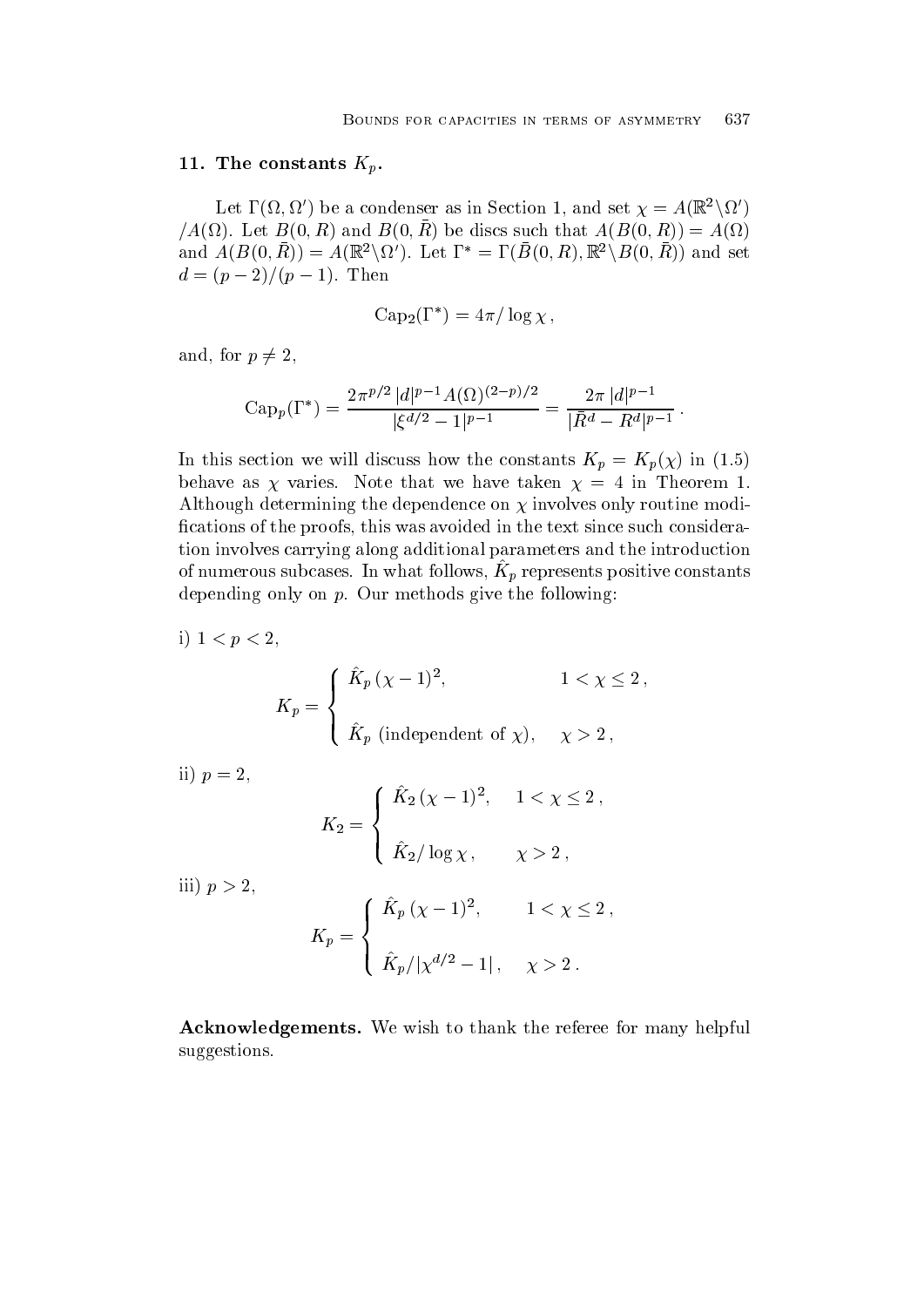## 11. The constants $K_p$.

Let $\Gamma(\Omega, \Omega')$ be a condenser as in Section 1, and set $\chi = A(\mathbb{R}^2 \backslash \Omega') / A(\Omega)$. Let $B(0,R)$ and $B(0,\bar{R})$ be discs such that $A(B(0,R)) = A(\Omega)$ and $A(B(0,\bar{R})) = A(\mathbb{R}^2 \backslash \Omega')$. Let $\Gamma^* = \Gamma(\bar{B}(0,R), \mathbb{R}^2 \backslash B(0,\bar{R}))$ and set $d = (p-2)/(p-1)$. Then

$$\mathrm{Cap}_2(\Gamma^*) = 4\pi / \log \chi \, ,$$

and, for $p \neq 2$,

$$\mathrm{Cap}_p(\Gamma^*) = \frac{2\pi^{p/2} \, |d|^{p-1} A(\Omega)^{(2-p)/2}}{|\xi^{d/2} - 1|^{p-1}} = \frac{2\pi \, |d|^{p-1}}{|\bar{R}^d - R^d|^{p-1}} \, .$$

In this section we will discuss how the constants $K_p = K_p(\chi)$ in (1.5) behave as $\chi$ varies. Note that we have taken $\chi = 4$ in Theorem 1. Although determining the dependence on $\chi$ involves only routine modifications of the proofs, this was avoided in the text since such consideration involves carrying along additional parameters and the introduction of numerous subcases. In what follows, $\hat{K}_p$ represents positive constants depending only on $p$. Our methods give the following:

i) $1 < p < 2$,

$$K_p = \begin{cases} \hat{K}_p \, (\chi - 1)^2, & 1 < \chi \leq 2 \, , \\[2ex] \hat{K}_p \text{ (independent of } \chi), & \chi > 2 \, , \end{cases}$$

ii) $p = 2$,

$$K_2 = \begin{cases} \hat{K}_2 \, (\chi - 1)^2, & 1 < \chi \leq 2 \, , \\[2ex] \hat{K}_2 / \log \chi \, , & \chi > 2 \, , \end{cases}$$

iii) $p > 2$,

$$K_p = \begin{cases} \hat{K}_p \, (\chi - 1)^2, & 1 < \chi \leq 2 \, , \\[2ex] \hat{K}_p / |\chi^{d/2} - 1| \, , & \chi > 2 \, . \end{cases}$$

**Acknowledgements.** We wish to thank the referee for many helpful suggestions.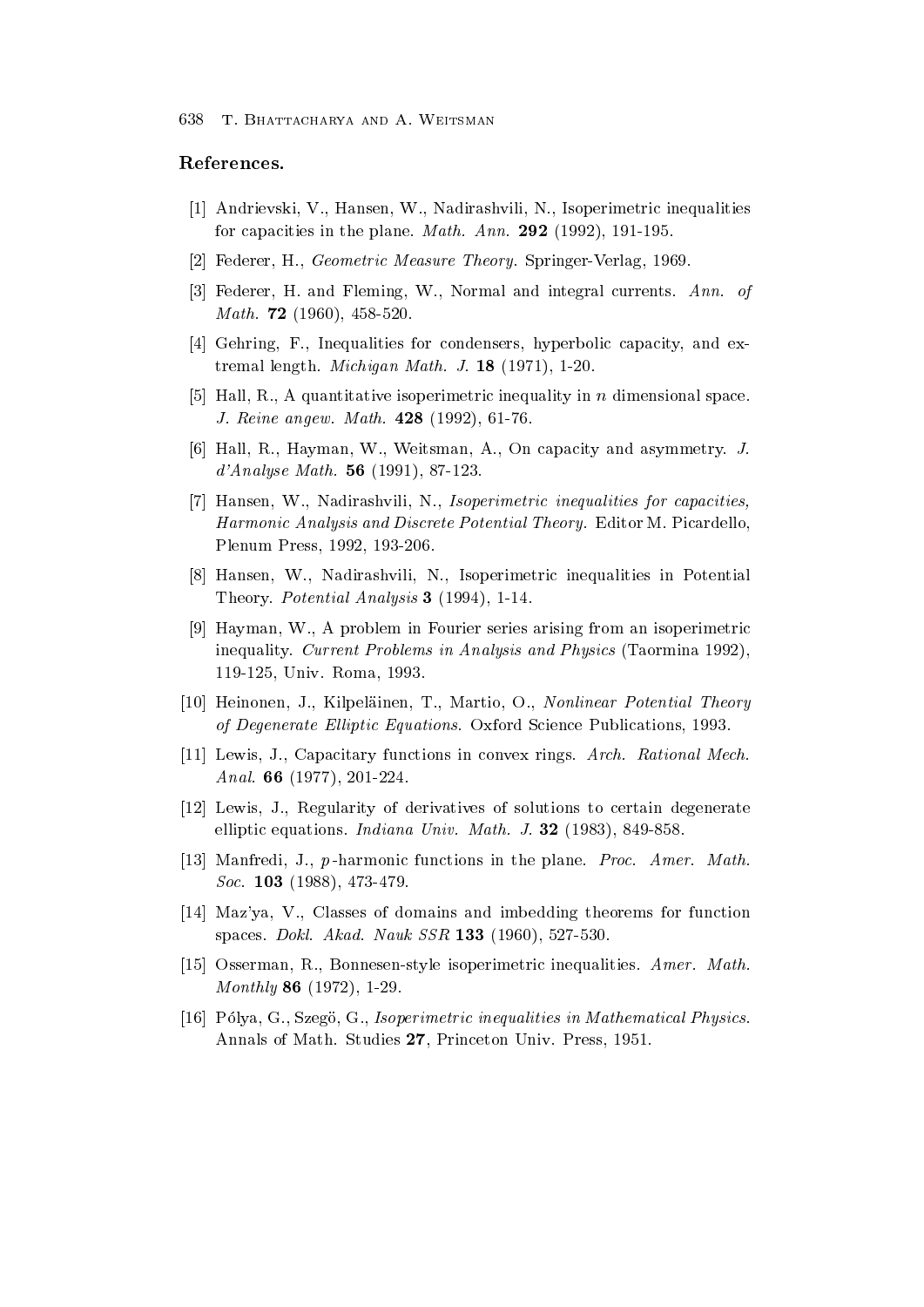## References.

[1] Andrievski, V., Hansen, W., Nadirashvili, N., Isoperimetric inequalities for capacities in the plane. *Math. Ann.* **292** (1992), 191-195.

[2] Federer, H., *Geometric Measure Theory*. Springer-Verlag, 1969.

[3] Federer, H. and Fleming, W., Normal and integral currents. *Ann. of Math.* **72** (1960), 458-520.

[4] Gehring, F., Inequalities for condensers, hyperbolic capacity, and extremal length. *Michigan Math. J.* **18** (1971), 1-20.

[5] Hall, R., A quantitative isoperimetric inequality in $n$ dimensional space. *J. Reine angew. Math.* **428** (1992), 61-76.

[6] Hall, R., Hayman, W., Weitsman, A., On capacity and asymmetry. *J. d'Analyse Math.* **56** (1991), 87-123.

[7] Hansen, W., Nadirashvili, N., *Isoperimetric inequalities for capacities, Harmonic Analysis and Discrete Potential Theory.* Editor M. Picardello, Plenum Press, 1992, 193-206.

[8] Hansen, W., Nadirashvili, N., Isoperimetric inequalities in Potential Theory. *Potential Analysis* **3** (1994), 1-14.

[9] Hayman, W., A problem in Fourier series arising from an isoperimetric inequality. *Current Problems in Analysis and Physics* (Taormina 1992), 119-125, Univ. Roma, 1993.

[10] Heinonen, J., Kilpeläinen, T., Martio, O., *Nonlinear Potential Theory of Degenerate Elliptic Equations*. Oxford Science Publications, 1993.

[11] Lewis, J., Capacitary functions in convex rings. *Arch. Rational Mech. Anal.* **66** (1977), 201-224.

[12] Lewis, J., Regularity of derivatives of solutions to certain degenerate elliptic equations. *Indiana Univ. Math. J.* **32** (1983), 849-858.

[13] Manfredi, J., $p$-harmonic functions in the plane. *Proc. Amer. Math. Soc.* **103** (1988), 473-479.

[14] Maz'ya, V., Classes of domains and imbedding theorems for function spaces. *Dokl. Akad. Nauk SSR* **133** (1960), 527-530.

[15] Osserman, R., Bonnesen-style isoperimetric inequalities. *Amer. Math. Monthly* **86** (1972), 1-29.

[16] Pólya, G., Szegö, G., *Isoperimetric inequalities in Mathematical Physics.* Annals of Math. Studies **27**, Princeton Univ. Press, 1951.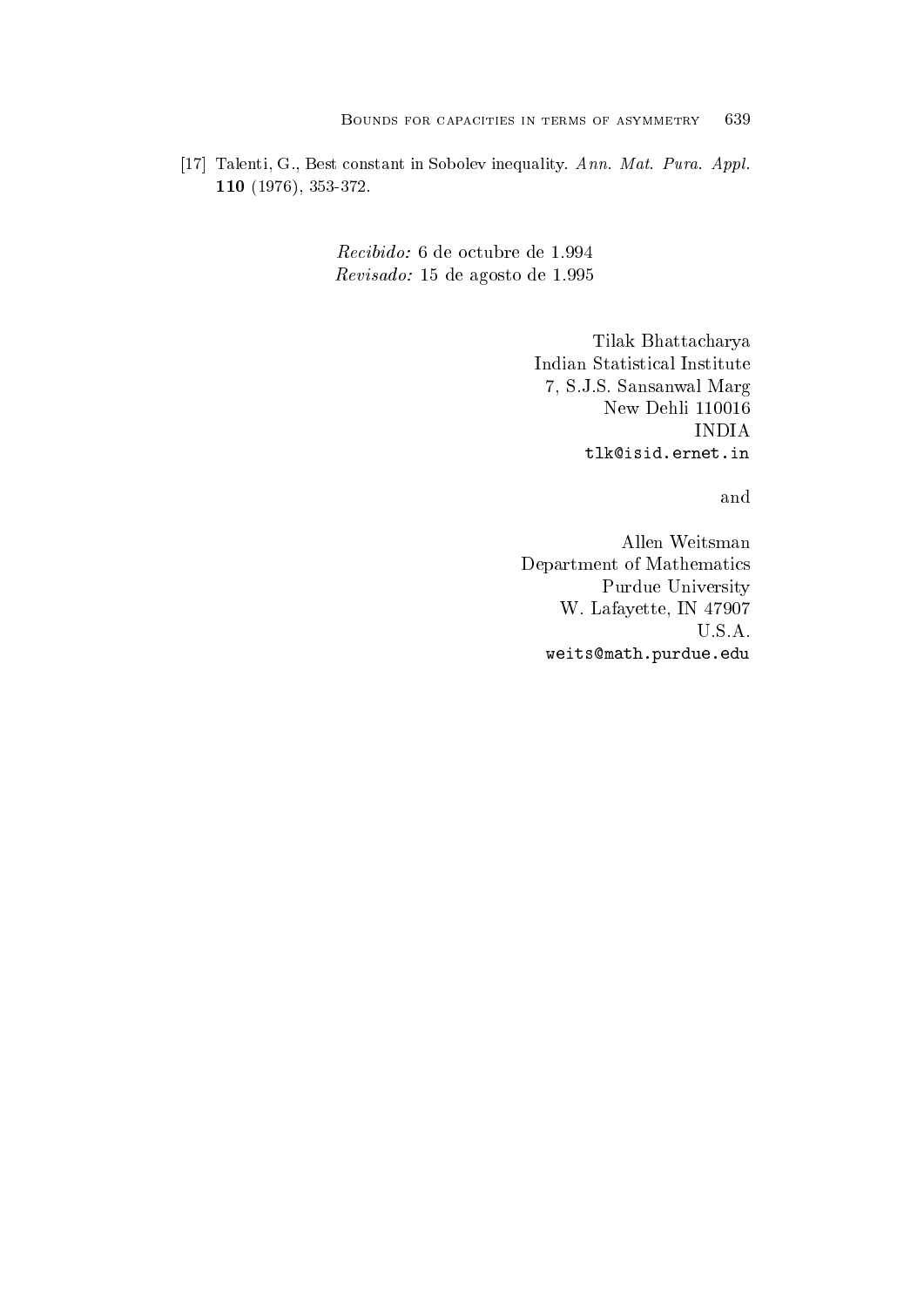[17] Talenti, G., Best constant in Sobolev inequality. *Ann. Mat. Pura. Appl.* **110** (1976), 353-372.

*Recibido:* 6 de octubre de 1.994
*Revisado:* 15 de agosto de 1.995

Tilak Bhattacharya
Indian Statistical Institute
7, S.J.S. Sansanwal Marg
New Dehli 110016
INDIA
tlk@isid.ernet.in

and

Allen Weitsman
Department of Mathematics
Purdue University
W. Lafayette, IN 47907
U.S.A.
weits@math.purdue.edu